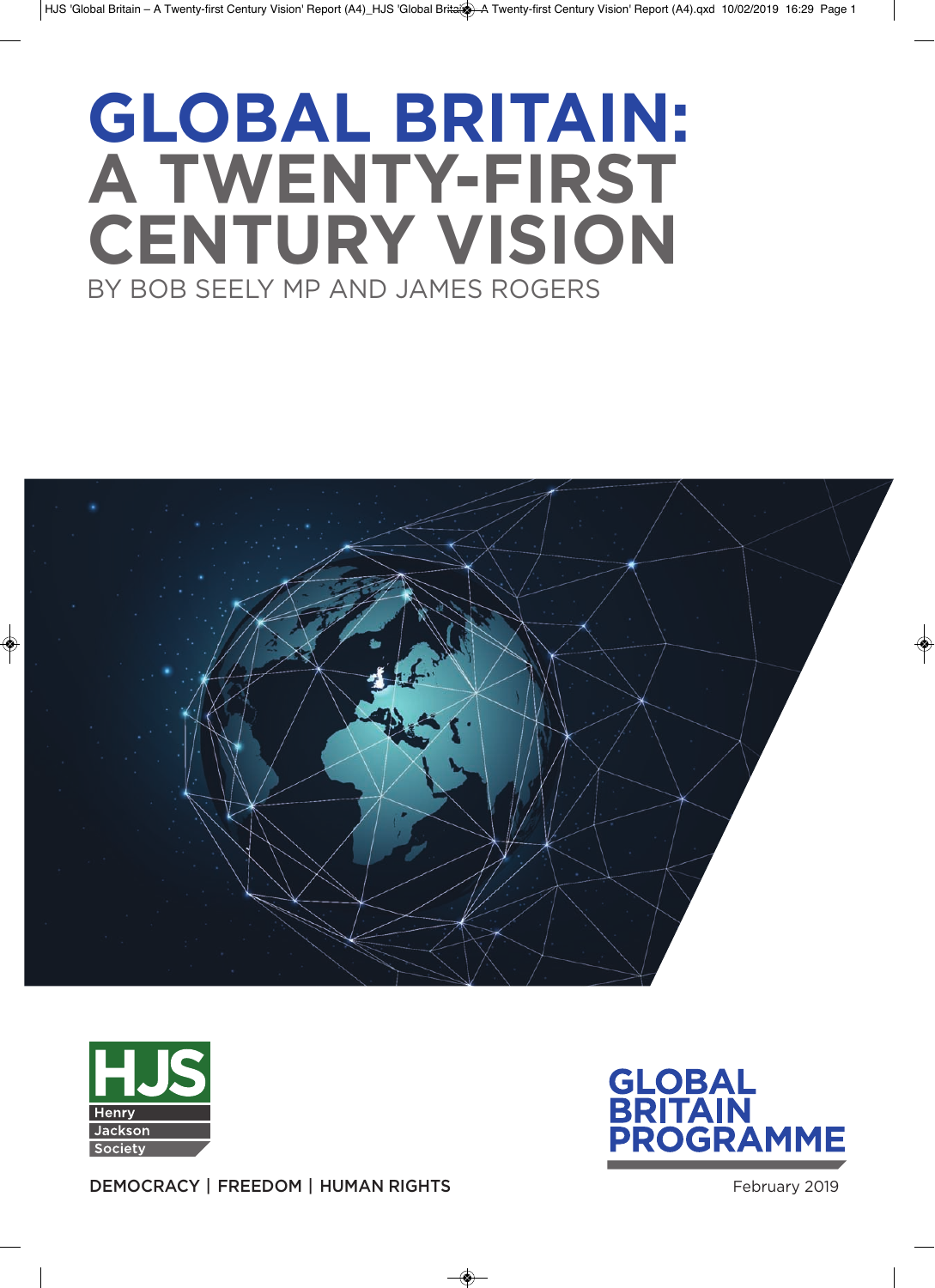# GLOBAL BRITAIN: A TWENTY-FIRST CENTURY VISION

BY BOB SEELY MP AND JAMES ROGERS

HJS Henry Jackson Society

DEMOCRACY | FREEDOM | HUMAN RIGHTS

GLOBAL BRITAIN PROGRAMME

February 2019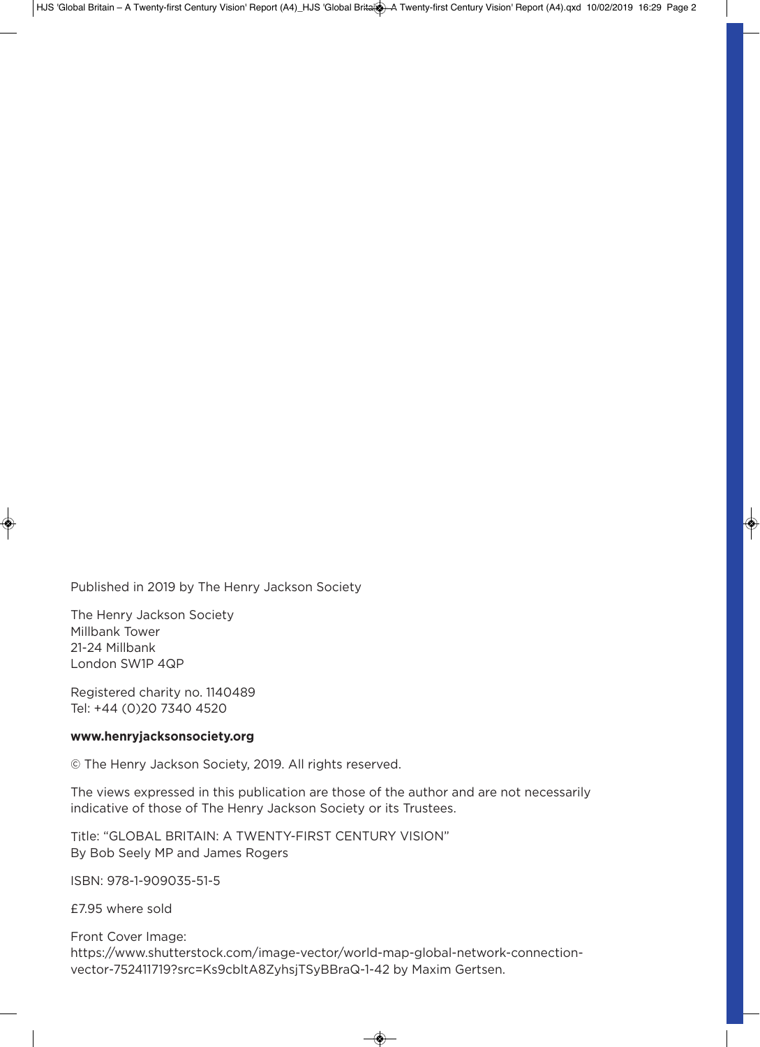Published in 2019 by The Henry Jackson Society

The Henry Jackson Society
Millbank Tower
21-24 Millbank
London SW1P 4QP

Registered charity no. 1140489
Tel: +44 (0)20 7340 4520

**www.henryjacksonsociety.org**

© The Henry Jackson Society, 2019. All rights reserved.

The views expressed in this publication are those of the author and are not necessarily indicative of those of The Henry Jackson Society or its Trustees.

Title: "GLOBAL BRITAIN: A TWENTY-FIRST CENTURY VISION"
By Bob Seely MP and James Rogers

ISBN: 978-1-909035-51-5

£7.95 where sold

Front Cover Image:
https://www.shutterstock.com/image-vector/world-map-global-network-connection-vector-752411719?src=Ks9cbltA8ZyhsjTSyBBraQ-1-42 by Maxim Gertsen.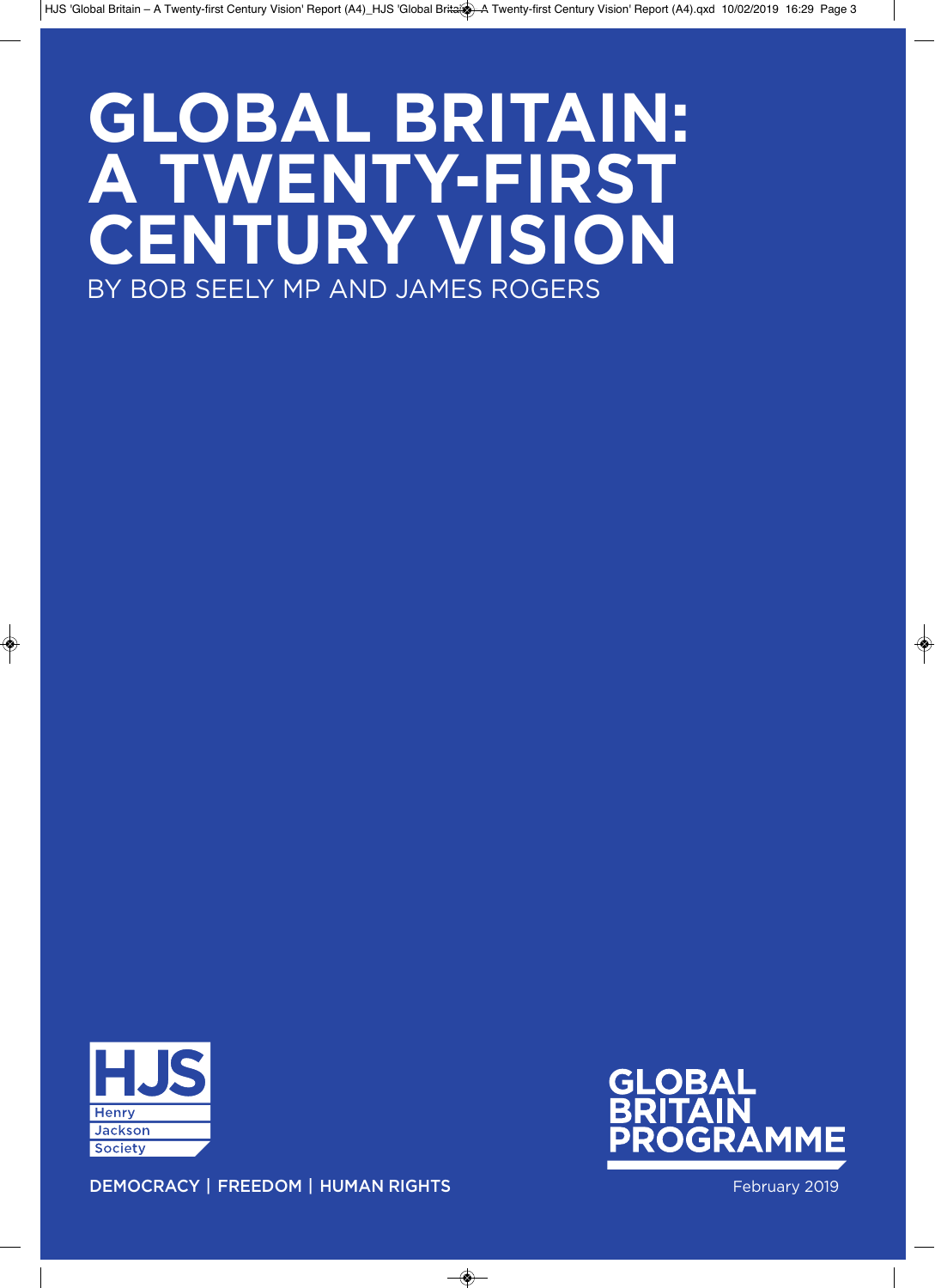# GLOBAL BRITAIN: A TWENTY-FIRST CENTURY VISION

BY BOB SEELY MP AND JAMES ROGERS

Henry Jackson Society

DEMOCRACY | FREEDOM | HUMAN RIGHTS

GLOBAL BRITAIN PROGRAMME

February 2019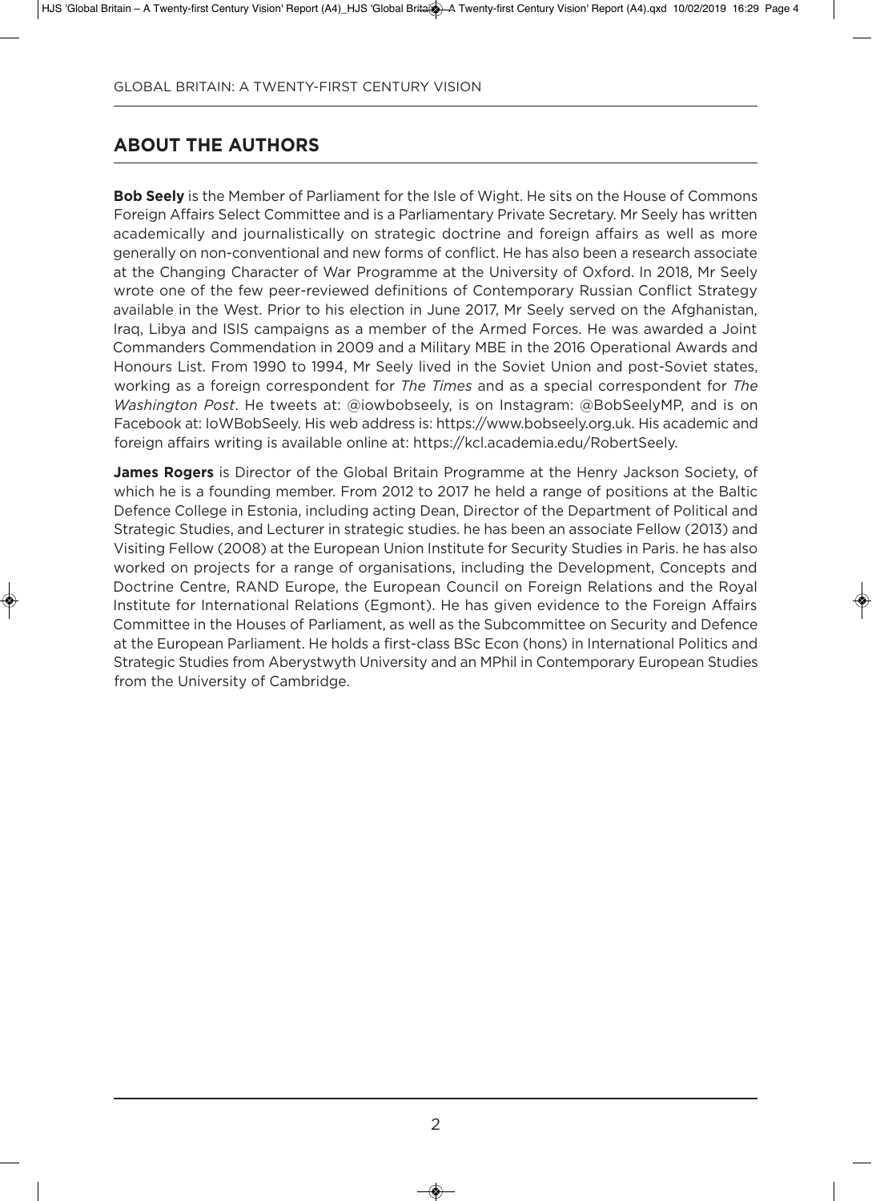## ABOUT THE AUTHORS

**Bob Seely** is the Member of Parliament for the Isle of Wight. He sits on the House of Commons Foreign Affairs Select Committee and is a Parliamentary Private Secretary. Mr Seely has written academically and journalistically on strategic doctrine and foreign affairs as well as more generally on non-conventional and new forms of conflict. He has also been a research associate at the Changing Character of War Programme at the University of Oxford. In 2018, Mr Seely wrote one of the few peer-reviewed definitions of Contemporary Russian Conflict Strategy available in the West. Prior to his election in June 2017, Mr Seely served on the Afghanistan, Iraq, Libya and ISIS campaigns as a member of the Armed Forces. He was awarded a Joint Commanders Commendation in 2009 and a Military MBE in the 2016 Operational Awards and Honours List. From 1990 to 1994, Mr Seely lived in the Soviet Union and post-Soviet states, working as a foreign correspondent for *The Times* and as a special correspondent for *The Washington Post*. He tweets at: @iowbobseely, is on Instagram: @BobSeelyMP, and is on Facebook at: IoWBobSeely. His web address is: https://www.bobseely.org.uk. His academic and foreign affairs writing is available online at: https://kcl.academia.edu/RobertSeely.

**James Rogers** is Director of the Global Britain Programme at the Henry Jackson Society, of which he is a founding member. From 2012 to 2017 he held a range of positions at the Baltic Defence College in Estonia, including acting Dean, Director of the Department of Political and Strategic Studies, and Lecturer in strategic studies. he has been an associate Fellow (2013) and Visiting Fellow (2008) at the European Union Institute for Security Studies in Paris. he has also worked on projects for a range of organisations, including the Development, Concepts and Doctrine Centre, RAND Europe, the European Council on Foreign Relations and the Royal Institute for International Relations (Egmont). He has given evidence to the Foreign Affairs Committee in the Houses of Parliament, as well as the Subcommittee on Security and Defence at the European Parliament. He holds a first-class BSc Econ (hons) in International Politics and Strategic Studies from Aberystwyth University and an MPhil in Contemporary European Studies from the University of Cambridge.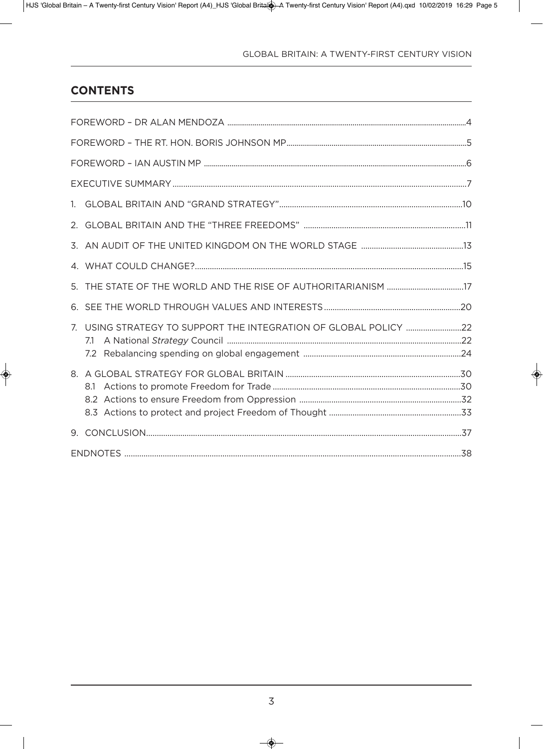## CONTENTS

FOREWORD – DR ALAN MENDOZA ....4

FOREWORD – THE RT. HON. BORIS JOHNSON MP....5

FOREWORD – IAN AUSTIN MP ....6

EXECUTIVE SUMMARY ....7

1. GLOBAL BRITAIN AND "GRAND STRATEGY" ....10
2. GLOBAL BRITAIN AND THE "THREE FREEDOMS" ....11
3. AN AUDIT OF THE UNITED KINGDOM ON THE WORLD STAGE ....13
4. WHAT COULD CHANGE? ....15
5. THE STATE OF THE WORLD AND THE RISE OF AUTHORITARIANISM ....17
6. SEE THE WORLD THROUGH VALUES AND INTERESTS ....20
7. USING STRATEGY TO SUPPORT THE INTEGRATION OF GLOBAL POLICY ....22
   - 7.1 A National *Strategy* Council ....22
   - 7.2 Rebalancing spending on global engagement ....24
8. A GLOBAL STRATEGY FOR GLOBAL BRITAIN ....30
   - 8.1 Actions to promote Freedom for Trade ....30
   - 8.2 Actions to ensure Freedom from Oppression ....32
   - 8.3 Actions to protect and project Freedom of Thought ....33
9. CONCLUSION ....37

ENDNOTES ....38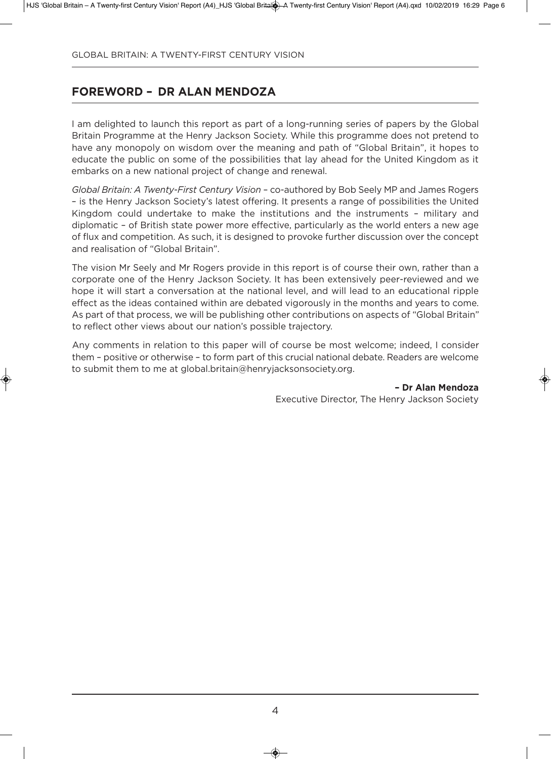## FOREWORD – DR ALAN MENDOZA

I am delighted to launch this report as part of a long-running series of papers by the Global Britain Programme at the Henry Jackson Society. While this programme does not pretend to have any monopoly on wisdom over the meaning and path of "Global Britain", it hopes to educate the public on some of the possibilities that lay ahead for the United Kingdom as it embarks on a new national project of change and renewal.

*Global Britain: A Twenty-First Century Vision* – co-authored by Bob Seely MP and James Rogers – is the Henry Jackson Society's latest offering. It presents a range of possibilities the United Kingdom could undertake to make the institutions and the instruments – military and diplomatic – of British state power more effective, particularly as the world enters a new age of flux and competition. As such, it is designed to provoke further discussion over the concept and realisation of "Global Britain".

The vision Mr Seely and Mr Rogers provide in this report is of course their own, rather than a corporate one of the Henry Jackson Society. It has been extensively peer-reviewed and we hope it will start a conversation at the national level, and will lead to an educational ripple effect as the ideas contained within are debated vigorously in the months and years to come. As part of that process, we will be publishing other contributions on aspects of "Global Britain" to reflect other views about our nation's possible trajectory.

Any comments in relation to this paper will of course be most welcome; indeed, I consider them – positive or otherwise – to form part of this crucial national debate. Readers are welcome to submit them to me at global.britain@henryjacksonsociety.org.

**– Dr Alan Mendoza**
Executive Director, The Henry Jackson Society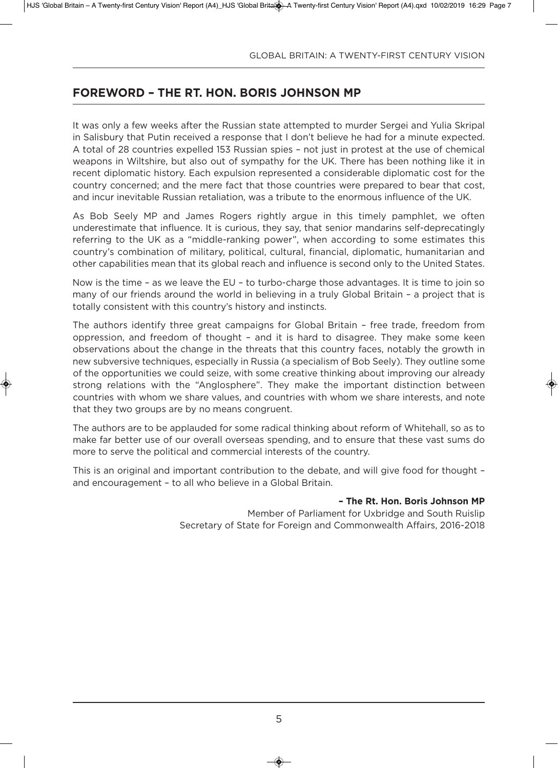## FOREWORD – THE RT. HON. BORIS JOHNSON MP

It was only a few weeks after the Russian state attempted to murder Sergei and Yulia Skripal in Salisbury that Putin received a response that I don't believe he had for a minute expected. A total of 28 countries expelled 153 Russian spies – not just in protest at the use of chemical weapons in Wiltshire, but also out of sympathy for the UK. There has been nothing like it in recent diplomatic history. Each expulsion represented a considerable diplomatic cost for the country concerned; and the mere fact that those countries were prepared to bear that cost, and incur inevitable Russian retaliation, was a tribute to the enormous influence of the UK.

As Bob Seely MP and James Rogers rightly argue in this timely pamphlet, we often underestimate that influence. It is curious, they say, that senior mandarins self-deprecatingly referring to the UK as a "middle-ranking power", when according to some estimates this country's combination of military, political, cultural, financial, diplomatic, humanitarian and other capabilities mean that its global reach and influence is second only to the United States.

Now is the time – as we leave the EU – to turbo-charge those advantages. It is time to join so many of our friends around the world in believing in a truly Global Britain – a project that is totally consistent with this country's history and instincts.

The authors identify three great campaigns for Global Britain – free trade, freedom from oppression, and freedom of thought – and it is hard to disagree. They make some keen observations about the change in the threats that this country faces, notably the growth in new subversive techniques, especially in Russia (a specialism of Bob Seely). They outline some of the opportunities we could seize, with some creative thinking about improving our already strong relations with the "Anglosphere". They make the important distinction between countries with whom we share values, and countries with whom we share interests, and note that they two groups are by no means congruent.

The authors are to be applauded for some radical thinking about reform of Whitehall, so as to make far better use of our overall overseas spending, and to ensure that these vast sums do more to serve the political and commercial interests of the country.

This is an original and important contribution to the debate, and will give food for thought – and encouragement – to all who believe in a Global Britain.

**– The Rt. Hon. Boris Johnson MP**
Member of Parliament for Uxbridge and South Ruislip
Secretary of State for Foreign and Commonwealth Affairs, 2016-2018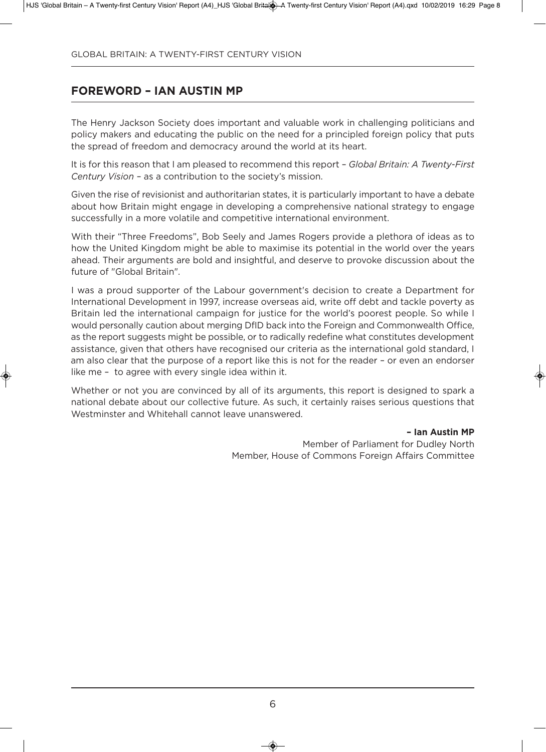## FOREWORD – IAN AUSTIN MP

The Henry Jackson Society does important and valuable work in challenging politicians and policy makers and educating the public on the need for a principled foreign policy that puts the spread of freedom and democracy around the world at its heart.

It is for this reason that I am pleased to recommend this report – *Global Britain: A Twenty-First Century Vision* – as a contribution to the society's mission.

Given the rise of revisionist and authoritarian states, it is particularly important to have a debate about how Britain might engage in developing a comprehensive national strategy to engage successfully in a more volatile and competitive international environment.

With their "Three Freedoms", Bob Seely and James Rogers provide a plethora of ideas as to how the United Kingdom might be able to maximise its potential in the world over the years ahead. Their arguments are bold and insightful, and deserve to provoke discussion about the future of "Global Britain".

I was a proud supporter of the Labour government's decision to create a Department for International Development in 1997, increase overseas aid, write off debt and tackle poverty as Britain led the international campaign for justice for the world's poorest people. So while I would personally caution about merging DfID back into the Foreign and Commonwealth Office, as the report suggests might be possible, or to radically redefine what constitutes development assistance, given that others have recognised our criteria as the international gold standard, I am also clear that the purpose of a report like this is not for the reader – or even an endorser like me – to agree with every single idea within it.

Whether or not you are convinced by all of its arguments, this report is designed to spark a national debate about our collective future. As such, it certainly raises serious questions that Westminster and Whitehall cannot leave unanswered.

**– Ian Austin MP**
Member of Parliament for Dudley North
Member, House of Commons Foreign Affairs Committee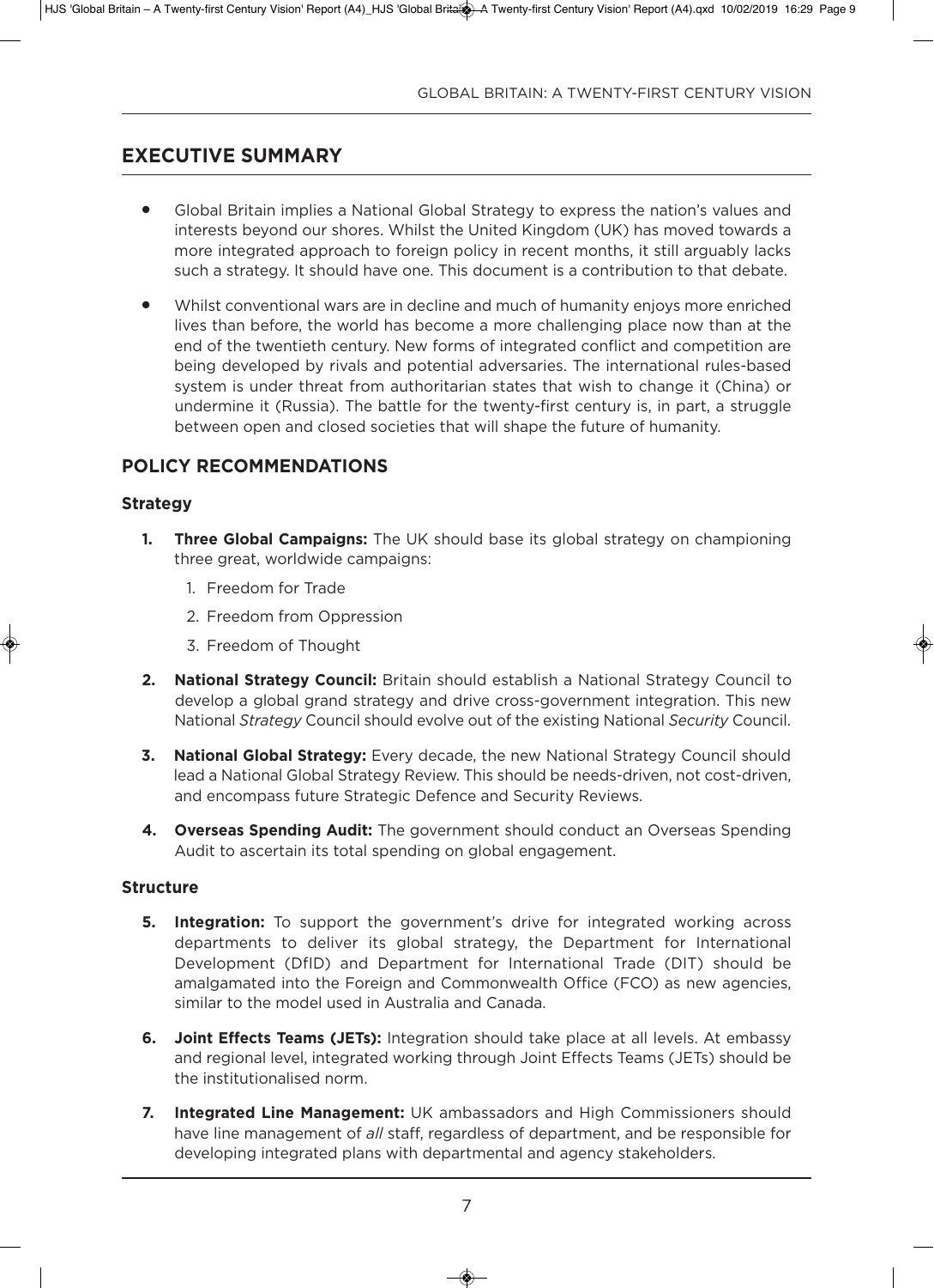## EXECUTIVE SUMMARY

- Global Britain implies a National Global Strategy to express the nation's values and interests beyond our shores. Whilst the United Kingdom (UK) has moved towards a more integrated approach to foreign policy in recent months, it still arguably lacks such a strategy. It should have one. This document is a contribution to that debate.
- Whilst conventional wars are in decline and much of humanity enjoys more enriched lives than before, the world has become a more challenging place now than at the end of the twentieth century. New forms of integrated conflict and competition are being developed by rivals and potential adversaries. The international rules-based system is under threat from authoritarian states that wish to change it (China) or undermine it (Russia). The battle for the twenty-first century is, in part, a struggle between open and closed societies that will shape the future of humanity.

## POLICY RECOMMENDATIONS

### Strategy

1. **Three Global Campaigns:** The UK should base its global strategy on championing three great, worldwide campaigns:
   1. Freedom for Trade
   2. Freedom from Oppression
   3. Freedom of Thought
2. **National Strategy Council:** Britain should establish a National Strategy Council to develop a global grand strategy and drive cross-government integration. This new National *Strategy* Council should evolve out of the existing National *Security* Council.
3. **National Global Strategy:** Every decade, the new National Strategy Council should lead a National Global Strategy Review. This should be needs-driven, not cost-driven, and encompass future Strategic Defence and Security Reviews.
4. **Overseas Spending Audit:** The government should conduct an Overseas Spending Audit to ascertain its total spending on global engagement.

### Structure

5. **Integration:** To support the government's drive for integrated working across departments to deliver its global strategy, the Department for International Development (DfID) and Department for International Trade (DIT) should be amalgamated into the Foreign and Commonwealth Office (FCO) as new agencies, similar to the model used in Australia and Canada.
6. **Joint Effects Teams (JETs):** Integration should take place at all levels. At embassy and regional level, integrated working through Joint Effects Teams (JETs) should be the institutionalised norm.
7. **Integrated Line Management:** UK ambassadors and High Commissioners should have line management of *all* staff, regardless of department, and be responsible for developing integrated plans with departmental and agency stakeholders.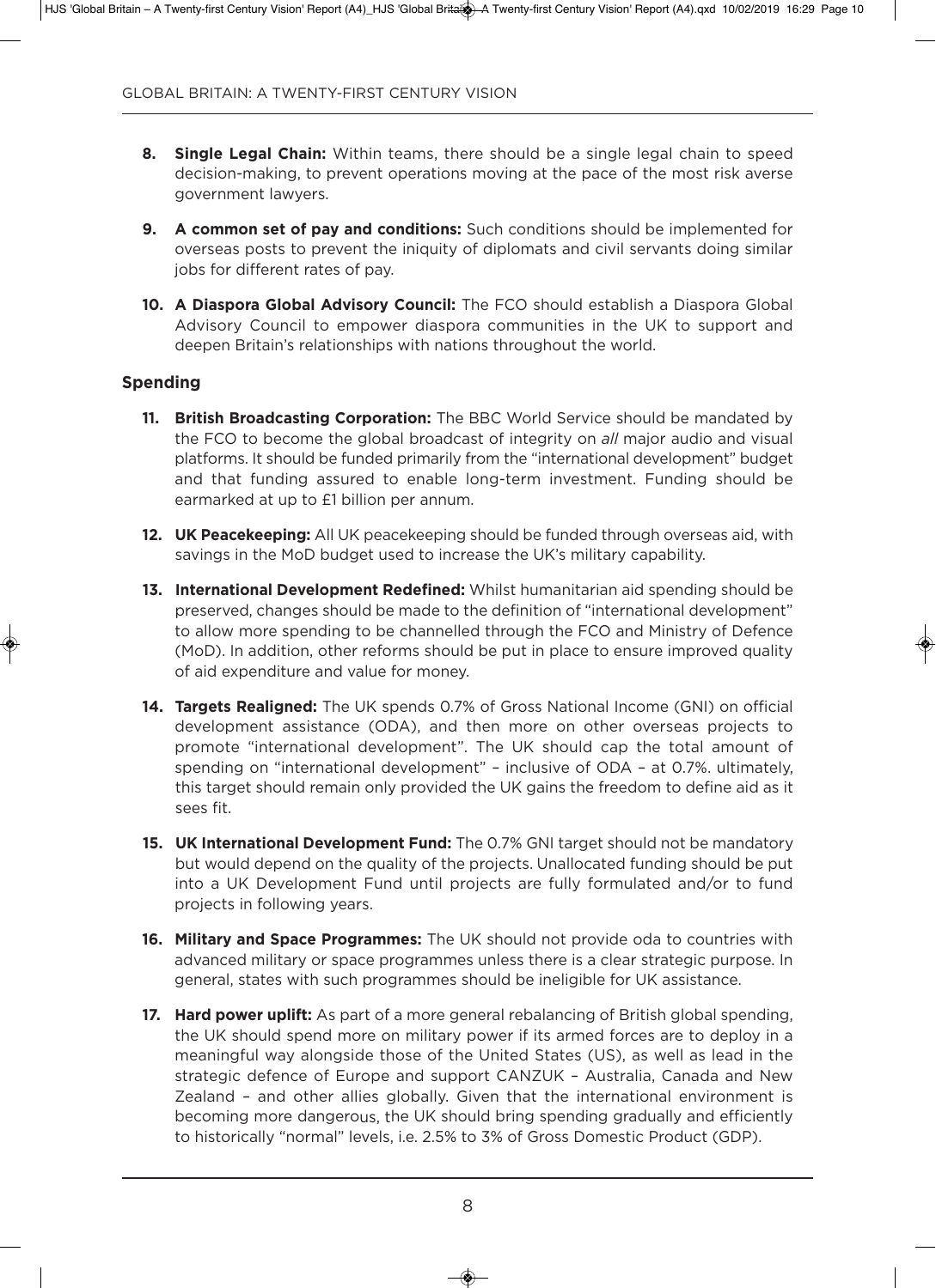8. **Single Legal Chain:** Within teams, there should be a single legal chain to speed decision-making, to prevent operations moving at the pace of the most risk averse government lawyers.

9. **A common set of pay and conditions:** Such conditions should be implemented for overseas posts to prevent the iniquity of diplomats and civil servants doing similar jobs for different rates of pay.

10. **A Diaspora Global Advisory Council:** The FCO should establish a Diaspora Global Advisory Council to empower diaspora communities in the UK to support and deepen Britain's relationships with nations throughout the world.

### Spending

11. **British Broadcasting Corporation:** The BBC World Service should be mandated by the FCO to become the global broadcast of integrity on *all* major audio and visual platforms. It should be funded primarily from the "international development" budget and that funding assured to enable long-term investment. Funding should be earmarked at up to £1 billion per annum.

12. **UK Peacekeeping:** All UK peacekeeping should be funded through overseas aid, with savings in the MoD budget used to increase the UK's military capability.

13. **International Development Redefined:** Whilst humanitarian aid spending should be preserved, changes should be made to the definition of "international development" to allow more spending to be channelled through the FCO and Ministry of Defence (MoD). In addition, other reforms should be put in place to ensure improved quality of aid expenditure and value for money.

14. **Targets Realigned:** The UK spends 0.7% of Gross National Income (GNI) on official development assistance (ODA), and then more on other overseas projects to promote "international development". The UK should cap the total amount of spending on "international development" – inclusive of ODA – at 0.7%. ultimately, this target should remain only provided the UK gains the freedom to define aid as it sees fit.

15. **UK International Development Fund:** The 0.7% GNI target should not be mandatory but would depend on the quality of the projects. Unallocated funding should be put into a UK Development Fund until projects are fully formulated and/or to fund projects in following years.

16. **Military and Space Programmes:** The UK should not provide oda to countries with advanced military or space programmes unless there is a clear strategic purpose. In general, states with such programmes should be ineligible for UK assistance.

17. **Hard power uplift:** As part of a more general rebalancing of British global spending, the UK should spend more on military power if its armed forces are to deploy in a meaningful way alongside those of the United States (US), as well as lead in the strategic defence of Europe and support CANZUK – Australia, Canada and New Zealand – and other allies globally. Given that the international environment is becoming more dangerous, the UK should bring spending gradually and efficiently to historically "normal" levels, i.e. 2.5% to 3% of Gross Domestic Product (GDP).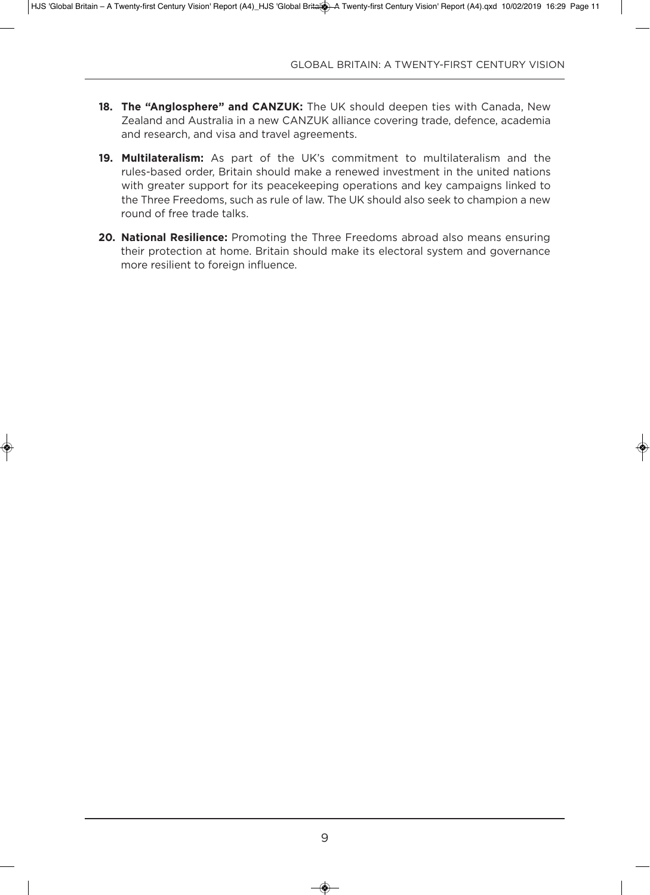18. **The "Anglosphere" and CANZUK:** The UK should deepen ties with Canada, New Zealand and Australia in a new CANZUK alliance covering trade, defence, academia and research, and visa and travel agreements.

19. **Multilateralism:** As part of the UK's commitment to multilateralism and the rules-based order, Britain should make a renewed investment in the united nations with greater support for its peacekeeping operations and key campaigns linked to the Three Freedoms, such as rule of law. The UK should also seek to champion a new round of free trade talks.

20. **National Resilience:** Promoting the Three Freedoms abroad also means ensuring their protection at home. Britain should make its electoral system and governance more resilient to foreign influence.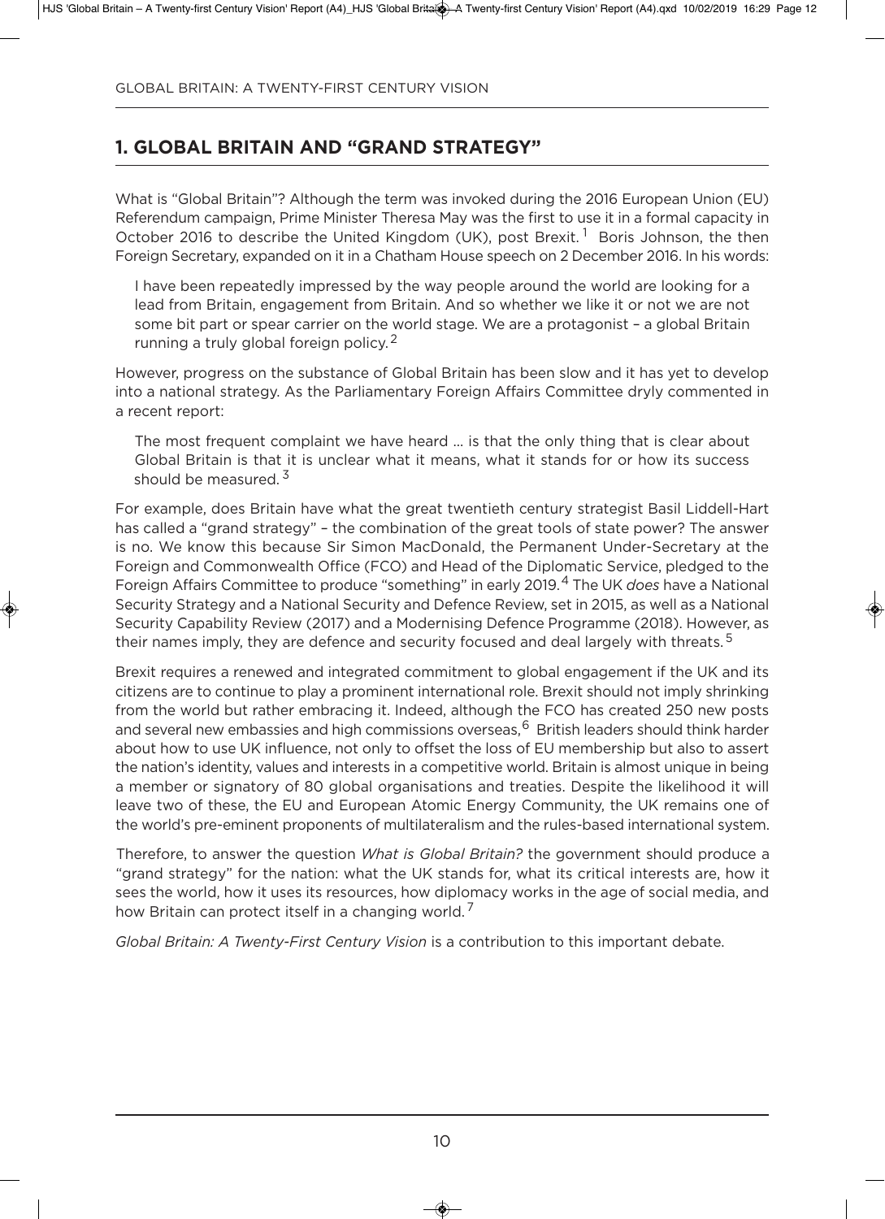## 1. GLOBAL BRITAIN AND "GRAND STRATEGY"

What is "Global Britain"? Although the term was invoked during the 2016 European Union (EU) Referendum campaign, Prime Minister Theresa May was the first to use it in a formal capacity in October 2016 to describe the United Kingdom (UK), post Brexit.[1] Boris Johnson, the then Foreign Secretary, expanded on it in a Chatham House speech on 2 December 2016. In his words:

> I have been repeatedly impressed by the way people around the world are looking for a lead from Britain, engagement from Britain. And so whether we like it or not we are not some bit part or spear carrier on the world stage. We are a protagonist – a global Britain running a truly global foreign policy.[2]

However, progress on the substance of Global Britain has been slow and it has yet to develop into a national strategy. As the Parliamentary Foreign Affairs Committee dryly commented in a recent report:

> The most frequent complaint we have heard … is that the only thing that is clear about Global Britain is that it is unclear what it means, what it stands for or how its success should be measured.[3]

For example, does Britain have what the great twentieth century strategist Basil Liddell-Hart has called a "grand strategy" – the combination of the great tools of state power? The answer is no. We know this because Sir Simon MacDonald, the Permanent Under-Secretary at the Foreign and Commonwealth Office (FCO) and Head of the Diplomatic Service, pledged to the Foreign Affairs Committee to produce "something" in early 2019.[4] The UK *does* have a National Security Strategy and a National Security and Defence Review, set in 2015, as well as a National Security Capability Review (2017) and a Modernising Defence Programme (2018). However, as their names imply, they are defence and security focused and deal largely with threats.[5]

Brexit requires a renewed and integrated commitment to global engagement if the UK and its citizens are to continue to play a prominent international role. Brexit should not imply shrinking from the world but rather embracing it. Indeed, although the FCO has created 250 new posts and several new embassies and high commissions overseas,[6] British leaders should think harder about how to use UK influence, not only to offset the loss of EU membership but also to assert the nation's identity, values and interests in a competitive world. Britain is almost unique in being a member or signatory of 80 global organisations and treaties. Despite the likelihood it will leave two of these, the EU and European Atomic Energy Community, the UK remains one of the world's pre-eminent proponents of multilateralism and the rules-based international system.

Therefore, to answer the question *What is Global Britain?* the government should produce a "grand strategy" for the nation: what the UK stands for, what its critical interests are, how it sees the world, how it uses its resources, how diplomacy works in the age of social media, and how Britain can protect itself in a changing world.[7]

*Global Britain: A Twenty-First Century Vision* is a contribution to this important debate.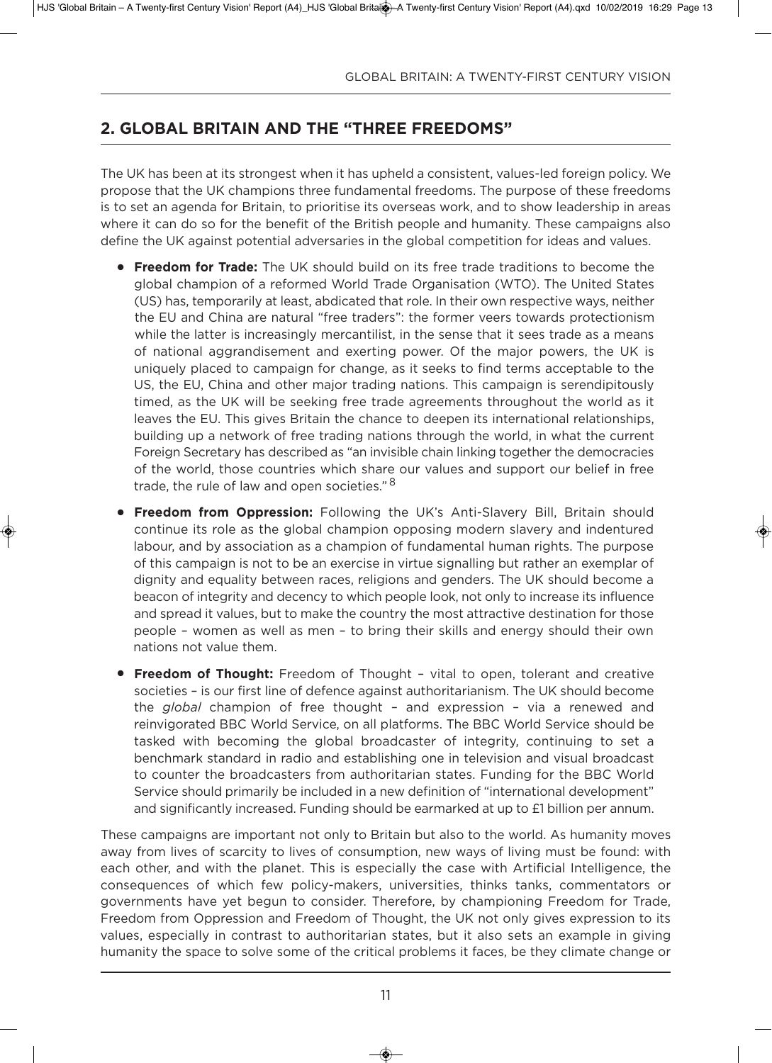## 2. GLOBAL BRITAIN AND THE "THREE FREEDOMS"

The UK has been at its strongest when it has upheld a consistent, values-led foreign policy. We propose that the UK champions three fundamental freedoms. The purpose of these freedoms is to set an agenda for Britain, to prioritise its overseas work, and to show leadership in areas where it can do so for the benefit of the British people and humanity. These campaigns also define the UK against potential adversaries in the global competition for ideas and values.

- **Freedom for Trade:** The UK should build on its free trade traditions to become the global champion of a reformed World Trade Organisation (WTO). The United States (US) has, temporarily at least, abdicated that role. In their own respective ways, neither the EU and China are natural "free traders": the former veers towards protectionism while the latter is increasingly mercantilist, in the sense that it sees trade as a means of national aggrandisement and exerting power. Of the major powers, the UK is uniquely placed to campaign for change, as it seeks to find terms acceptable to the US, the EU, China and other major trading nations. This campaign is serendipitously timed, as the UK will be seeking free trade agreements throughout the world as it leaves the EU. This gives Britain the chance to deepen its international relationships, building up a network of free trading nations through the world, in what the current Foreign Secretary has described as "an invisible chain linking together the democracies of the world, those countries which share our values and support our belief in free trade, the rule of law and open societies."[8]
- **Freedom from Oppression:** Following the UK's Anti-Slavery Bill, Britain should continue its role as the global champion opposing modern slavery and indentured labour, and by association as a champion of fundamental human rights. The purpose of this campaign is not to be an exercise in virtue signalling but rather an exemplar of dignity and equality between races, religions and genders. The UK should become a beacon of integrity and decency to which people look, not only to increase its influence and spread it values, but to make the country the most attractive destination for those people – women as well as men – to bring their skills and energy should their own nations not value them.
- **Freedom of Thought:** Freedom of Thought – vital to open, tolerant and creative societies – is our first line of defence against authoritarianism. The UK should become the *global* champion of free thought – and expression – via a renewed and reinvigorated BBC World Service, on all platforms. The BBC World Service should be tasked with becoming the global broadcaster of integrity, continuing to set a benchmark standard in radio and establishing one in television and visual broadcast to counter the broadcasters from authoritarian states. Funding for the BBC World Service should primarily be included in a new definition of "international development" and significantly increased. Funding should be earmarked at up to £1 billion per annum.

These campaigns are important not only to Britain but also to the world. As humanity moves away from lives of scarcity to lives of consumption, new ways of living must be found: with each other, and with the planet. This is especially the case with Artificial Intelligence, the consequences of which few policy-makers, universities, thinks tanks, commentators or governments have yet begun to consider. Therefore, by championing Freedom for Trade, Freedom from Oppression and Freedom of Thought, the UK not only gives expression to its values, especially in contrast to authoritarian states, but it also sets an example in giving humanity the space to solve some of the critical problems it faces, be they climate change or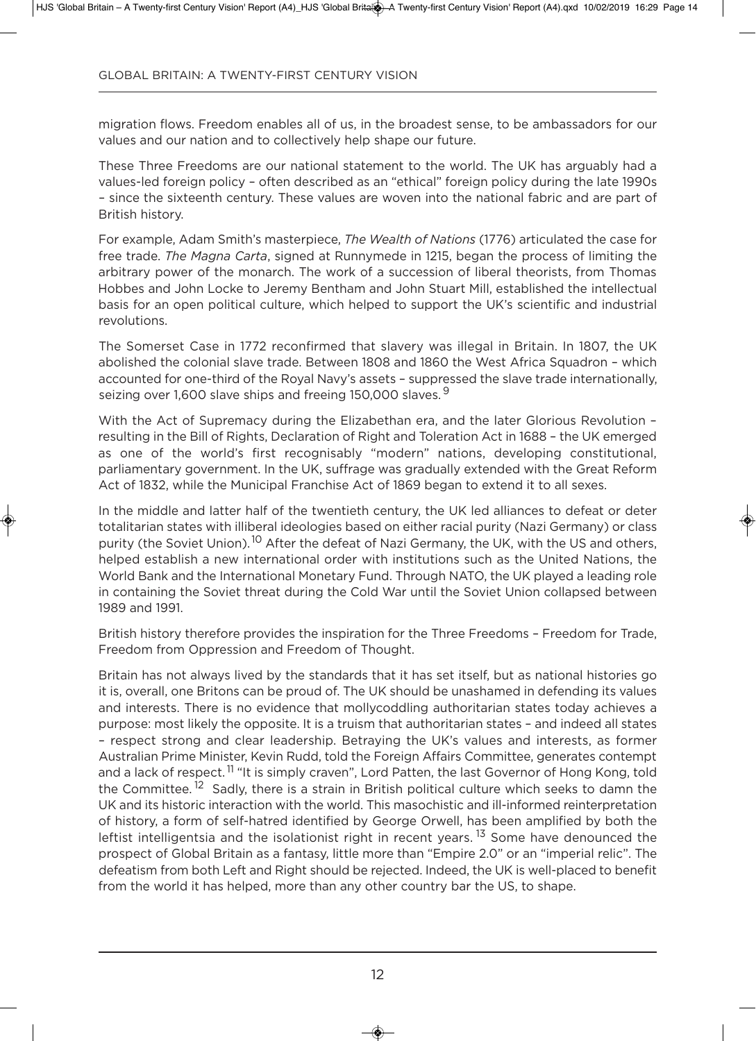migration flows. Freedom enables all of us, in the broadest sense, to be ambassadors for our values and our nation and to collectively help shape our future.

These Three Freedoms are our national statement to the world. The UK has arguably had a values-led foreign policy – often described as an "ethical" foreign policy during the late 1990s – since the sixteenth century. These values are woven into the national fabric and are part of British history.

For example, Adam Smith's masterpiece, *The Wealth of Nations* (1776) articulated the case for free trade. *The Magna Carta*, signed at Runnymede in 1215, began the process of limiting the arbitrary power of the monarch. The work of a succession of liberal theorists, from Thomas Hobbes and John Locke to Jeremy Bentham and John Stuart Mill, established the intellectual basis for an open political culture, which helped to support the UK's scientific and industrial revolutions.

The Somerset Case in 1772 reconfirmed that slavery was illegal in Britain. In 1807, the UK abolished the colonial slave trade. Between 1808 and 1860 the West Africa Squadron – which accounted for one-third of the Royal Navy's assets – suppressed the slave trade internationally, seizing over 1,600 slave ships and freeing 150,000 slaves.[9]

With the Act of Supremacy during the Elizabethan era, and the later Glorious Revolution – resulting in the Bill of Rights, Declaration of Right and Toleration Act in 1688 – the UK emerged as one of the world's first recognisably "modern" nations, developing constitutional, parliamentary government. In the UK, suffrage was gradually extended with the Great Reform Act of 1832, while the Municipal Franchise Act of 1869 began to extend it to all sexes.

In the middle and latter half of the twentieth century, the UK led alliances to defeat or deter totalitarian states with illiberal ideologies based on either racial purity (Nazi Germany) or class purity (the Soviet Union).[10] After the defeat of Nazi Germany, the UK, with the US and others, helped establish a new international order with institutions such as the United Nations, the World Bank and the International Monetary Fund. Through NATO, the UK played a leading role in containing the Soviet threat during the Cold War until the Soviet Union collapsed between 1989 and 1991.

British history therefore provides the inspiration for the Three Freedoms – Freedom for Trade, Freedom from Oppression and Freedom of Thought.

Britain has not always lived by the standards that it has set itself, but as national histories go it is, overall, one Britons can be proud of. The UK should be unashamed in defending its values and interests. There is no evidence that mollycoddling authoritarian states today achieves a purpose: most likely the opposite. It is a truism that authoritarian states – and indeed all states – respect strong and clear leadership. Betraying the UK's values and interests, as former Australian Prime Minister, Kevin Rudd, told the Foreign Affairs Committee, generates contempt and a lack of respect.[11] "It is simply craven", Lord Patten, the last Governor of Hong Kong, told the Committee.[12] Sadly, there is a strain in British political culture which seeks to damn the UK and its historic interaction with the world. This masochistic and ill-informed reinterpretation of history, a form of self-hatred identified by George Orwell, has been amplified by both the leftist intelligentsia and the isolationist right in recent years.[13] Some have denounced the prospect of Global Britain as a fantasy, little more than "Empire 2.0" or an "imperial relic". The defeatism from both Left and Right should be rejected. Indeed, the UK is well-placed to benefit from the world it has helped, more than any other country bar the US, to shape.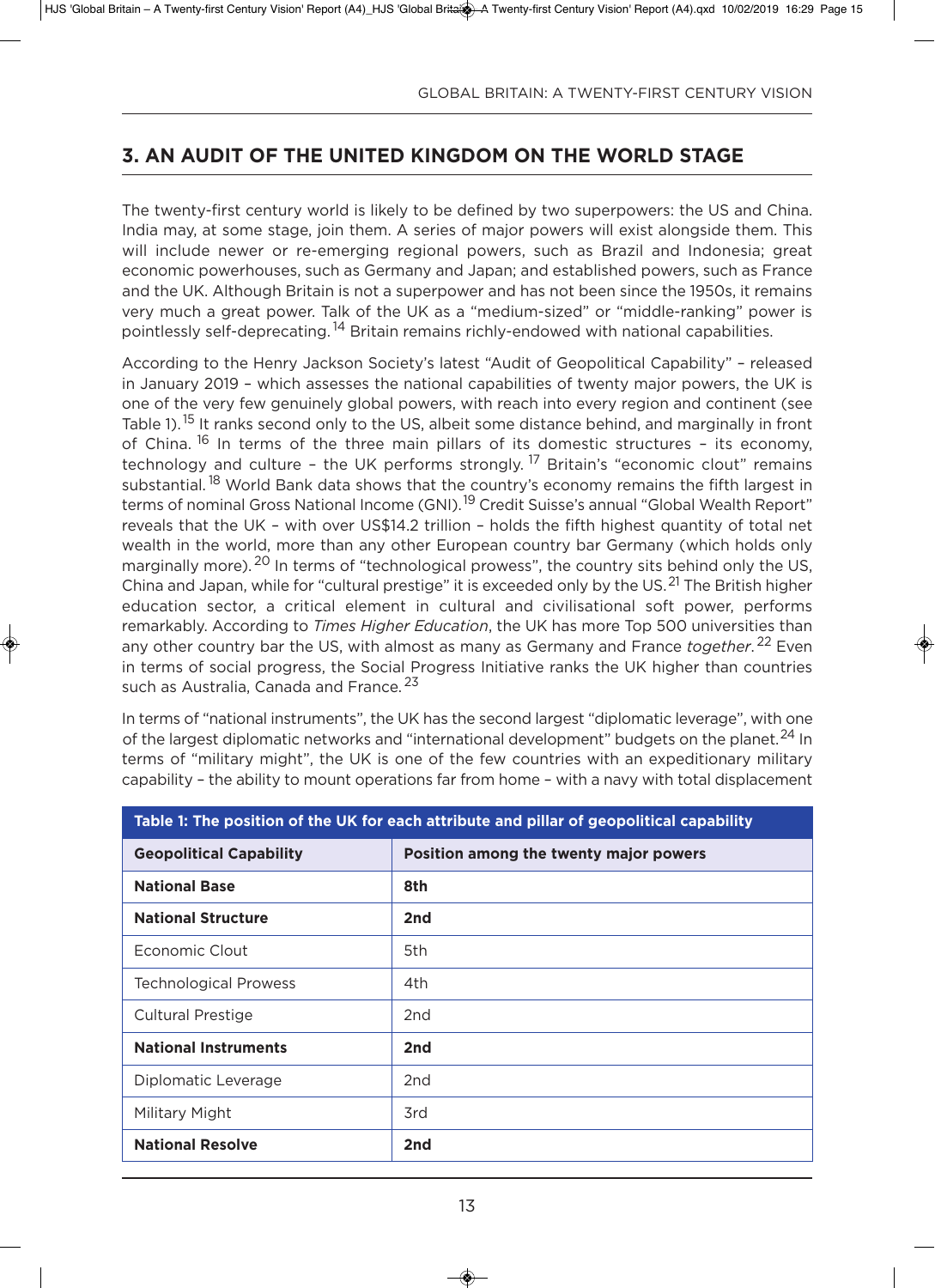## 3. AN AUDIT OF THE UNITED KINGDOM ON THE WORLD STAGE

The twenty-first century world is likely to be defined by two superpowers: the US and China. India may, at some stage, join them. A series of major powers will exist alongside them. This will include newer or re-emerging regional powers, such as Brazil and Indonesia; great economic powerhouses, such as Germany and Japan; and established powers, such as France and the UK. Although Britain is not a superpower and has not been since the 1950s, it remains very much a great power. Talk of the UK as a "medium-sized" or "middle-ranking" power is pointlessly self-deprecating.[14] Britain remains richly-endowed with national capabilities.

According to the Henry Jackson Society's latest "Audit of Geopolitical Capability" – released in January 2019 – which assesses the national capabilities of twenty major powers, the UK is one of the very few genuinely global powers, with reach into every region and continent (see Table 1).[15] It ranks second only to the US, albeit some distance behind, and marginally in front of China. [16] In terms of the three main pillars of its domestic structures – its economy, technology and culture – the UK performs strongly. [17] Britain's "economic clout" remains substantial. [18] World Bank data shows that the country's economy remains the fifth largest in terms of nominal Gross National Income (GNI).[19] Credit Suisse's annual "Global Wealth Report" reveals that the UK – with over US$14.2 trillion – holds the fifth highest quantity of total net wealth in the world, more than any other European country bar Germany (which holds only marginally more).[20] In terms of "technological prowess", the country sits behind only the US, China and Japan, while for "cultural prestige" it is exceeded only by the US.[21] The British higher education sector, a critical element in cultural and civilisational soft power, performs remarkably. According to *Times Higher Education*, the UK has more Top 500 universities than any other country bar the US, with almost as many as Germany and France *together*.[22] Even in terms of social progress, the Social Progress Initiative ranks the UK higher than countries such as Australia, Canada and France.[23]

In terms of "national instruments", the UK has the second largest "diplomatic leverage", with one of the largest diplomatic networks and "international development" budgets on the planet.[24] In terms of "military might", the UK is one of the few countries with an expeditionary military capability – the ability to mount operations far from home – with a navy with total displacement

**Table 1: The position of the UK for each attribute and pillar of geopolitical capability**

| Geopolitical Capability | Position among the twenty major powers |
|---|---|
| **National Base** | **8th** |
| **National Structure** | **2nd** |
| Economic Clout | 5th |
| Technological Prowess | 4th |
| Cultural Prestige | 2nd |
| **National Instruments** | **2nd** |
| Diplomatic Leverage | 2nd |
| Military Might | 3rd |
| **National Resolve** | **2nd** |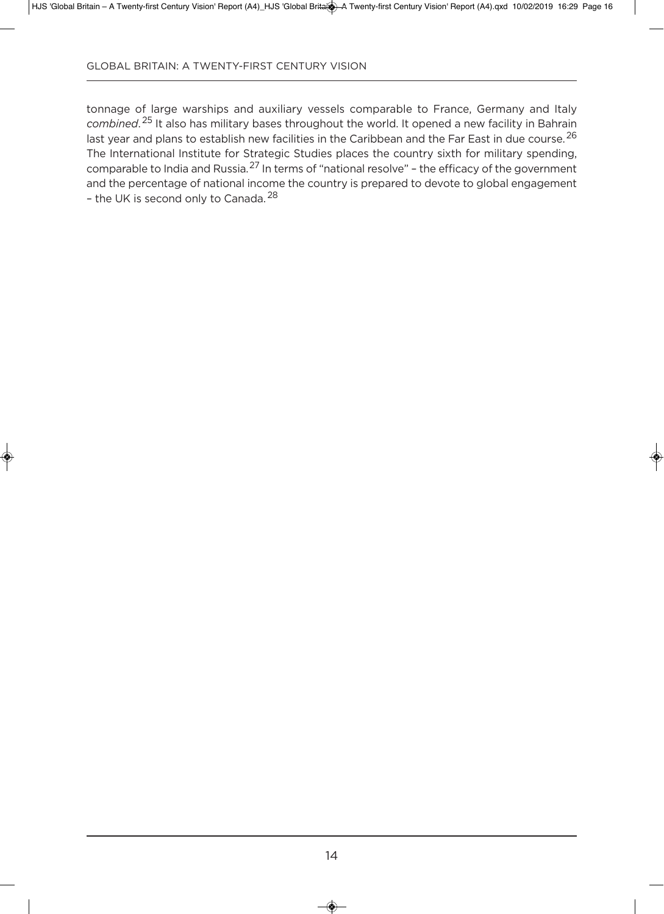tonnage of large warships and auxiliary vessels comparable to France, Germany and Italy *combined*.[25] It also has military bases throughout the world. It opened a new facility in Bahrain last year and plans to establish new facilities in the Caribbean and the Far East in due course.[26] The International Institute for Strategic Studies places the country sixth for military spending, comparable to India and Russia.[27] In terms of "national resolve" – the efficacy of the government and the percentage of national income the country is prepared to devote to global engagement – the UK is second only to Canada.[28]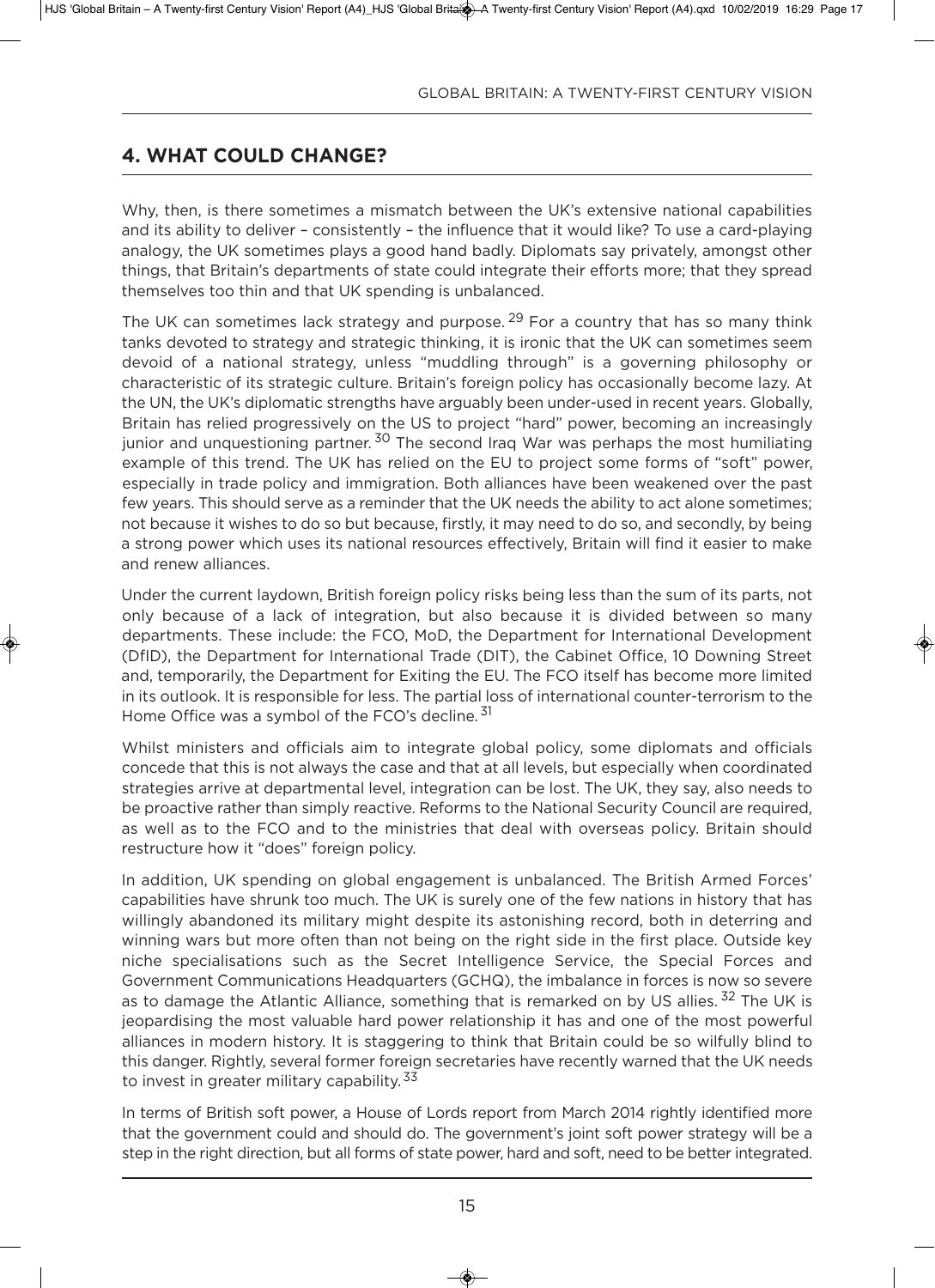## 4. WHAT COULD CHANGE?

Why, then, is there sometimes a mismatch between the UK's extensive national capabilities and its ability to deliver – consistently – the influence that it would like? To use a card-playing analogy, the UK sometimes plays a good hand badly. Diplomats say privately, amongst other things, that Britain's departments of state could integrate their efforts more; that they spread themselves too thin and that UK spending is unbalanced.

The UK can sometimes lack strategy and purpose.[29] For a country that has so many think tanks devoted to strategy and strategic thinking, it is ironic that the UK can sometimes seem devoid of a national strategy, unless "muddling through" is a governing philosophy or characteristic of its strategic culture. Britain's foreign policy has occasionally become lazy. At the UN, the UK's diplomatic strengths have arguably been under-used in recent years. Globally, Britain has relied progressively on the US to project "hard" power, becoming an increasingly junior and unquestioning partner.[30] The second Iraq War was perhaps the most humiliating example of this trend. The UK has relied on the EU to project some forms of "soft" power, especially in trade policy and immigration. Both alliances have been weakened over the past few years. This should serve as a reminder that the UK needs the ability to act alone sometimes; not because it wishes to do so but because, firstly, it may need to do so, and secondly, by being a strong power which uses its national resources effectively, Britain will find it easier to make and renew alliances.

Under the current laydown, British foreign policy risks being less than the sum of its parts, not only because of a lack of integration, but also because it is divided between so many departments. These include: the FCO, MoD, the Department for International Development (DfID), the Department for International Trade (DIT), the Cabinet Office, 10 Downing Street and, temporarily, the Department for Exiting the EU. The FCO itself has become more limited in its outlook. It is responsible for less. The partial loss of international counter-terrorism to the Home Office was a symbol of the FCO's decline.[31]

Whilst ministers and officials aim to integrate global policy, some diplomats and officials concede that this is not always the case and that at all levels, but especially when coordinated strategies arrive at departmental level, integration can be lost. The UK, they say, also needs to be proactive rather than simply reactive. Reforms to the National Security Council are required, as well as to the FCO and to the ministries that deal with overseas policy. Britain should restructure how it "does" foreign policy.

In addition, UK spending on global engagement is unbalanced. The British Armed Forces' capabilities have shrunk too much. The UK is surely one of the few nations in history that has willingly abandoned its military might despite its astonishing record, both in deterring and winning wars but more often than not being on the right side in the first place. Outside key niche specialisations such as the Secret Intelligence Service, the Special Forces and Government Communications Headquarters (GCHQ), the imbalance in forces is now so severe as to damage the Atlantic Alliance, something that is remarked on by US allies.[32] The UK is jeopardising the most valuable hard power relationship it has and one of the most powerful alliances in modern history. It is staggering to think that Britain could be so wilfully blind to this danger. Rightly, several former foreign secretaries have recently warned that the UK needs to invest in greater military capability.[33]

In terms of British soft power, a House of Lords report from March 2014 rightly identified more that the government could and should do. The government's joint soft power strategy will be a step in the right direction, but all forms of state power, hard and soft, need to be better integrated.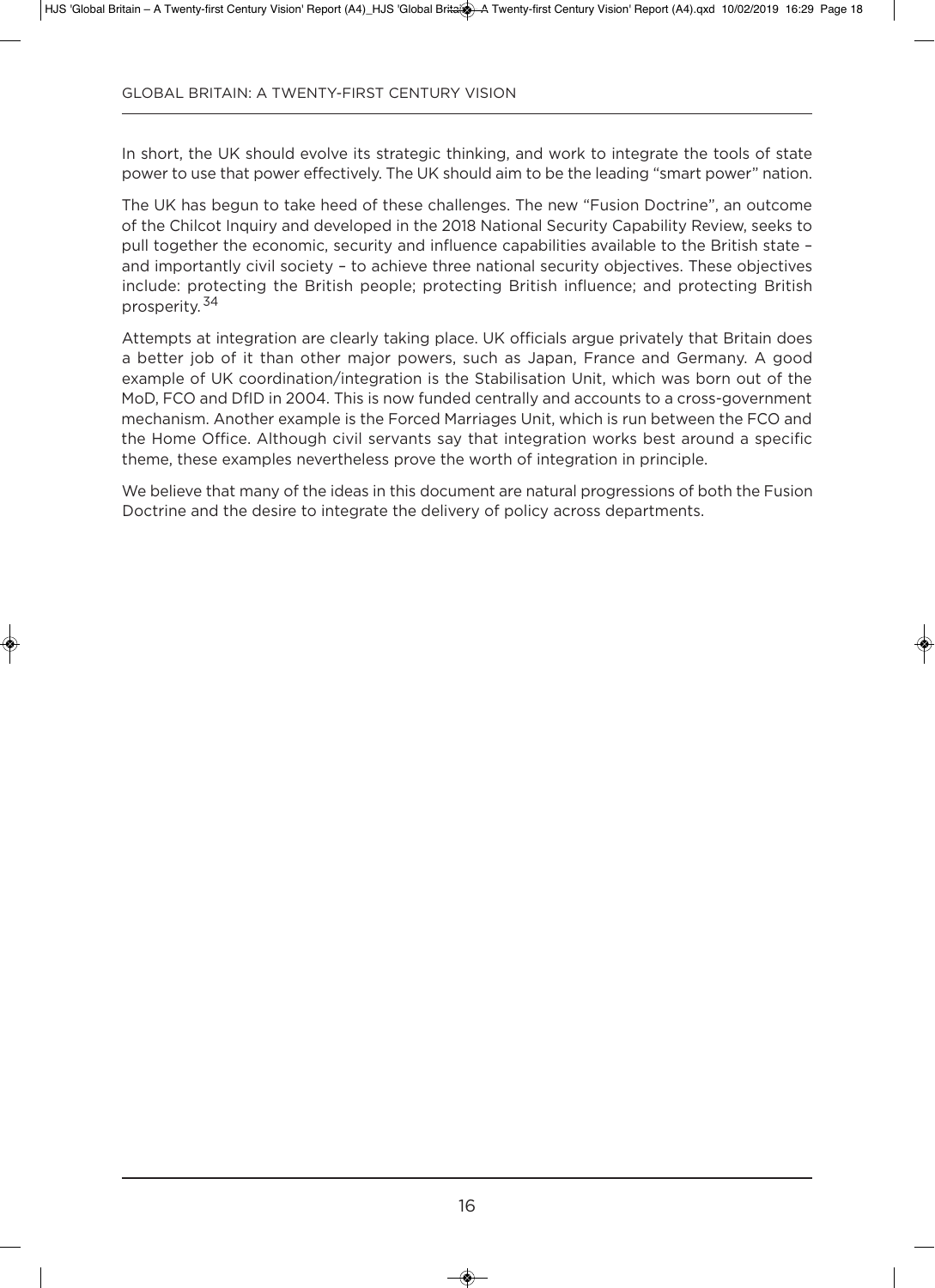In short, the UK should evolve its strategic thinking, and work to integrate the tools of state power to use that power effectively. The UK should aim to be the leading "smart power" nation.

The UK has begun to take heed of these challenges. The new "Fusion Doctrine", an outcome of the Chilcot Inquiry and developed in the 2018 National Security Capability Review, seeks to pull together the economic, security and influence capabilities available to the British state – and importantly civil society – to achieve three national security objectives. These objectives include: protecting the British people; protecting British influence; and protecting British prosperity.[34]

Attempts at integration are clearly taking place. UK officials argue privately that Britain does a better job of it than other major powers, such as Japan, France and Germany. A good example of UK coordination/integration is the Stabilisation Unit, which was born out of the MoD, FCO and DfID in 2004. This is now funded centrally and accounts to a cross-government mechanism. Another example is the Forced Marriages Unit, which is run between the FCO and the Home Office. Although civil servants say that integration works best around a specific theme, these examples nevertheless prove the worth of integration in principle.

We believe that many of the ideas in this document are natural progressions of both the Fusion Doctrine and the desire to integrate the delivery of policy across departments.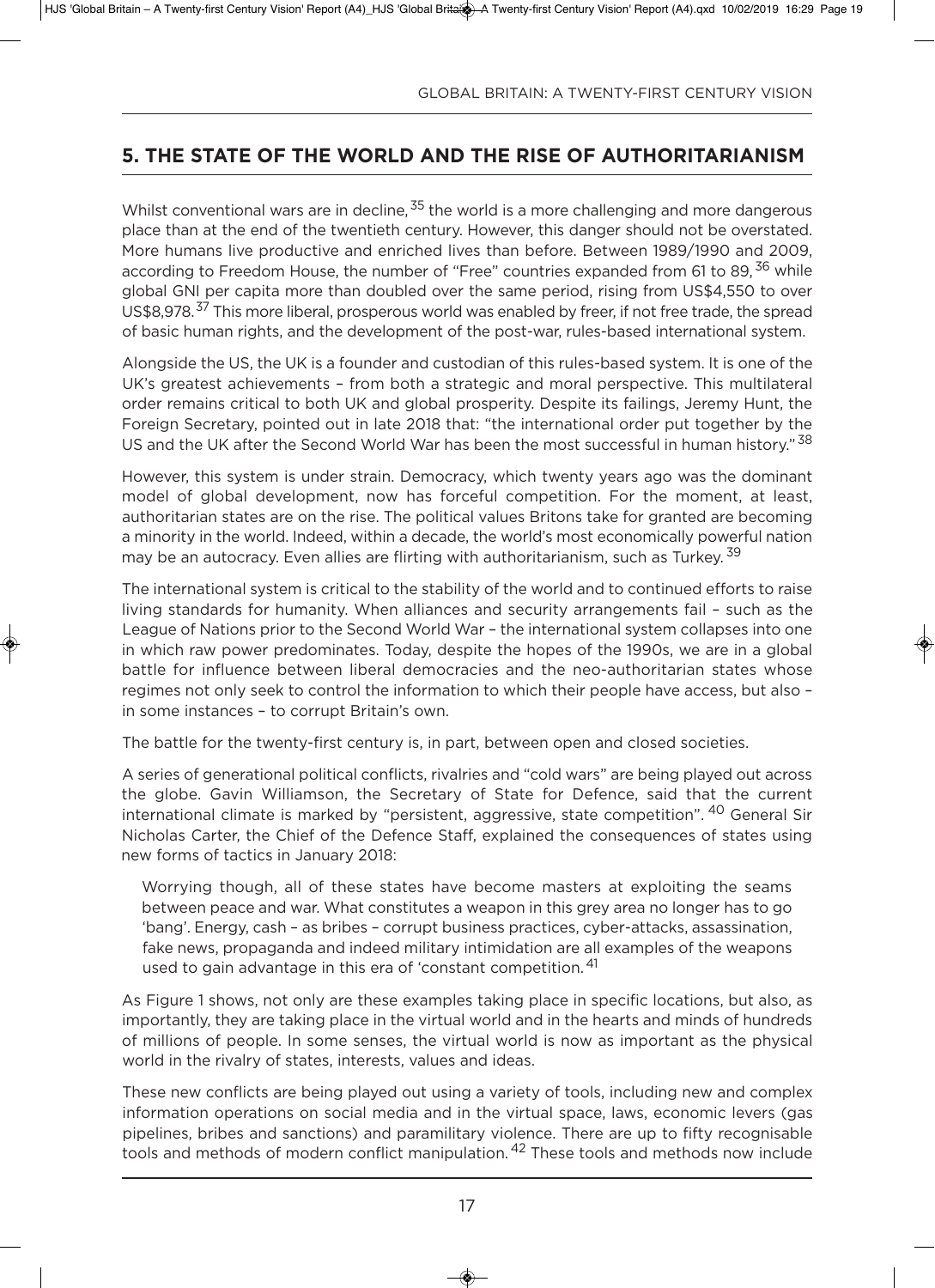## 5. THE STATE OF THE WORLD AND THE RISE OF AUTHORITARIANISM

Whilst conventional wars are in decline,[35] the world is a more challenging and more dangerous place than at the end of the twentieth century. However, this danger should not be overstated. More humans live productive and enriched lives than before. Between 1989/1990 and 2009, according to Freedom House, the number of "Free" countries expanded from 61 to 89,[36] while global GNI per capita more than doubled over the same period, rising from US$4,550 to over US$8,978.[37] This more liberal, prosperous world was enabled by freer, if not free trade, the spread of basic human rights, and the development of the post-war, rules-based international system.

Alongside the US, the UK is a founder and custodian of this rules-based system. It is one of the UK's greatest achievements – from both a strategic and moral perspective. This multilateral order remains critical to both UK and global prosperity. Despite its failings, Jeremy Hunt, the Foreign Secretary, pointed out in late 2018 that: "the international order put together by the US and the UK after the Second World War has been the most successful in human history."[38]

However, this system is under strain. Democracy, which twenty years ago was the dominant model of global development, now has forceful competition. For the moment, at least, authoritarian states are on the rise. The political values Britons take for granted are becoming a minority in the world. Indeed, within a decade, the world's most economically powerful nation may be an autocracy. Even allies are flirting with authoritarianism, such as Turkey.[39]

The international system is critical to the stability of the world and to continued efforts to raise living standards for humanity. When alliances and security arrangements fail – such as the League of Nations prior to the Second World War – the international system collapses into one in which raw power predominates. Today, despite the hopes of the 1990s, we are in a global battle for influence between liberal democracies and the neo-authoritarian states whose regimes not only seek to control the information to which their people have access, but also – in some instances – to corrupt Britain's own.

The battle for the twenty-first century is, in part, between open and closed societies.

A series of generational political conflicts, rivalries and "cold wars" are being played out across the globe. Gavin Williamson, the Secretary of State for Defence, said that the current international climate is marked by "persistent, aggressive, state competition".[40] General Sir Nicholas Carter, the Chief of the Defence Staff, explained the consequences of states using new forms of tactics in January 2018:

> Worrying though, all of these states have become masters at exploiting the seams between peace and war. What constitutes a weapon in this grey area no longer has to go 'bang'. Energy, cash – as bribes – corrupt business practices, cyber-attacks, assassination, fake news, propaganda and indeed military intimidation are all examples of the weapons used to gain advantage in this era of 'constant competition.[41]

As Figure 1 shows, not only are these examples taking place in specific locations, but also, as importantly, they are taking place in the virtual world and in the hearts and minds of hundreds of millions of people. In some senses, the virtual world is now as important as the physical world in the rivalry of states, interests, values and ideas.

These new conflicts are being played out using a variety of tools, including new and complex information operations on social media and in the virtual space, laws, economic levers (gas pipelines, bribes and sanctions) and paramilitary violence. There are up to fifty recognisable tools and methods of modern conflict manipulation.[42] These tools and methods now include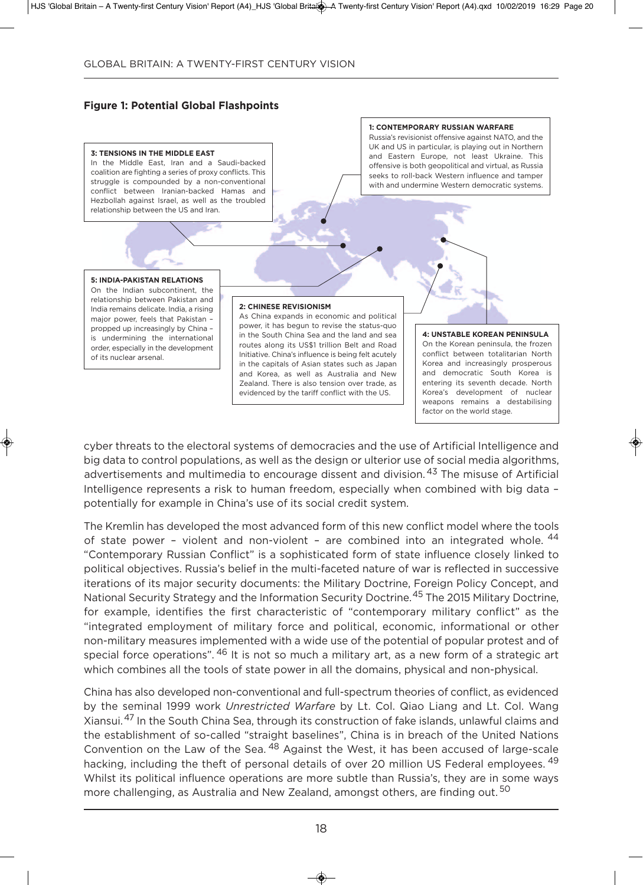**Figure 1: Potential Global Flashpoints**

**1: CONTEMPORARY RUSSIAN WARFARE**
Russia's revisionist offensive against NATO, and the UK and US in particular, is playing out in Northern and Eastern Europe, not least Ukraine. This offensive is both geopolitical and virtual, as Russia seeks to roll-back Western influence and tamper with and undermine Western democratic systems.

**2: CHINESE REVISIONISM**
As China expands in economic and political power, it has begun to revise the status-quo in the South China Sea and the land and sea routes along its US$1 trillion Belt and Road Initiative. China's influence is being felt acutely in the capitals of Asian states such as Japan and Korea, as well as Australia and New Zealand. There is also tension over trade, as evidenced by the tariff conflict with the US.

**3: TENSIONS IN THE MIDDLE EAST**
In the Middle East, Iran and a Saudi-backed coalition are fighting a series of proxy conflicts. This struggle is compounded by a non-conventional conflict between Iranian-backed Hamas and Hezbollah against Israel, as well as the troubled relationship between the US and Iran.

**4: UNSTABLE KOREAN PENINSULA**
On the Korean peninsula, the frozen conflict between totalitarian North Korea and increasingly prosperous and democratic South Korea is entering its seventh decade. North Korea's development of nuclear weapons remains a destabilising factor on the world stage.

**5: INDIA-PAKISTAN RELATIONS**
On the Indian subcontinent, the relationship between Pakistan and India remains delicate. India, a rising major power, feels that Pakistan – propped up increasingly by China – is undermining the international order, especially in the development of its nuclear arsenal.

cyber threats to the electoral systems of democracies and the use of Artificial Intelligence and big data to control populations, as well as the design or ulterior use of social media algorithms, advertisements and multimedia to encourage dissent and division.[43] The misuse of Artificial Intelligence represents a risk to human freedom, especially when combined with big data – potentially for example in China's use of its social credit system.

The Kremlin has developed the most advanced form of this new conflict model where the tools of state power – violent and non-violent – are combined into an integrated whole.[44] "Contemporary Russian Conflict" is a sophisticated form of state influence closely linked to political objectives. Russia's belief in the multi-faceted nature of war is reflected in successive iterations of its major security documents: the Military Doctrine, Foreign Policy Concept, and National Security Strategy and the Information Security Doctrine.[45] The 2015 Military Doctrine, for example, identifies the first characteristic of "contemporary military conflict" as the "integrated employment of military force and political, economic, informational or other non-military measures implemented with a wide use of the potential of popular protest and of special force operations".[46] It is not so much a military art, as a new form of a strategic art which combines all the tools of state power in all the domains, physical and non-physical.

China has also developed non-conventional and full-spectrum theories of conflict, as evidenced by the seminal 1999 work *Unrestricted Warfare* by Lt. Col. Qiao Liang and Lt. Col. Wang Xiansui.[47] In the South China Sea, through its construction of fake islands, unlawful claims and the establishment of so-called "straight baselines", China is in breach of the United Nations Convention on the Law of the Sea.[48] Against the West, it has been accused of large-scale hacking, including the theft of personal details of over 20 million US Federal employees.[49] Whilst its political influence operations are more subtle than Russia's, they are in some ways more challenging, as Australia and New Zealand, amongst others, are finding out.[50]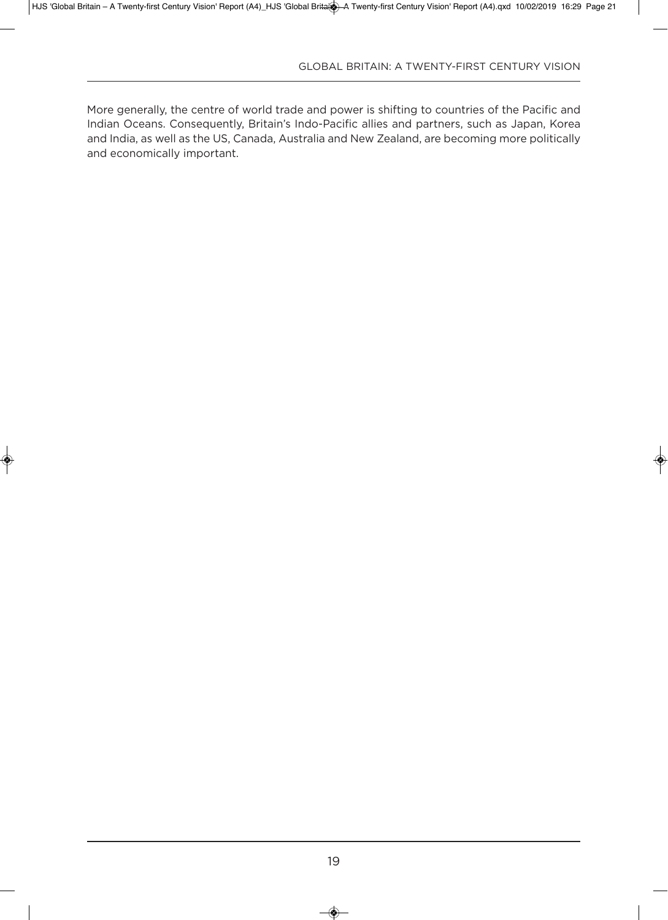More generally, the centre of world trade and power is shifting to countries of the Pacific and Indian Oceans. Consequently, Britain's Indo-Pacific allies and partners, such as Japan, Korea and India, as well as the US, Canada, Australia and New Zealand, are becoming more politically and economically important.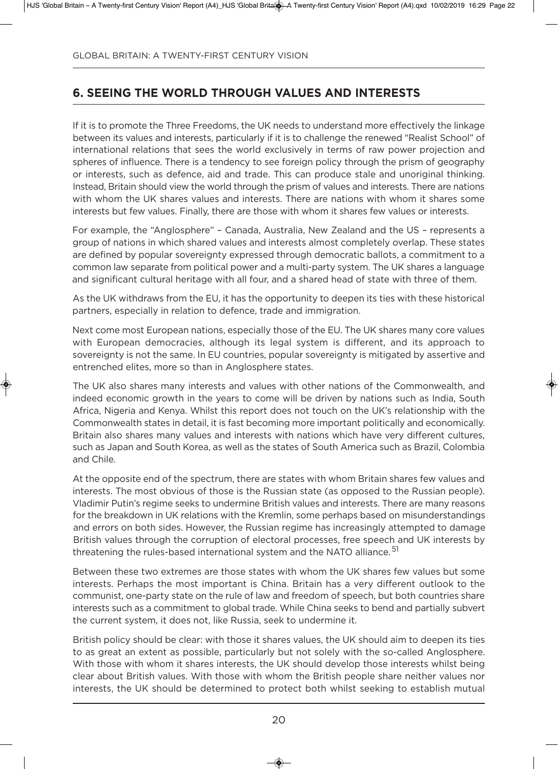## 6. SEEING THE WORLD THROUGH VALUES AND INTERESTS

If it is to promote the Three Freedoms, the UK needs to understand more effectively the linkage between its values and interests, particularly if it is to challenge the renewed "Realist School" of international relations that sees the world exclusively in terms of raw power projection and spheres of influence. There is a tendency to see foreign policy through the prism of geography or interests, such as defence, aid and trade. This can produce stale and unoriginal thinking. Instead, Britain should view the world through the prism of values and interests. There are nations with whom the UK shares values and interests. There are nations with whom it shares some interests but few values. Finally, there are those with whom it shares few values or interests.

For example, the "Anglosphere" – Canada, Australia, New Zealand and the US – represents a group of nations in which shared values and interests almost completely overlap. These states are defined by popular sovereignty expressed through democratic ballots, a commitment to a common law separate from political power and a multi-party system. The UK shares a language and significant cultural heritage with all four, and a shared head of state with three of them.

As the UK withdraws from the EU, it has the opportunity to deepen its ties with these historical partners, especially in relation to defence, trade and immigration.

Next come most European nations, especially those of the EU. The UK shares many core values with European democracies, although its legal system is different, and its approach to sovereignty is not the same. In EU countries, popular sovereignty is mitigated by assertive and entrenched elites, more so than in Anglosphere states.

The UK also shares many interests and values with other nations of the Commonwealth, and indeed economic growth in the years to come will be driven by nations such as India, South Africa, Nigeria and Kenya. Whilst this report does not touch on the UK's relationship with the Commonwealth states in detail, it is fast becoming more important politically and economically. Britain also shares many values and interests with nations which have very different cultures, such as Japan and South Korea, as well as the states of South America such as Brazil, Colombia and Chile.

At the opposite end of the spectrum, there are states with whom Britain shares few values and interests. The most obvious of those is the Russian state (as opposed to the Russian people). Vladimir Putin's regime seeks to undermine British values and interests. There are many reasons for the breakdown in UK relations with the Kremlin, some perhaps based on misunderstandings and errors on both sides. However, the Russian regime has increasingly attempted to damage British values through the corruption of electoral processes, free speech and UK interests by threatening the rules-based international system and the NATO alliance.[51]

Between these two extremes are those states with whom the UK shares few values but some interests. Perhaps the most important is China. Britain has a very different outlook to the communist, one-party state on the rule of law and freedom of speech, but both countries share interests such as a commitment to global trade. While China seeks to bend and partially subvert the current system, it does not, like Russia, seek to undermine it.

British policy should be clear: with those it shares values, the UK should aim to deepen its ties to as great an extent as possible, particularly but not solely with the so-called Anglosphere. With those with whom it shares interests, the UK should develop those interests whilst being clear about British values. With those with whom the British people share neither values nor interests, the UK should be determined to protect both whilst seeking to establish mutual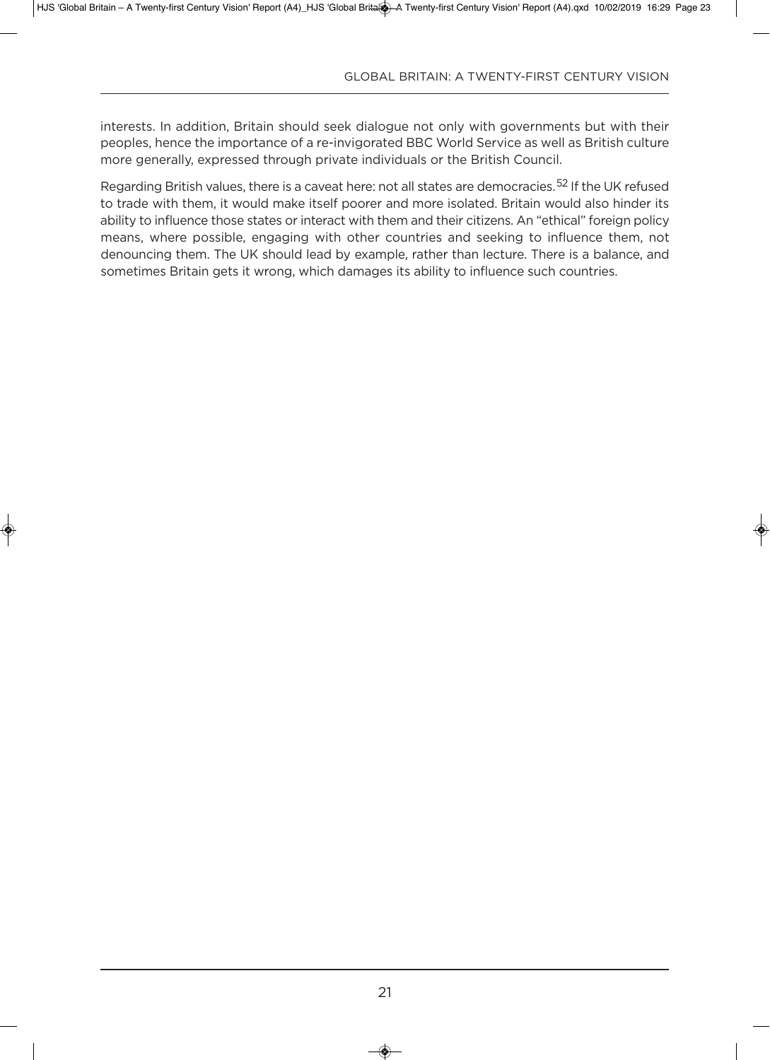interests. In addition, Britain should seek dialogue not only with governments but with their peoples, hence the importance of a re-invigorated BBC World Service as well as British culture more generally, expressed through private individuals or the British Council.

Regarding British values, there is a caveat here: not all states are democracies.[52] If the UK refused to trade with them, it would make itself poorer and more isolated. Britain would also hinder its ability to influence those states or interact with them and their citizens. An "ethical" foreign policy means, where possible, engaging with other countries and seeking to influence them, not denouncing them. The UK should lead by example, rather than lecture. There is a balance, and sometimes Britain gets it wrong, which damages its ability to influence such countries.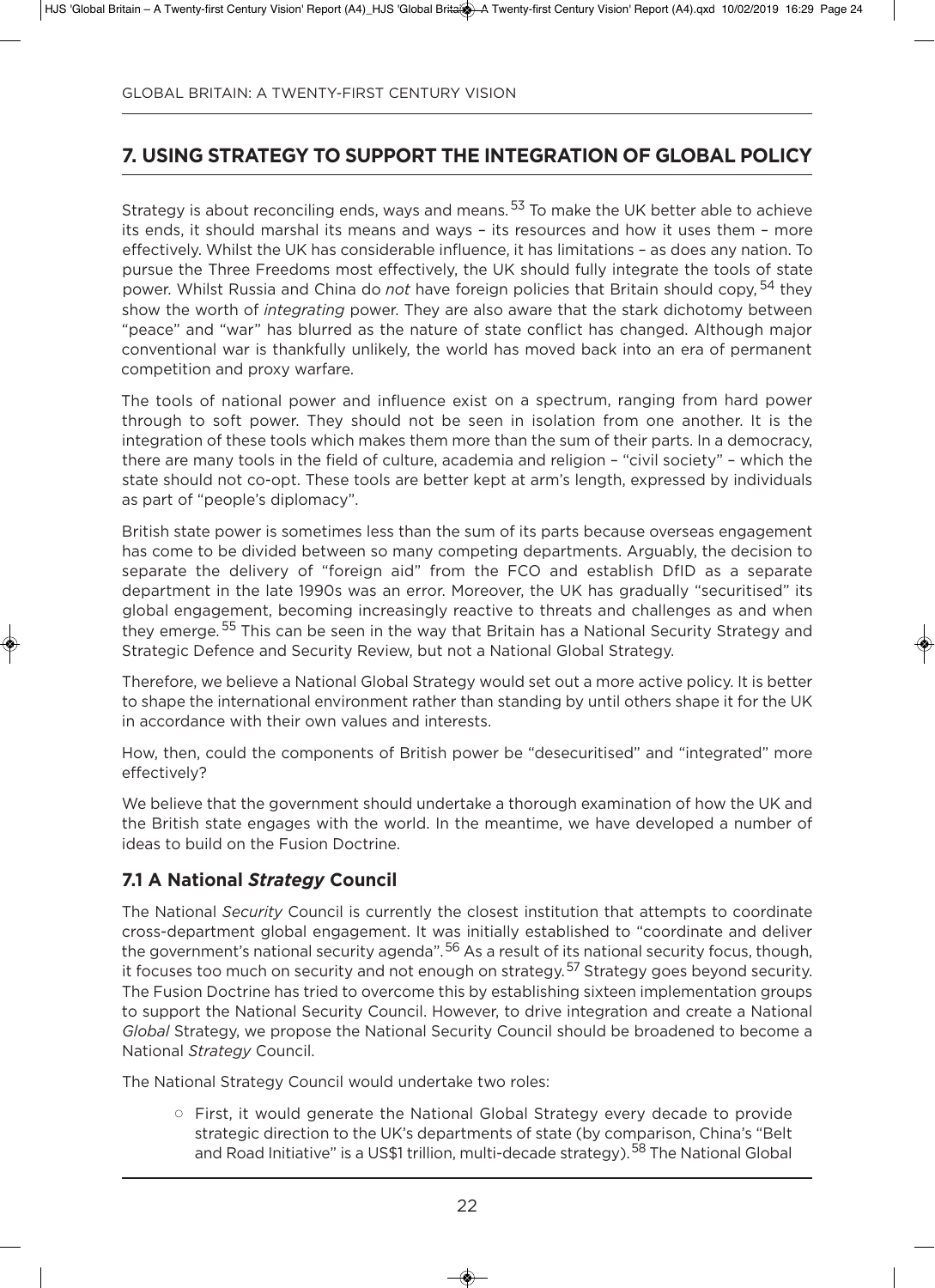## 7. USING STRATEGY TO SUPPORT THE INTEGRATION OF GLOBAL POLICY

Strategy is about reconciling ends, ways and means.[53] To make the UK better able to achieve its ends, it should marshal its means and ways – its resources and how it uses them – more effectively. Whilst the UK has considerable influence, it has limitations – as does any nation. To pursue the Three Freedoms most effectively, the UK should fully integrate the tools of state power. Whilst Russia and China do *not* have foreign policies that Britain should copy,[54] they show the worth of *integrating* power. They are also aware that the stark dichotomy between "peace" and "war" has blurred as the nature of state conflict has changed. Although major conventional war is thankfully unlikely, the world has moved back into an era of permanent competition and proxy warfare.

The tools of national power and influence exist on a spectrum, ranging from hard power through to soft power. They should not be seen in isolation from one another. It is the integration of these tools which makes them more than the sum of their parts. In a democracy, there are many tools in the field of culture, academia and religion – "civil society" – which the state should not co-opt. These tools are better kept at arm's length, expressed by individuals as part of "people's diplomacy".

British state power is sometimes less than the sum of its parts because overseas engagement has come to be divided between so many competing departments. Arguably, the decision to separate the delivery of "foreign aid" from the FCO and establish DfID as a separate department in the late 1990s was an error. Moreover, the UK has gradually "securitised" its global engagement, becoming increasingly reactive to threats and challenges as and when they emerge.[55] This can be seen in the way that Britain has a National Security Strategy and Strategic Defence and Security Review, but not a National Global Strategy.

Therefore, we believe a National Global Strategy would set out a more active policy. It is better to shape the international environment rather than standing by until others shape it for the UK in accordance with their own values and interests.

How, then, could the components of British power be "desecuritised" and "integrated" more effectively?

We believe that the government should undertake a thorough examination of how the UK and the British state engages with the world. In the meantime, we have developed a number of ideas to build on the Fusion Doctrine.

### 7.1 A National *Strategy* Council

The National *Security* Council is currently the closest institution that attempts to coordinate cross-department global engagement. It was initially established to "coordinate and deliver the government's national security agenda".[56] As a result of its national security focus, though, it focuses too much on security and not enough on strategy.[57] Strategy goes beyond security. The Fusion Doctrine has tried to overcome this by establishing sixteen implementation groups to support the National Security Council. However, to drive integration and create a National *Global* Strategy, we propose the National Security Council should be broadened to become a National *Strategy* Council.

The National Strategy Council would undertake two roles:

- First, it would generate the National Global Strategy every decade to provide strategic direction to the UK's departments of state (by comparison, China's "Belt and Road Initiative" is a US$1 trillion, multi-decade strategy).[58] The National Global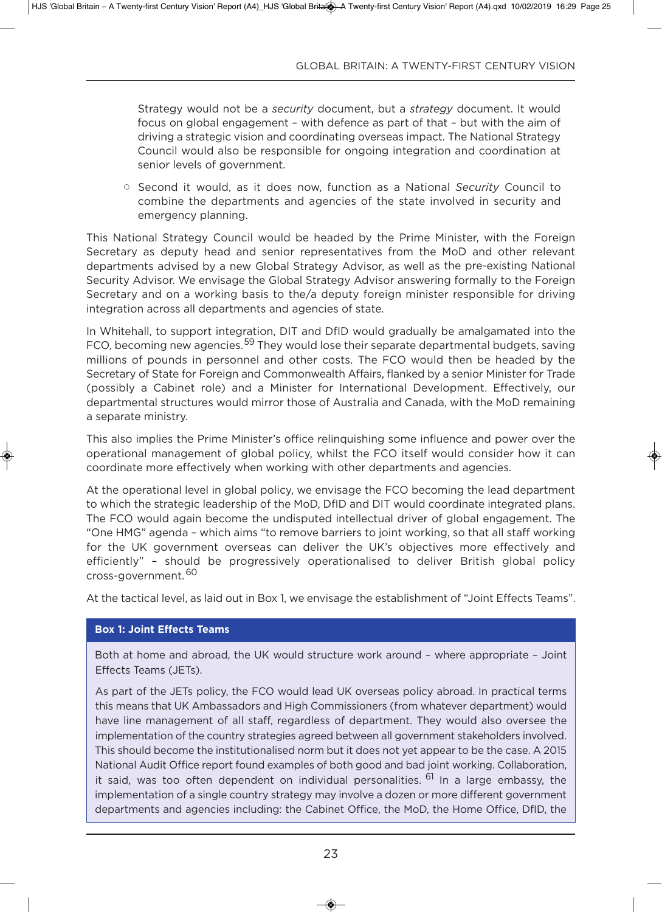Strategy would not be a *security* document, but a *strategy* document. It would focus on global engagement – with defence as part of that – but with the aim of driving a strategic vision and coordinating overseas impact. The National Strategy Council would also be responsible for ongoing integration and coordination at senior levels of government.

- Second it would, as it does now, function as a National *Security* Council to combine the departments and agencies of the state involved in security and emergency planning.

This National Strategy Council would be headed by the Prime Minister, with the Foreign Secretary as deputy head and senior representatives from the MoD and other relevant departments advised by a new Global Strategy Advisor, as well as the pre-existing National Security Advisor. We envisage the Global Strategy Advisor answering formally to the Foreign Secretary and on a working basis to the/a deputy foreign minister responsible for driving integration across all departments and agencies of state.

In Whitehall, to support integration, DIT and DfID would gradually be amalgamated into the FCO, becoming new agencies.[59] They would lose their separate departmental budgets, saving millions of pounds in personnel and other costs. The FCO would then be headed by the Secretary of State for Foreign and Commonwealth Affairs, flanked by a senior Minister for Trade (possibly a Cabinet role) and a Minister for International Development. Effectively, our departmental structures would mirror those of Australia and Canada, with the MoD remaining a separate ministry.

This also implies the Prime Minister's office relinquishing some influence and power over the operational management of global policy, whilst the FCO itself would consider how it can coordinate more effectively when working with other departments and agencies.

At the operational level in global policy, we envisage the FCO becoming the lead department to which the strategic leadership of the MoD, DfID and DIT would coordinate integrated plans. The FCO would again become the undisputed intellectual driver of global engagement. The "One HMG" agenda – which aims "to remove barriers to joint working, so that all staff working for the UK government overseas can deliver the UK's objectives more effectively and efficiently" – should be progressively operationalised to deliver British global policy cross-government.[60]

At the tactical level, as laid out in Box 1, we envisage the establishment of "Joint Effects Teams".

**Box 1: Joint Effects Teams**

Both at home and abroad, the UK would structure work around – where appropriate – Joint Effects Teams (JETs).

As part of the JETs policy, the FCO would lead UK overseas policy abroad. In practical terms this means that UK Ambassadors and High Commissioners (from whatever department) would have line management of all staff, regardless of department. They would also oversee the implementation of the country strategies agreed between all government stakeholders involved. This should become the institutionalised norm but it does not yet appear to be the case. A 2015 National Audit Office report found examples of both good and bad joint working. Collaboration, it said, was too often dependent on individual personalities.[61] In a large embassy, the implementation of a single country strategy may involve a dozen or more different government departments and agencies including: the Cabinet Office, the MoD, the Home Office, DfID, the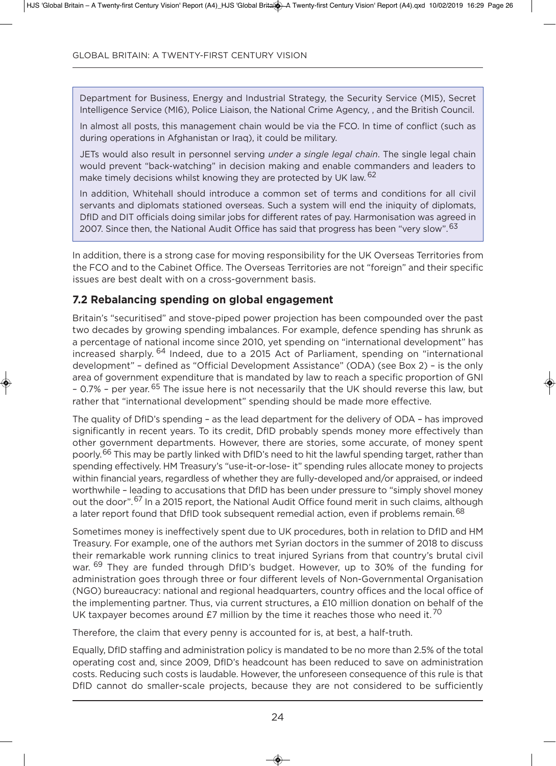Department for Business, Energy and Industrial Strategy, the Security Service (MI5), Secret Intelligence Service (MI6), Police Liaison, the National Crime Agency, , and the British Council.

In almost all posts, this management chain would be via the FCO. In time of conflict (such as during operations in Afghanistan or Iraq), it could be military.

JETs would also result in personnel serving *under a single legal chain*. The single legal chain would prevent "back-watching" in decision making and enable commanders and leaders to make timely decisions whilst knowing they are protected by UK law.[62]

In addition, Whitehall should introduce a common set of terms and conditions for all civil servants and diplomats stationed overseas. Such a system will end the iniquity of diplomats, DfID and DIT officials doing similar jobs for different rates of pay. Harmonisation was agreed in 2007. Since then, the National Audit Office has said that progress has been "very slow".[63]

In addition, there is a strong case for moving responsibility for the UK Overseas Territories from the FCO and to the Cabinet Office. The Overseas Territories are not "foreign" and their specific issues are best dealt with on a cross-government basis.

## 7.2 Rebalancing spending on global engagement

Britain's "securitised" and stove-piped power projection has been compounded over the past two decades by growing spending imbalances. For example, defence spending has shrunk as a percentage of national income since 2010, yet spending on "international development" has increased sharply.[64] Indeed, due to a 2015 Act of Parliament, spending on "international development" – defined as "Official Development Assistance" (ODA) (see Box 2) – is the only area of government expenditure that is mandated by law to reach a specific proportion of GNI – 0.7% – per year.[65] The issue here is not necessarily that the UK should reverse this law, but rather that "international development" spending should be made more effective.

The quality of DfID's spending – as the lead department for the delivery of ODA – has improved significantly in recent years. To its credit, DfID probably spends money more effectively than other government departments. However, there are stories, some accurate, of money spent poorly.[66] This may be partly linked with DfID's need to hit the lawful spending target, rather than spending effectively. HM Treasury's "use-it-or-lose- it" spending rules allocate money to projects within financial years, regardless of whether they are fully-developed and/or appraised, or indeed worthwhile – leading to accusations that DfID has been under pressure to "simply shovel money out the door".[67] In a 2015 report, the National Audit Office found merit in such claims, although a later report found that DfID took subsequent remedial action, even if problems remain.[68]

Sometimes money is ineffectively spent due to UK procedures, both in relation to DfID and HM Treasury. For example, one of the authors met Syrian doctors in the summer of 2018 to discuss their remarkable work running clinics to treat injured Syrians from that country's brutal civil war.[69] They are funded through DfID's budget. However, up to 30% of the funding for administration goes through three or four different levels of Non-Governmental Organisation (NGO) bureaucracy: national and regional headquarters, country offices and the local office of the implementing partner. Thus, via current structures, a £10 million donation on behalf of the UK taxpayer becomes around £7 million by the time it reaches those who need it.[70]

Therefore, the claim that every penny is accounted for is, at best, a half-truth.

Equally, DfID staffing and administration policy is mandated to be no more than 2.5% of the total operating cost and, since 2009, DfID's headcount has been reduced to save on administration costs. Reducing such costs is laudable. However, the unforeseen consequence of this rule is that DfID cannot do smaller-scale projects, because they are not considered to be sufficiently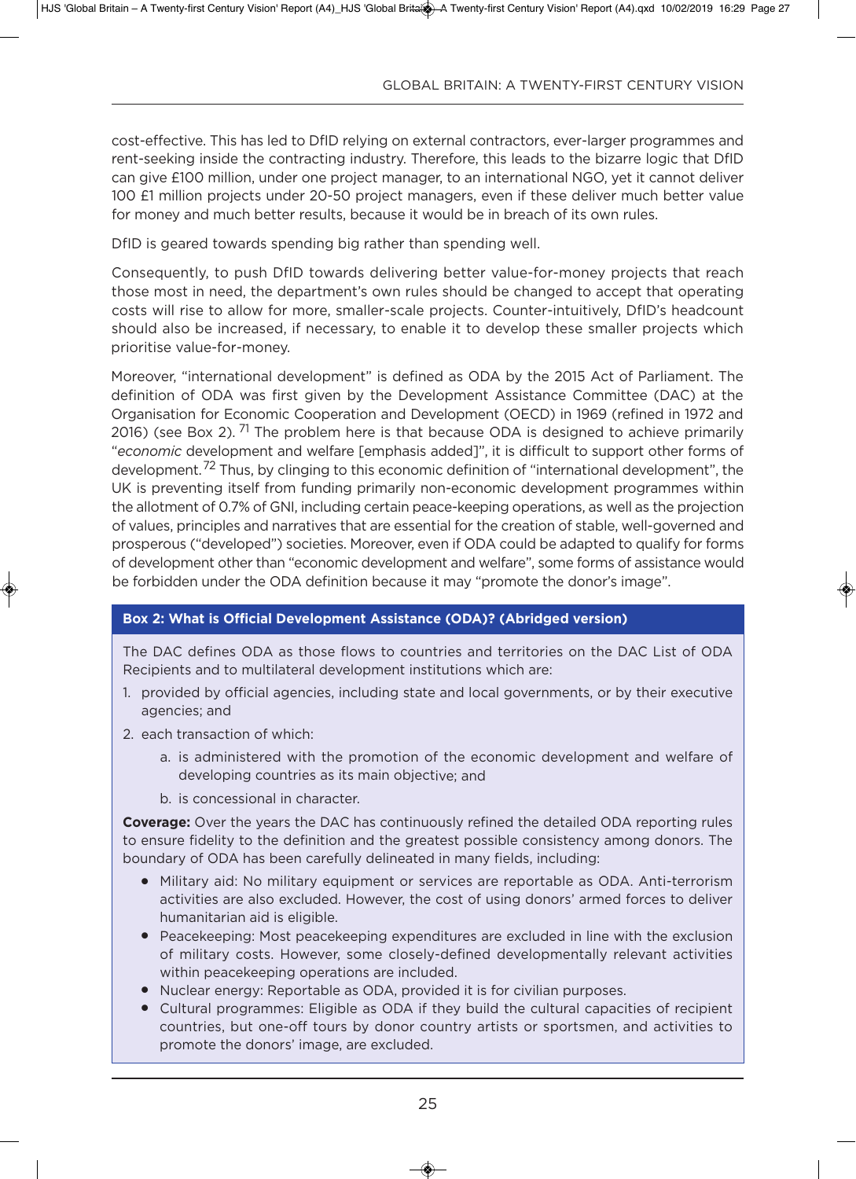cost-effective. This has led to DfID relying on external contractors, ever-larger programmes and rent-seeking inside the contracting industry. Therefore, this leads to the bizarre logic that DfID can give £100 million, under one project manager, to an international NGO, yet it cannot deliver 100 £1 million projects under 20-50 project managers, even if these deliver much better value for money and much better results, because it would be in breach of its own rules.

DfID is geared towards spending big rather than spending well.

Consequently, to push DfID towards delivering better value-for-money projects that reach those most in need, the department's own rules should be changed to accept that operating costs will rise to allow for more, smaller-scale projects. Counter-intuitively, DfID's headcount should also be increased, if necessary, to enable it to develop these smaller projects which prioritise value-for-money.

Moreover, "international development" is defined as ODA by the 2015 Act of Parliament. The definition of ODA was first given by the Development Assistance Committee (DAC) at the Organisation for Economic Cooperation and Development (OECD) in 1969 (refined in 1972 and 2016) (see Box 2).[71] The problem here is that because ODA is designed to achieve primarily "*economic* development and welfare [emphasis added]", it is difficult to support other forms of development.[72] Thus, by clinging to this economic definition of "international development", the UK is preventing itself from funding primarily non-economic development programmes within the allotment of 0.7% of GNI, including certain peace-keeping operations, as well as the projection of values, principles and narratives that are essential for the creation of stable, well-governed and prosperous ("developed") societies. Moreover, even if ODA could be adapted to qualify for forms of development other than "economic development and welfare", some forms of assistance would be forbidden under the ODA definition because it may "promote the donor's image".

**Box 2: What is Official Development Assistance (ODA)? (Abridged version)**

The DAC defines ODA as those flows to countries and territories on the DAC List of ODA Recipients and to multilateral development institutions which are:

1. provided by official agencies, including state and local governments, or by their executive agencies; and
2. each transaction of which:
   a. is administered with the promotion of the economic development and welfare of developing countries as its main objective; and
   b. is concessional in character.

**Coverage:** Over the years the DAC has continuously refined the detailed ODA reporting rules to ensure fidelity to the definition and the greatest possible consistency among donors. The boundary of ODA has been carefully delineated in many fields, including:

- Military aid: No military equipment or services are reportable as ODA. Anti-terrorism activities are also excluded. However, the cost of using donors' armed forces to deliver humanitarian aid is eligible.
- Peacekeeping: Most peacekeeping expenditures are excluded in line with the exclusion of military costs. However, some closely-defined developmentally relevant activities within peacekeeping operations are included.
- Nuclear energy: Reportable as ODA, provided it is for civilian purposes.
- Cultural programmes: Eligible as ODA if they build the cultural capacities of recipient countries, but one-off tours by donor country artists or sportsmen, and activities to promote the donors' image, are excluded.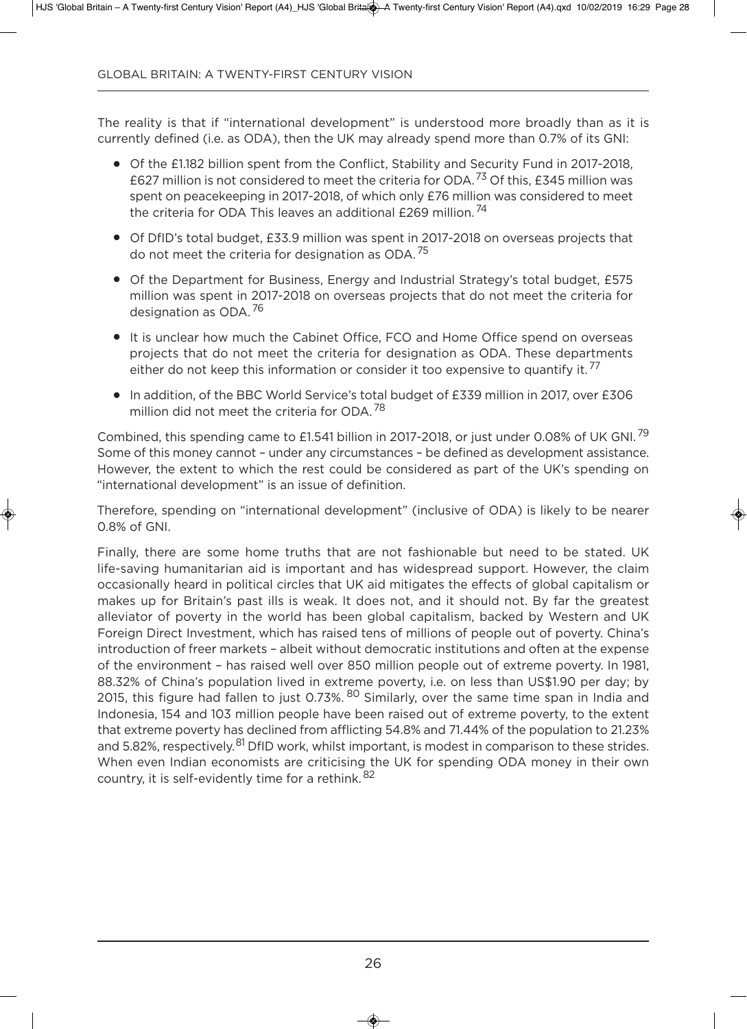The reality is that if "international development" is understood more broadly than as it is currently defined (i.e. as ODA), then the UK may already spend more than 0.7% of its GNI:

- Of the £1.182 billion spent from the Conflict, Stability and Security Fund in 2017-2018, £627 million is not considered to meet the criteria for ODA.[73] Of this, £345 million was spent on peacekeeping in 2017-2018, of which only £76 million was considered to meet the criteria for ODA This leaves an additional £269 million.[74]
- Of DfID's total budget, £33.9 million was spent in 2017-2018 on overseas projects that do not meet the criteria for designation as ODA.[75]
- Of the Department for Business, Energy and Industrial Strategy's total budget, £575 million was spent in 2017-2018 on overseas projects that do not meet the criteria for designation as ODA.[76]
- It is unclear how much the Cabinet Office, FCO and Home Office spend on overseas projects that do not meet the criteria for designation as ODA. These departments either do not keep this information or consider it too expensive to quantify it.[77]
- In addition, of the BBC World Service's total budget of £339 million in 2017, over £306 million did not meet the criteria for ODA.[78]

Combined, this spending came to £1.541 billion in 2017-2018, or just under 0.08% of UK GNI.[79] Some of this money cannot – under any circumstances – be defined as development assistance. However, the extent to which the rest could be considered as part of the UK's spending on "international development" is an issue of definition.

Therefore, spending on "international development" (inclusive of ODA) is likely to be nearer 0.8% of GNI.

Finally, there are some home truths that are not fashionable but need to be stated. UK life-saving humanitarian aid is important and has widespread support. However, the claim occasionally heard in political circles that UK aid mitigates the effects of global capitalism or makes up for Britain's past ills is weak. It does not, and it should not. By far the greatest alleviator of poverty in the world has been global capitalism, backed by Western and UK Foreign Direct Investment, which has raised tens of millions of people out of poverty. China's introduction of freer markets – albeit without democratic institutions and often at the expense of the environment – has raised well over 850 million people out of extreme poverty. In 1981, 88.32% of China's population lived in extreme poverty, i.e. on less than US$1.90 per day; by 2015, this figure had fallen to just 0.73%.[80] Similarly, over the same time span in India and Indonesia, 154 and 103 million people have been raised out of extreme poverty, to the extent that extreme poverty has declined from afflicting 54.8% and 71.44% of the population to 21.23% and 5.82%, respectively.[81] DfID work, whilst important, is modest in comparison to these strides. When even Indian economists are criticising the UK for spending ODA money in their own country, it is self-evidently time for a rethink.[82]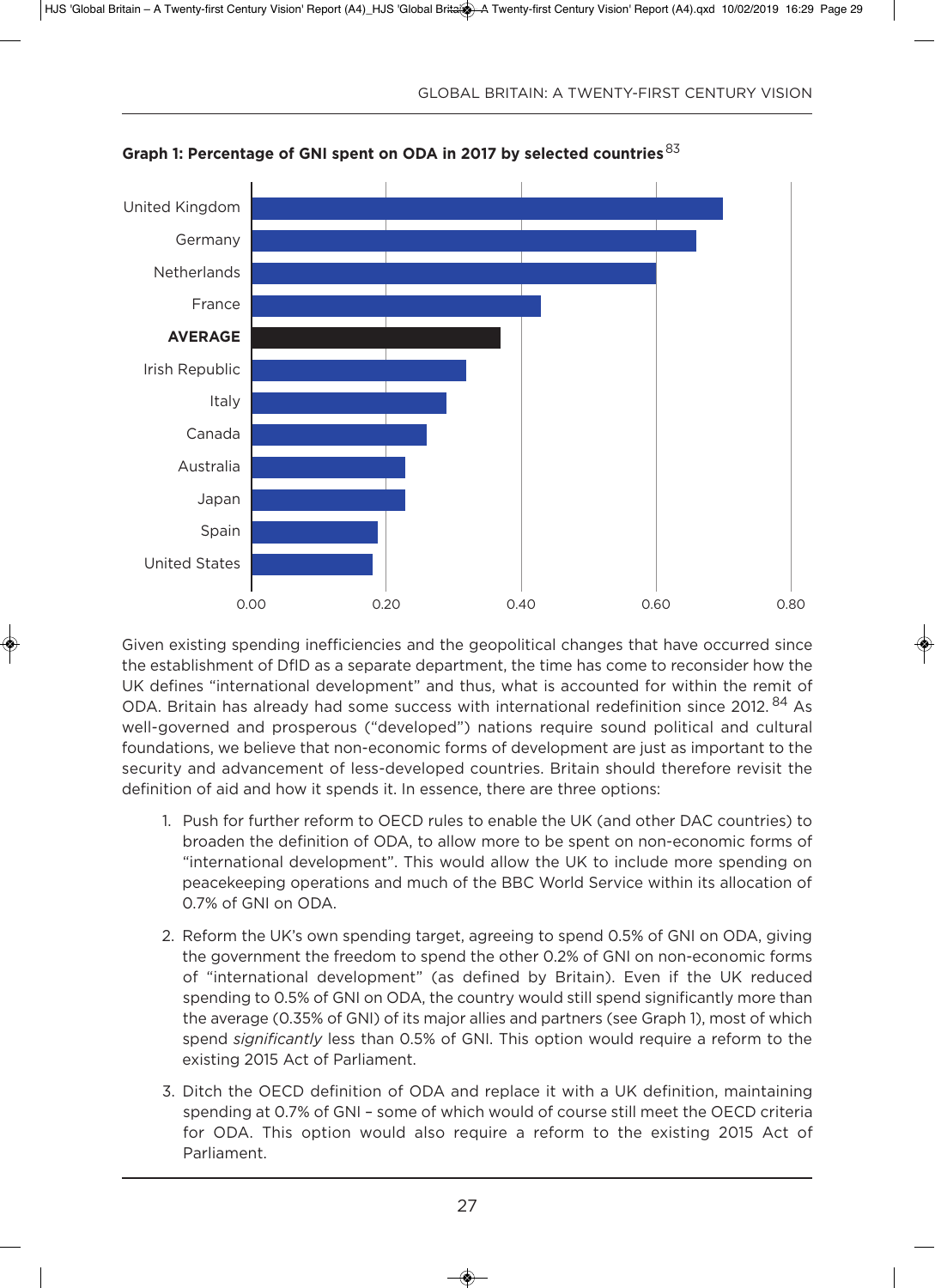**Graph 1: Percentage of GNI spent on ODA in 2017 by selected countries**[83]

Given existing spending inefficiencies and the geopolitical changes that have occurred since the establishment of DfID as a separate department, the time has come to reconsider how the UK defines "international development" and thus, what is accounted for within the remit of ODA. Britain has already had some success with international redefinition since 2012.[84] As well-governed and prosperous ("developed") nations require sound political and cultural foundations, we believe that non-economic forms of development are just as important to the security and advancement of less-developed countries. Britain should therefore revisit the definition of aid and how it spends it. In essence, there are three options:

1. Push for further reform to OECD rules to enable the UK (and other DAC countries) to broaden the definition of ODA, to allow more to be spent on non-economic forms of "international development". This would allow the UK to include more spending on peacekeeping operations and much of the BBC World Service within its allocation of 0.7% of GNI on ODA.
2. Reform the UK's own spending target, agreeing to spend 0.5% of GNI on ODA, giving the government the freedom to spend the other 0.2% of GNI on non-economic forms of "international development" (as defined by Britain). Even if the UK reduced spending to 0.5% of GNI on ODA, the country would still spend significantly more than the average (0.35% of GNI) of its major allies and partners (see Graph 1), most of which spend *significantly* less than 0.5% of GNI. This option would require a reform to the existing 2015 Act of Parliament.
3. Ditch the OECD definition of ODA and replace it with a UK definition, maintaining spending at 0.7% of GNI – some of which would of course still meet the OECD criteria for ODA. This option would also require a reform to the existing 2015 Act of Parliament.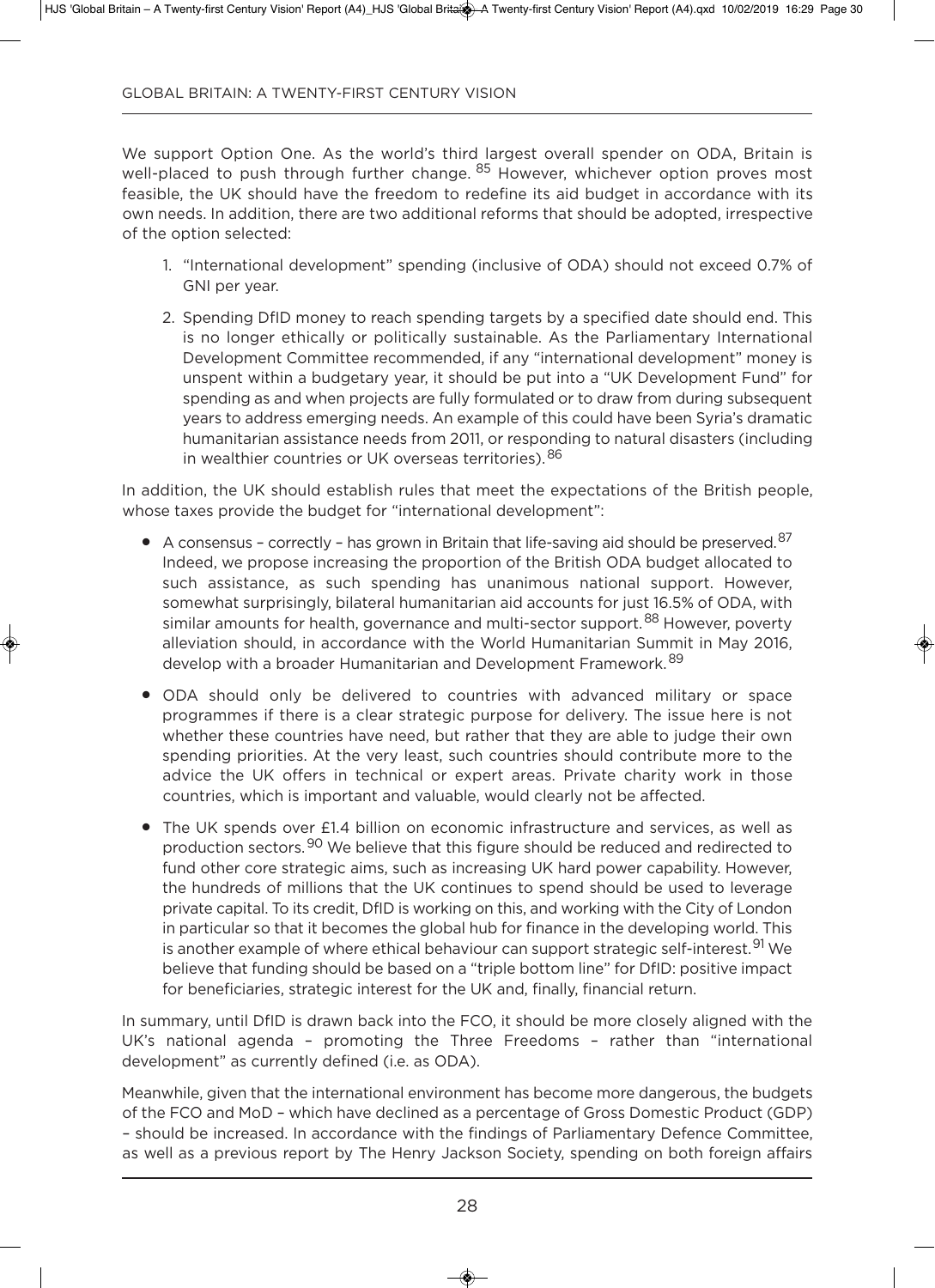We support Option One. As the world's third largest overall spender on ODA, Britain is well-placed to push through further change.[85] However, whichever option proves most feasible, the UK should have the freedom to redefine its aid budget in accordance with its own needs. In addition, there are two additional reforms that should be adopted, irrespective of the option selected:

1. "International development" spending (inclusive of ODA) should not exceed 0.7% of GNI per year.
2. Spending DfID money to reach spending targets by a specified date should end. This is no longer ethically or politically sustainable. As the Parliamentary International Development Committee recommended, if any "international development" money is unspent within a budgetary year, it should be put into a "UK Development Fund" for spending as and when projects are fully formulated or to draw from during subsequent years to address emerging needs. An example of this could have been Syria's dramatic humanitarian assistance needs from 2011, or responding to natural disasters (including in wealthier countries or UK overseas territories).[86]

In addition, the UK should establish rules that meet the expectations of the British people, whose taxes provide the budget for "international development":

- A consensus – correctly – has grown in Britain that life-saving aid should be preserved.[87] Indeed, we propose increasing the proportion of the British ODA budget allocated to such assistance, as such spending has unanimous national support. However, somewhat surprisingly, bilateral humanitarian aid accounts for just 16.5% of ODA, with similar amounts for health, governance and multi-sector support.[88] However, poverty alleviation should, in accordance with the World Humanitarian Summit in May 2016, develop with a broader Humanitarian and Development Framework.[89]
- ODA should only be delivered to countries with advanced military or space programmes if there is a clear strategic purpose for delivery. The issue here is not whether these countries have need, but rather that they are able to judge their own spending priorities. At the very least, such countries should contribute more to the advice the UK offers in technical or expert areas. Private charity work in those countries, which is important and valuable, would clearly not be affected.
- The UK spends over £1.4 billion on economic infrastructure and services, as well as production sectors.[90] We believe that this figure should be reduced and redirected to fund other core strategic aims, such as increasing UK hard power capability. However, the hundreds of millions that the UK continues to spend should be used to leverage private capital. To its credit, DfID is working on this, and working with the City of London in particular so that it becomes the global hub for finance in the developing world. This is another example of where ethical behaviour can support strategic self-interest.[91] We believe that funding should be based on a "triple bottom line" for DfID: positive impact for beneficiaries, strategic interest for the UK and, finally, financial return.

In summary, until DfID is drawn back into the FCO, it should be more closely aligned with the UK's national agenda – promoting the Three Freedoms – rather than "international development" as currently defined (i.e. as ODA).

Meanwhile, given that the international environment has become more dangerous, the budgets of the FCO and MoD – which have declined as a percentage of Gross Domestic Product (GDP) – should be increased. In accordance with the findings of Parliamentary Defence Committee, as well as a previous report by The Henry Jackson Society, spending on both foreign affairs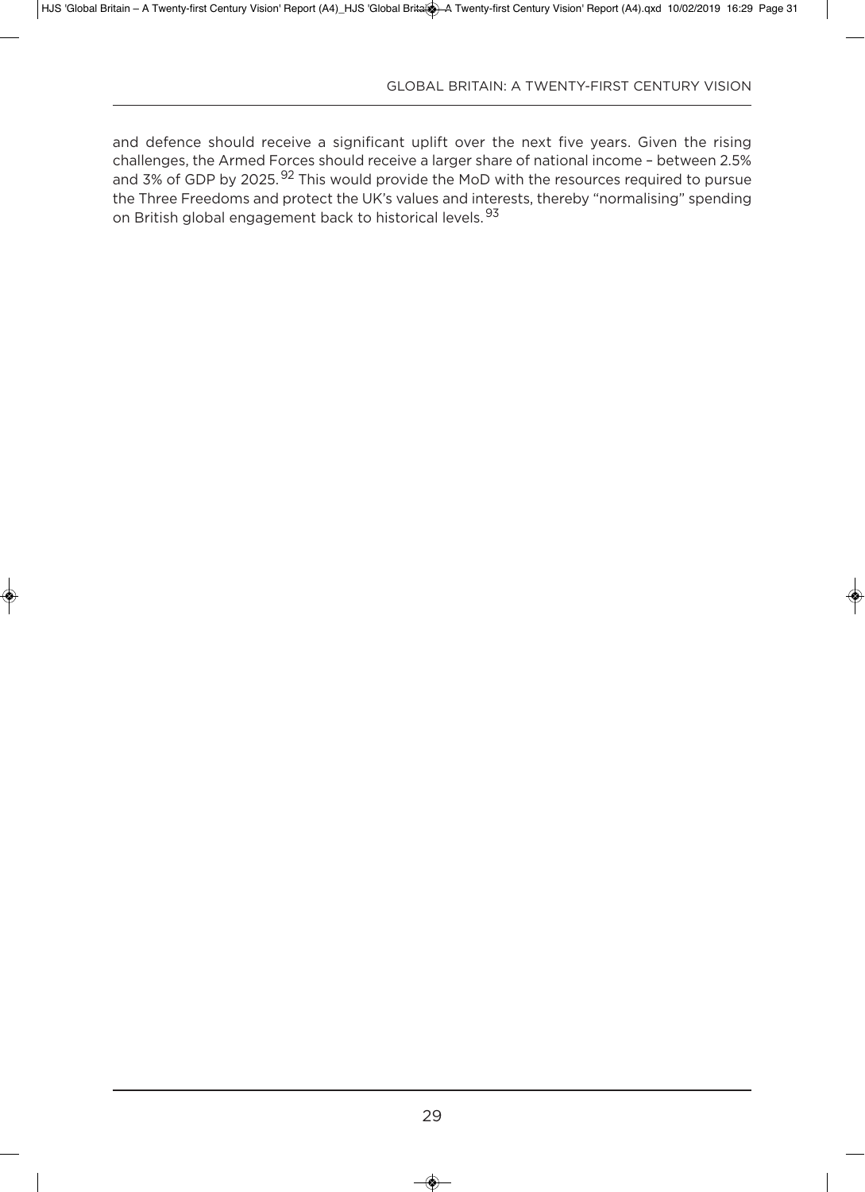and defence should receive a significant uplift over the next five years. Given the rising challenges, the Armed Forces should receive a larger share of national income – between 2.5% and 3% of GDP by 2025.[92] This would provide the MoD with the resources required to pursue the Three Freedoms and protect the UK's values and interests, thereby "normalising" spending on British global engagement back to historical levels.[93]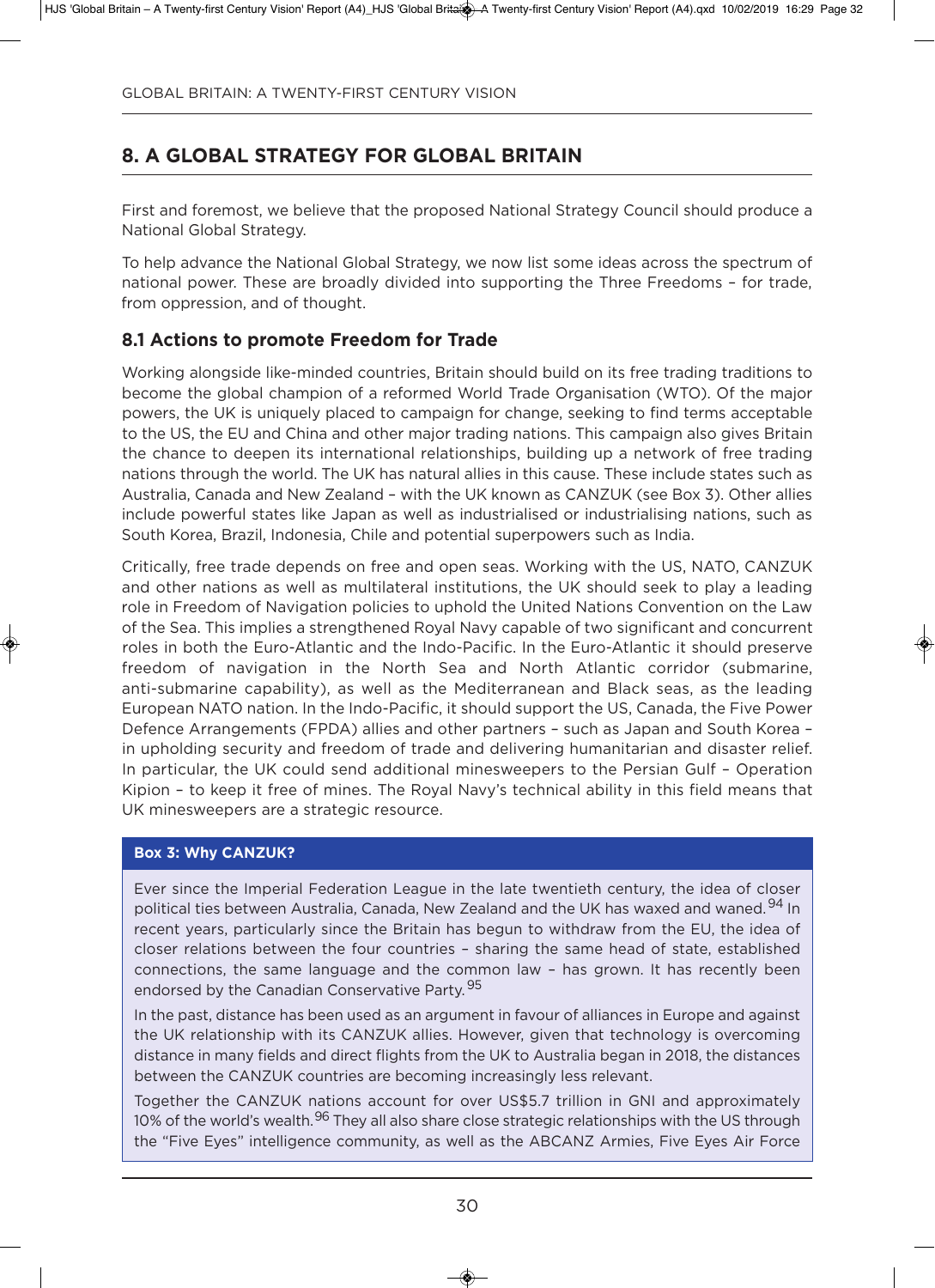## 8. A GLOBAL STRATEGY FOR GLOBAL BRITAIN

First and foremost, we believe that the proposed National Strategy Council should produce a National Global Strategy.

To help advance the National Global Strategy, we now list some ideas across the spectrum of national power. These are broadly divided into supporting the Three Freedoms – for trade, from oppression, and of thought.

### 8.1 Actions to promote Freedom for Trade

Working alongside like-minded countries, Britain should build on its free trading traditions to become the global champion of a reformed World Trade Organisation (WTO). Of the major powers, the UK is uniquely placed to campaign for change, seeking to find terms acceptable to the US, the EU and China and other major trading nations. This campaign also gives Britain the chance to deepen its international relationships, building up a network of free trading nations through the world. The UK has natural allies in this cause. These include states such as Australia, Canada and New Zealand – with the UK known as CANZUK (see Box 3). Other allies include powerful states like Japan as well as industrialised or industrialising nations, such as South Korea, Brazil, Indonesia, Chile and potential superpowers such as India.

Critically, free trade depends on free and open seas. Working with the US, NATO, CANZUK and other nations as well as multilateral institutions, the UK should seek to play a leading role in Freedom of Navigation policies to uphold the United Nations Convention on the Law of the Sea. This implies a strengthened Royal Navy capable of two significant and concurrent roles in both the Euro-Atlantic and the Indo-Pacific. In the Euro-Atlantic it should preserve freedom of navigation in the North Sea and North Atlantic corridor (submarine, anti-submarine capability), as well as the Mediterranean and Black seas, as the leading European NATO nation. In the Indo-Pacific, it should support the US, Canada, the Five Power Defence Arrangements (FPDA) allies and other partners – such as Japan and South Korea – in upholding security and freedom of trade and delivering humanitarian and disaster relief. In particular, the UK could send additional minesweepers to the Persian Gulf – Operation Kipion – to keep it free of mines. The Royal Navy's technical ability in this field means that UK minesweepers are a strategic resource.

**Box 3: Why CANZUK?**

Ever since the Imperial Federation League in the late twentieth century, the idea of closer political ties between Australia, Canada, New Zealand and the UK has waxed and waned.[94] In recent years, particularly since the Britain has begun to withdraw from the EU, the idea of closer relations between the four countries – sharing the same head of state, established connections, the same language and the common law – has grown. It has recently been endorsed by the Canadian Conservative Party.[95]

In the past, distance has been used as an argument in favour of alliances in Europe and against the UK relationship with its CANZUK allies. However, given that technology is overcoming distance in many fields and direct flights from the UK to Australia began in 2018, the distances between the CANZUK countries are becoming increasingly less relevant.

Together the CANZUK nations account for over US$5.7 trillion in GNI and approximately 10% of the world's wealth.[96] They all also share close strategic relationships with the US through the "Five Eyes" intelligence community, as well as the ABCANZ Armies, Five Eyes Air Force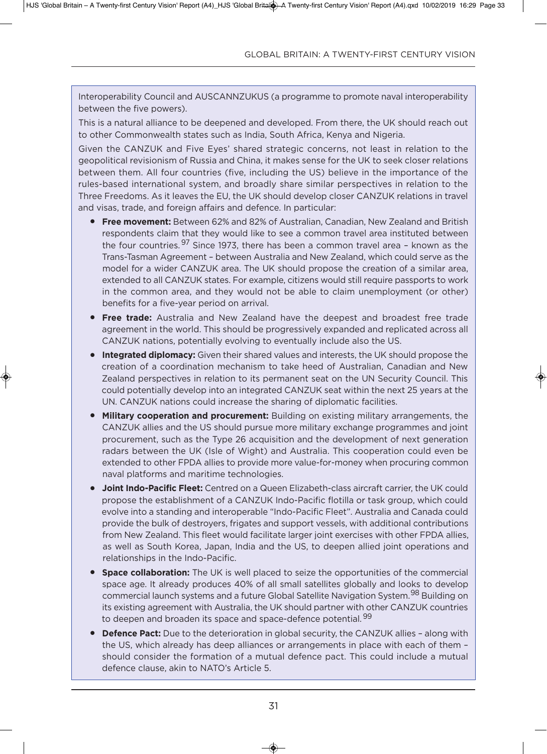Interoperability Council and AUSCANNZUKUS (a programme to promote naval interoperability between the five powers).

This is a natural alliance to be deepened and developed. From there, the UK should reach out to other Commonwealth states such as India, South Africa, Kenya and Nigeria.

Given the CANZUK and Five Eyes' shared strategic concerns, not least in relation to the geopolitical revisionism of Russia and China, it makes sense for the UK to seek closer relations between them. All four countries (five, including the US) believe in the importance of the rules-based international system, and broadly share similar perspectives in relation to the Three Freedoms. As it leaves the EU, the UK should develop closer CANZUK relations in travel and visas, trade, and foreign affairs and defence. In particular:

- **Free movement:** Between 62% and 82% of Australian, Canadian, New Zealand and British respondents claim that they would like to see a common travel area instituted between the four countries.[97] Since 1973, there has been a common travel area – known as the Trans-Tasman Agreement – between Australia and New Zealand, which could serve as the model for a wider CANZUK area. The UK should propose the creation of a similar area, extended to all CANZUK states. For example, citizens would still require passports to work in the common area, and they would not be able to claim unemployment (or other) benefits for a five-year period on arrival.
- **Free trade:** Australia and New Zealand have the deepest and broadest free trade agreement in the world. This should be progressively expanded and replicated across all CANZUK nations, potentially evolving to eventually include also the US.
- **Integrated diplomacy:** Given their shared values and interests, the UK should propose the creation of a coordination mechanism to take heed of Australian, Canadian and New Zealand perspectives in relation to its permanent seat on the UN Security Council. This could potentially develop into an integrated CANZUK seat within the next 25 years at the UN. CANZUK nations could increase the sharing of diplomatic facilities.
- **Military cooperation and procurement:** Building on existing military arrangements, the CANZUK allies and the US should pursue more military exchange programmes and joint procurement, such as the Type 26 acquisition and the development of next generation radars between the UK (Isle of Wight) and Australia. This cooperation could even be extended to other FPDA allies to provide more value-for-money when procuring common naval platforms and maritime technologies.
- **Joint Indo-Pacific Fleet:** Centred on a Queen Elizabeth-class aircraft carrier, the UK could propose the establishment of a CANZUK Indo-Pacific flotilla or task group, which could evolve into a standing and interoperable "Indo-Pacific Fleet". Australia and Canada could provide the bulk of destroyers, frigates and support vessels, with additional contributions from New Zealand. This fleet would facilitate larger joint exercises with other FPDA allies, as well as South Korea, Japan, India and the US, to deepen allied joint operations and relationships in the Indo-Pacific.
- **Space collaboration:** The UK is well placed to seize the opportunities of the commercial space age. It already produces 40% of all small satellites globally and looks to develop commercial launch systems and a future Global Satellite Navigation System.[98] Building on its existing agreement with Australia, the UK should partner with other CANZUK countries to deepen and broaden its space and space-defence potential.[99]
- **Defence Pact:** Due to the deterioration in global security, the CANZUK allies – along with the US, which already has deep alliances or arrangements in place with each of them – should consider the formation of a mutual defence pact. This could include a mutual defence clause, akin to NATO's Article 5.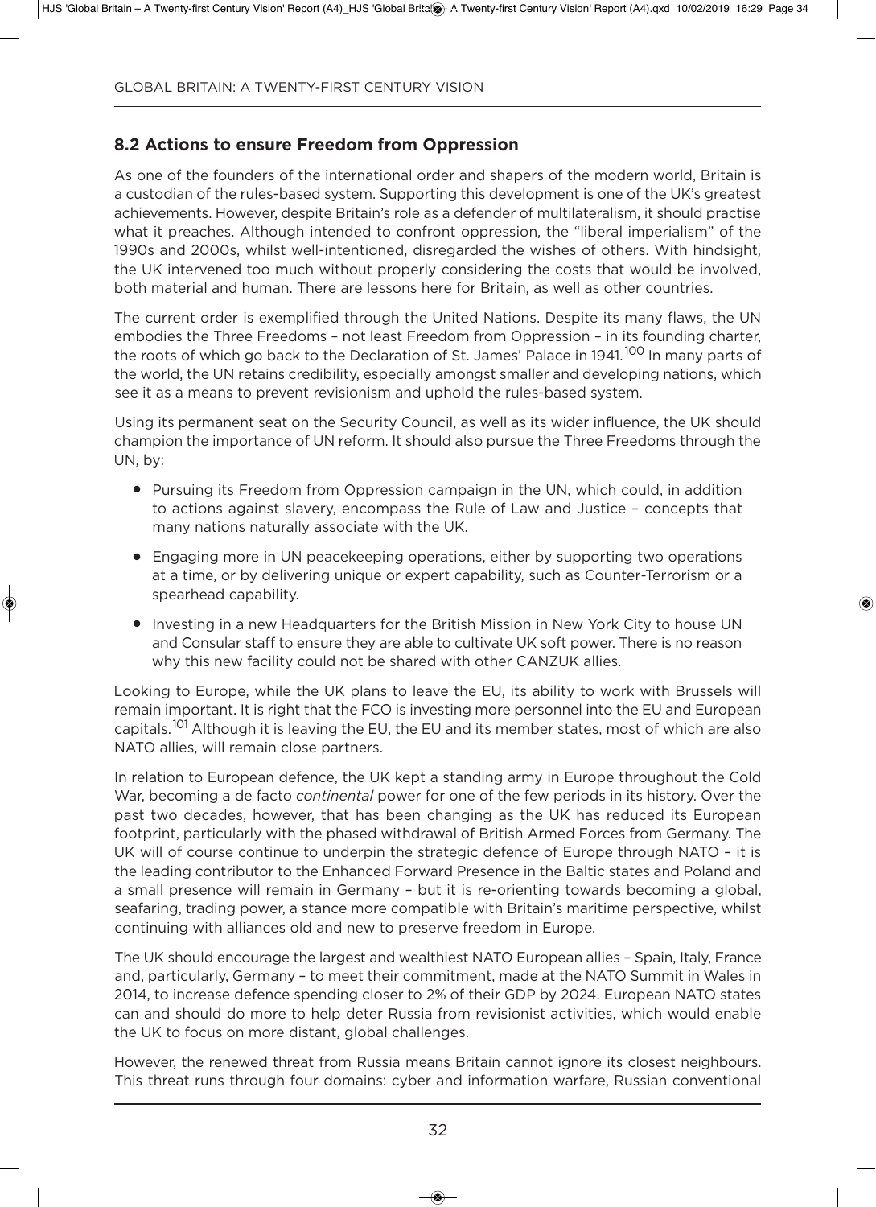## 8.2 Actions to ensure Freedom from Oppression

As one of the founders of the international order and shapers of the modern world, Britain is a custodian of the rules-based system. Supporting this development is one of the UK's greatest achievements. However, despite Britain's role as a defender of multilateralism, it should practise what it preaches. Although intended to confront oppression, the "liberal imperialism" of the 1990s and 2000s, whilst well-intentioned, disregarded the wishes of others. With hindsight, the UK intervened too much without properly considering the costs that would be involved, both material and human. There are lessons here for Britain, as well as other countries.

The current order is exemplified through the United Nations. Despite its many flaws, the UN embodies the Three Freedoms – not least Freedom from Oppression – in its founding charter, the roots of which go back to the Declaration of St. James' Palace in 1941.[100] In many parts of the world, the UN retains credibility, especially amongst smaller and developing nations, which see it as a means to prevent revisionism and uphold the rules-based system.

Using its permanent seat on the Security Council, as well as its wider influence, the UK should champion the importance of UN reform. It should also pursue the Three Freedoms through the UN, by:

- Pursuing its Freedom from Oppression campaign in the UN, which could, in addition to actions against slavery, encompass the Rule of Law and Justice – concepts that many nations naturally associate with the UK.
- Engaging more in UN peacekeeping operations, either by supporting two operations at a time, or by delivering unique or expert capability, such as Counter-Terrorism or a spearhead capability.
- Investing in a new Headquarters for the British Mission in New York City to house UN and Consular staff to ensure they are able to cultivate UK soft power. There is no reason why this new facility could not be shared with other CANZUK allies.

Looking to Europe, while the UK plans to leave the EU, its ability to work with Brussels will remain important. It is right that the FCO is investing more personnel into the EU and European capitals.[101] Although it is leaving the EU, the EU and its member states, most of which are also NATO allies, will remain close partners.

In relation to European defence, the UK kept a standing army in Europe throughout the Cold War, becoming a de facto *continental* power for one of the few periods in its history. Over the past two decades, however, that has been changing as the UK has reduced its European footprint, particularly with the phased withdrawal of British Armed Forces from Germany. The UK will of course continue to underpin the strategic defence of Europe through NATO – it is the leading contributor to the Enhanced Forward Presence in the Baltic states and Poland and a small presence will remain in Germany – but it is re-orienting towards becoming a global, seafaring, trading power, a stance more compatible with Britain's maritime perspective, whilst continuing with alliances old and new to preserve freedom in Europe.

The UK should encourage the largest and wealthiest NATO European allies – Spain, Italy, France and, particularly, Germany – to meet their commitment, made at the NATO Summit in Wales in 2014, to increase defence spending closer to 2% of their GDP by 2024. European NATO states can and should do more to help deter Russia from revisionist activities, which would enable the UK to focus on more distant, global challenges.

However, the renewed threat from Russia means Britain cannot ignore its closest neighbours. This threat runs through four domains: cyber and information warfare, Russian conventional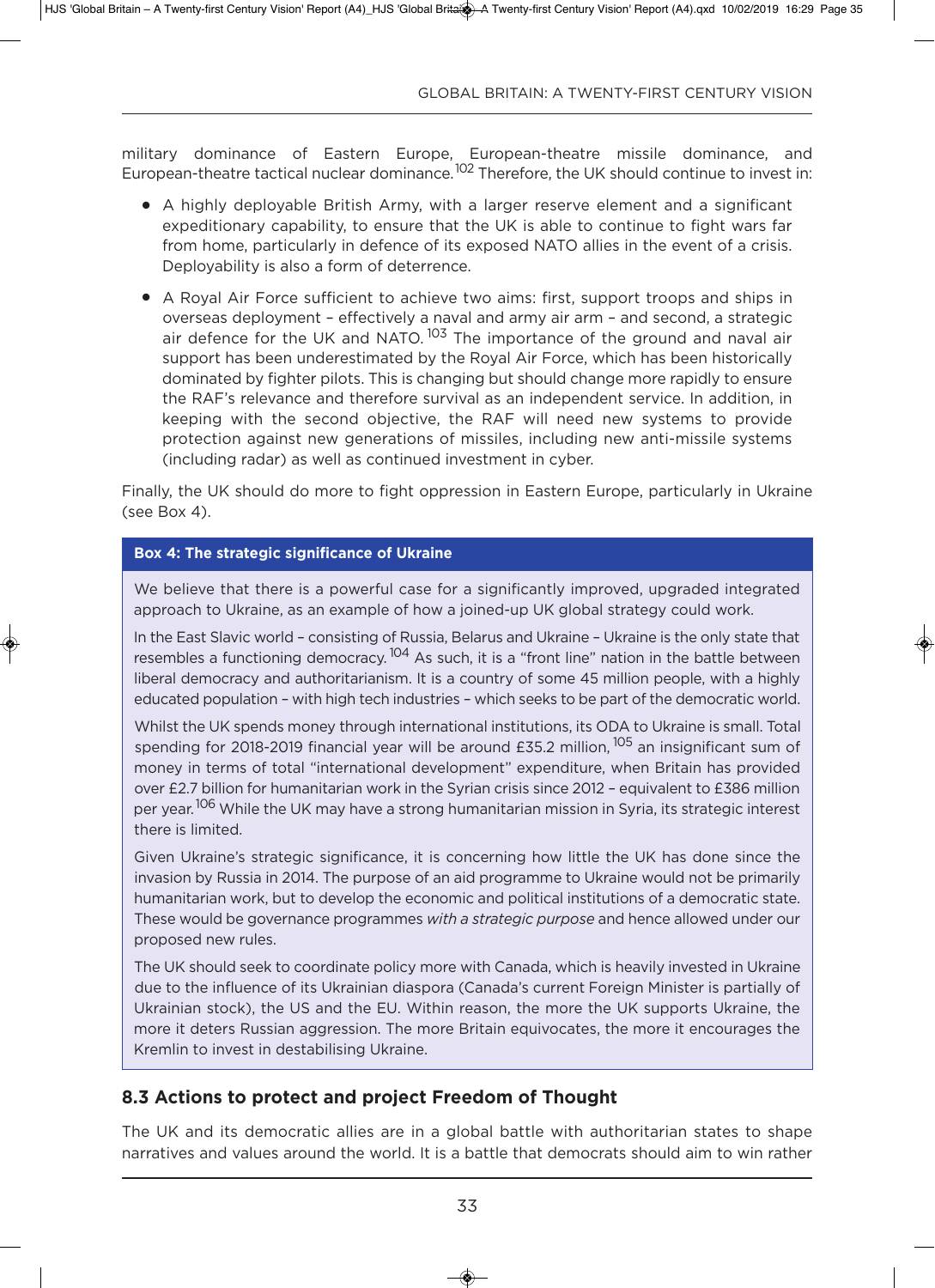military dominance of Eastern Europe, European-theatre missile dominance, and European-theatre tactical nuclear dominance.[102] Therefore, the UK should continue to invest in:

- A highly deployable British Army, with a larger reserve element and a significant expeditionary capability, to ensure that the UK is able to continue to fight wars far from home, particularly in defence of its exposed NATO allies in the event of a crisis. Deployability is also a form of deterrence.
- A Royal Air Force sufficient to achieve two aims: first, support troops and ships in overseas deployment – effectively a naval and army air arm – and second, a strategic air defence for the UK and NATO.[103] The importance of the ground and naval air support has been underestimated by the Royal Air Force, which has been historically dominated by fighter pilots. This is changing but should change more rapidly to ensure the RAF's relevance and therefore survival as an independent service. In addition, in keeping with the second objective, the RAF will need new systems to provide protection against new generations of missiles, including new anti-missile systems (including radar) as well as continued investment in cyber.

Finally, the UK should do more to fight oppression in Eastern Europe, particularly in Ukraine (see Box 4).

**Box 4: The strategic significance of Ukraine**

We believe that there is a powerful case for a significantly improved, upgraded integrated approach to Ukraine, as an example of how a joined-up UK global strategy could work.

In the East Slavic world – consisting of Russia, Belarus and Ukraine – Ukraine is the only state that resembles a functioning democracy.[104] As such, it is a "front line" nation in the battle between liberal democracy and authoritarianism. It is a country of some 45 million people, with a highly educated population – with high tech industries – which seeks to be part of the democratic world.

Whilst the UK spends money through international institutions, its ODA to Ukraine is small. Total spending for 2018-2019 financial year will be around £35.2 million,[105] an insignificant sum of money in terms of total "international development" expenditure, when Britain has provided over £2.7 billion for humanitarian work in the Syrian crisis since 2012 – equivalent to £386 million per year.[106] While the UK may have a strong humanitarian mission in Syria, its strategic interest there is limited.

Given Ukraine's strategic significance, it is concerning how little the UK has done since the invasion by Russia in 2014. The purpose of an aid programme to Ukraine would not be primarily humanitarian work, but to develop the economic and political institutions of a democratic state. These would be governance programmes *with a strategic purpose* and hence allowed under our proposed new rules.

The UK should seek to coordinate policy more with Canada, which is heavily invested in Ukraine due to the influence of its Ukrainian diaspora (Canada's current Foreign Minister is partially of Ukrainian stock), the US and the EU. Within reason, the more the UK supports Ukraine, the more it deters Russian aggression. The more Britain equivocates, the more it encourages the Kremlin to invest in destabilising Ukraine.

### 8.3 Actions to protect and project Freedom of Thought

The UK and its democratic allies are in a global battle with authoritarian states to shape narratives and values around the world. It is a battle that democrats should aim to win rather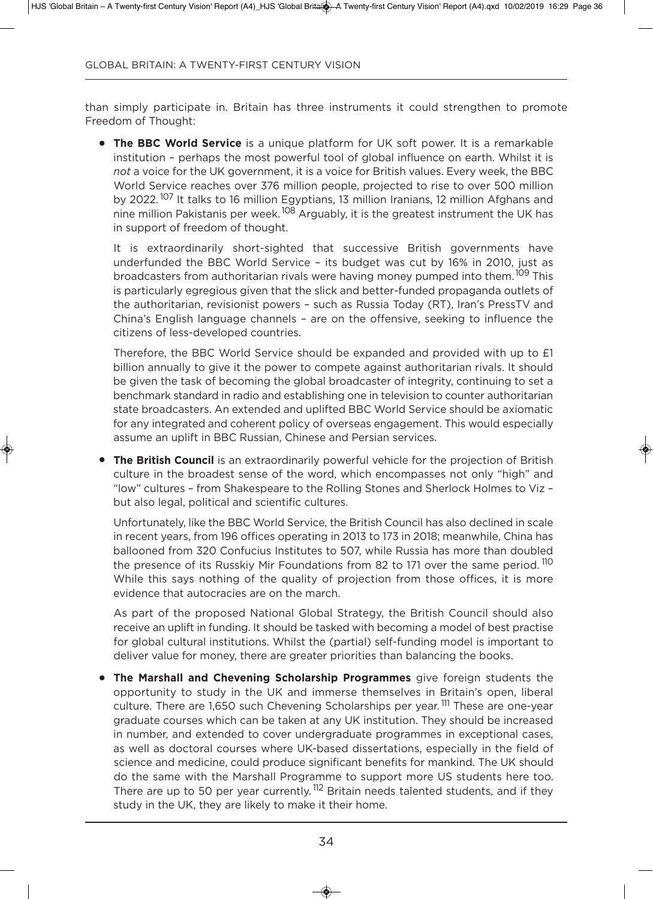than simply participate in. Britain has three instruments it could strengthen to promote Freedom of Thought:

- **The BBC World Service** is a unique platform for UK soft power. It is a remarkable institution – perhaps the most powerful tool of global influence on earth. Whilst it is *not* a voice for the UK government, it is a voice for British values. Every week, the BBC World Service reaches over 376 million people, projected to rise to over 500 million by 2022.[107] It talks to 16 million Egyptians, 13 million Iranians, 12 million Afghans and nine million Pakistanis per week.[108] Arguably, it is the greatest instrument the UK has in support of freedom of thought.

  It is extraordinarily short-sighted that successive British governments have underfunded the BBC World Service – its budget was cut by 16% in 2010, just as broadcasters from authoritarian rivals were having money pumped into them.[109] This is particularly egregious given that the slick and better-funded propaganda outlets of the authoritarian, revisionist powers – such as Russia Today (RT), Iran's PressTV and China's English language channels – are on the offensive, seeking to influence the citizens of less-developed countries.

  Therefore, the BBC World Service should be expanded and provided with up to £1 billion annually to give it the power to compete against authoritarian rivals. It should be given the task of becoming the global broadcaster of integrity, continuing to set a benchmark standard in radio and establishing one in television to counter authoritarian state broadcasters. An extended and uplifted BBC World Service should be axiomatic for any integrated and coherent policy of overseas engagement. This would especially assume an uplift in BBC Russian, Chinese and Persian services.

- **The British Council** is an extraordinarily powerful vehicle for the projection of British culture in the broadest sense of the word, which encompasses not only "high" and "low" cultures – from Shakespeare to the Rolling Stones and Sherlock Holmes to Viz – but also legal, political and scientific cultures.

  Unfortunately, like the BBC World Service, the British Council has also declined in scale in recent years, from 196 offices operating in 2013 to 173 in 2018; meanwhile, China has ballooned from 320 Confucius Institutes to 507, while Russia has more than doubled the presence of its Russkiy Mir Foundations from 82 to 171 over the same period.[110] While this says nothing of the quality of projection from those offices, it is more evidence that autocracies are on the march.

  As part of the proposed National Global Strategy, the British Council should also receive an uplift in funding. It should be tasked with becoming a model of best practise for global cultural institutions. Whilst the (partial) self-funding model is important to deliver value for money, there are greater priorities than balancing the books.

- **The Marshall and Chevening Scholarship Programmes** give foreign students the opportunity to study in the UK and immerse themselves in Britain's open, liberal culture. There are 1,650 such Chevening Scholarships per year.[111] These are one-year graduate courses which can be taken at any UK institution. They should be increased in number, and extended to cover undergraduate programmes in exceptional cases, as well as doctoral courses where UK-based dissertations, especially in the field of science and medicine, could produce significant benefits for mankind. The UK should do the same with the Marshall Programme to support more US students here too. There are up to 50 per year currently.[112] Britain needs talented students, and if they study in the UK, they are likely to make it their home.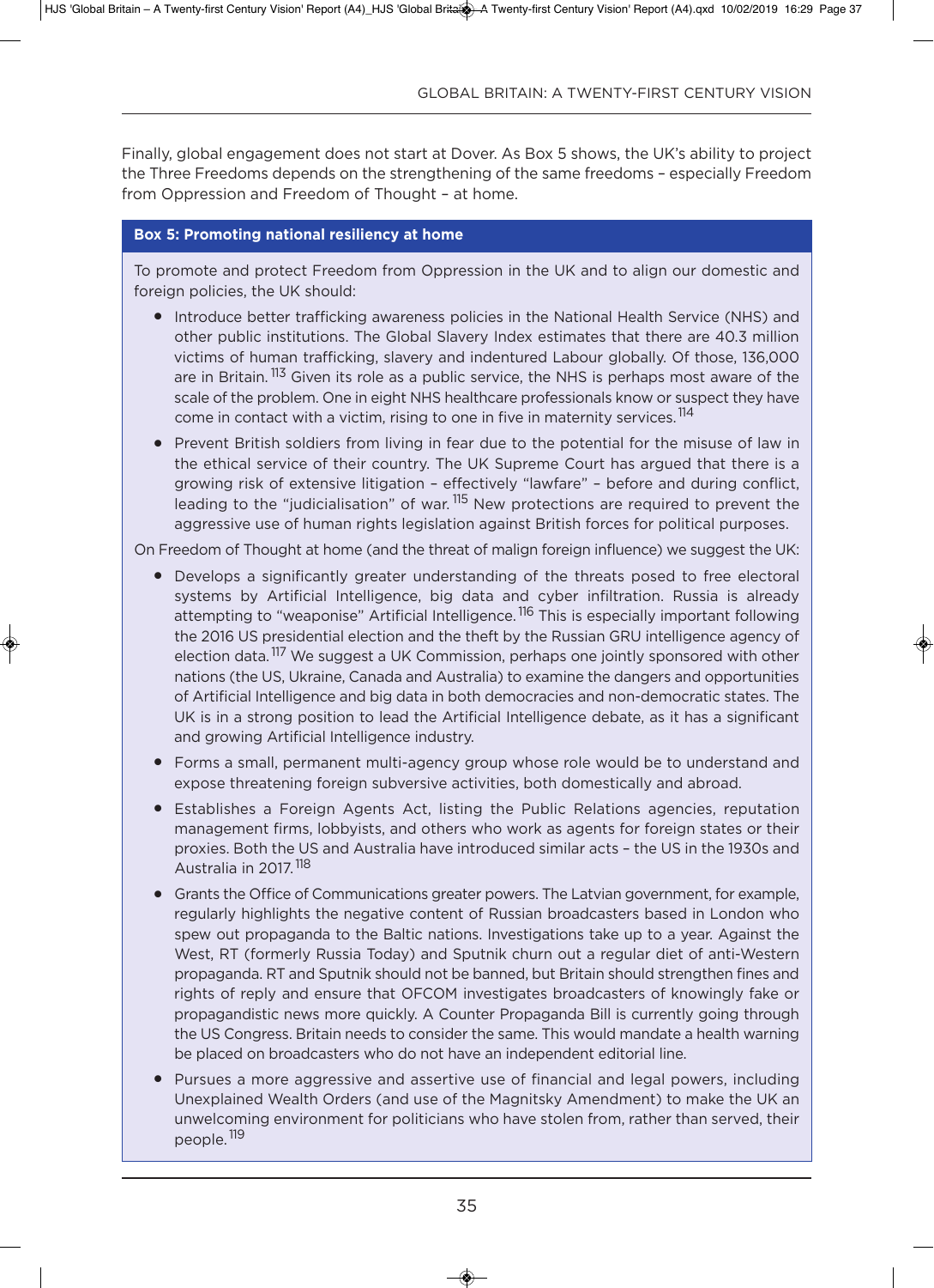Finally, global engagement does not start at Dover. As Box 5 shows, the UK's ability to project the Three Freedoms depends on the strengthening of the same freedoms – especially Freedom from Oppression and Freedom of Thought – at home.

### Box 5: Promoting national resiliency at home

To promote and protect Freedom from Oppression in the UK and to align our domestic and foreign policies, the UK should:

- Introduce better trafficking awareness policies in the National Health Service (NHS) and other public institutions. The Global Slavery Index estimates that there are 40.3 million victims of human trafficking, slavery and indentured Labour globally. Of those, 136,000 are in Britain.[113] Given its role as a public service, the NHS is perhaps most aware of the scale of the problem. One in eight NHS healthcare professionals know or suspect they have come in contact with a victim, rising to one in five in maternity services.[114]
- Prevent British soldiers from living in fear due to the potential for the misuse of law in the ethical service of their country. The UK Supreme Court has argued that there is a growing risk of extensive litigation – effectively "lawfare" – before and during conflict, leading to the "judicialisation" of war.[115] New protections are required to prevent the aggressive use of human rights legislation against British forces for political purposes.

On Freedom of Thought at home (and the threat of malign foreign influence) we suggest the UK:

- Develops a significantly greater understanding of the threats posed to free electoral systems by Artificial Intelligence, big data and cyber infiltration. Russia is already attempting to "weaponise" Artificial Intelligence.[116] This is especially important following the 2016 US presidential election and the theft by the Russian GRU intelligence agency of election data.[117] We suggest a UK Commission, perhaps one jointly sponsored with other nations (the US, Ukraine, Canada and Australia) to examine the dangers and opportunities of Artificial Intelligence and big data in both democracies and non-democratic states. The UK is in a strong position to lead the Artificial Intelligence debate, as it has a significant and growing Artificial Intelligence industry.
- Forms a small, permanent multi-agency group whose role would be to understand and expose threatening foreign subversive activities, both domestically and abroad.
- Establishes a Foreign Agents Act, listing the Public Relations agencies, reputation management firms, lobbyists, and others who work as agents for foreign states or their proxies. Both the US and Australia have introduced similar acts – the US in the 1930s and Australia in 2017.[118]
- Grants the Office of Communications greater powers. The Latvian government, for example, regularly highlights the negative content of Russian broadcasters based in London who spew out propaganda to the Baltic nations. Investigations take up to a year. Against the West, RT (formerly Russia Today) and Sputnik churn out a regular diet of anti-Western propaganda. RT and Sputnik should not be banned, but Britain should strengthen fines and rights of reply and ensure that OFCOM investigates broadcasters of knowingly fake or propagandistic news more quickly. A Counter Propaganda Bill is currently going through the US Congress. Britain needs to consider the same. This would mandate a health warning be placed on broadcasters who do not have an independent editorial line.
- Pursues a more aggressive and assertive use of financial and legal powers, including Unexplained Wealth Orders (and use of the Magnitsky Amendment) to make the UK an unwelcoming environment for politicians who have stolen from, rather than served, their people.[119]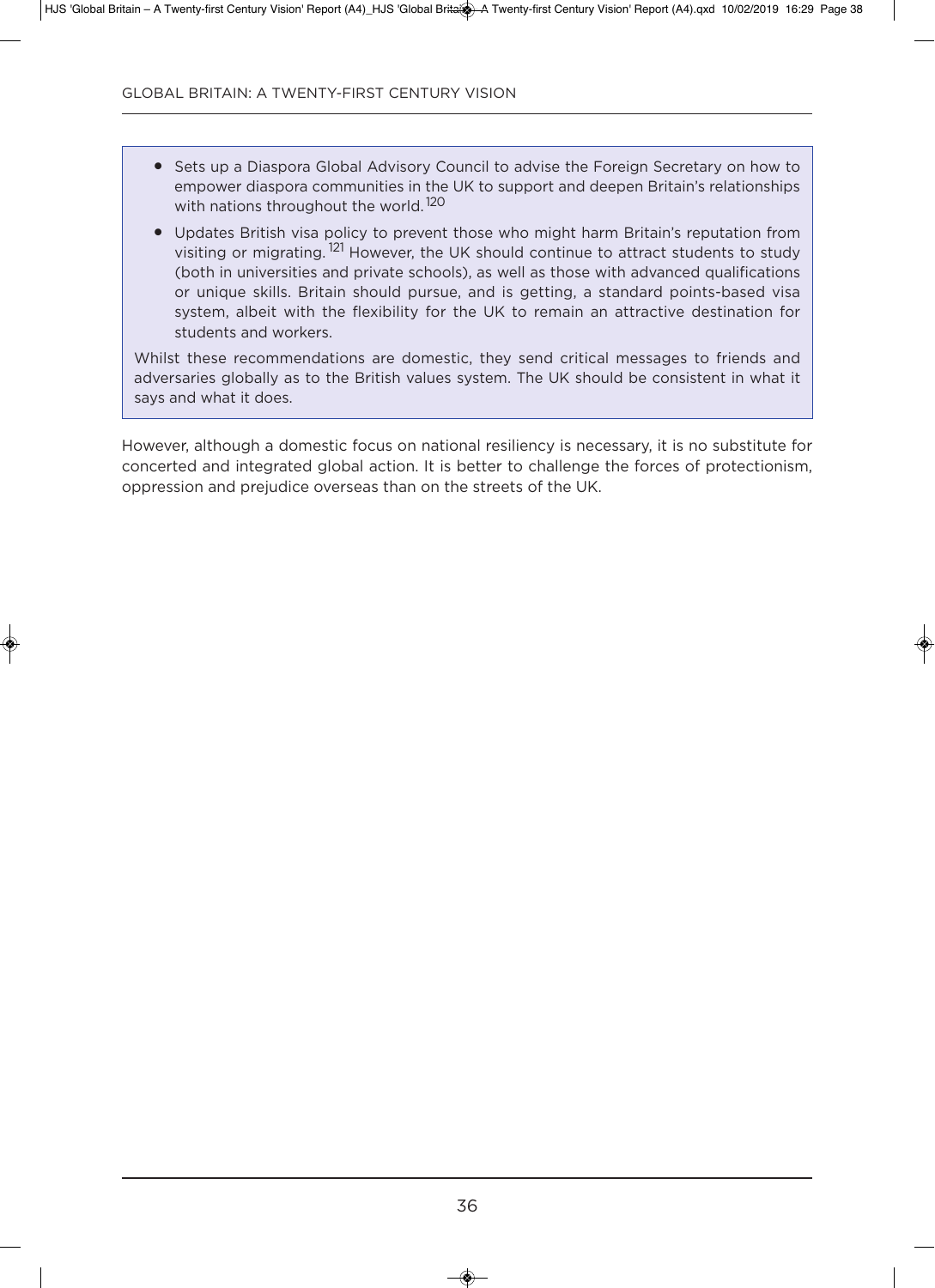- Sets up a Diaspora Global Advisory Council to advise the Foreign Secretary on how to empower diaspora communities in the UK to support and deepen Britain's relationships with nations throughout the world.[120]
- Updates British visa policy to prevent those who might harm Britain's reputation from visiting or migrating.[121] However, the UK should continue to attract students to study (both in universities and private schools), as well as those with advanced qualifications or unique skills. Britain should pursue, and is getting, a standard points-based visa system, albeit with the flexibility for the UK to remain an attractive destination for students and workers.

Whilst these recommendations are domestic, they send critical messages to friends and adversaries globally as to the British values system. The UK should be consistent in what it says and what it does.

However, although a domestic focus on national resiliency is necessary, it is no substitute for concerted and integrated global action. It is better to challenge the forces of protectionism, oppression and prejudice overseas than on the streets of the UK.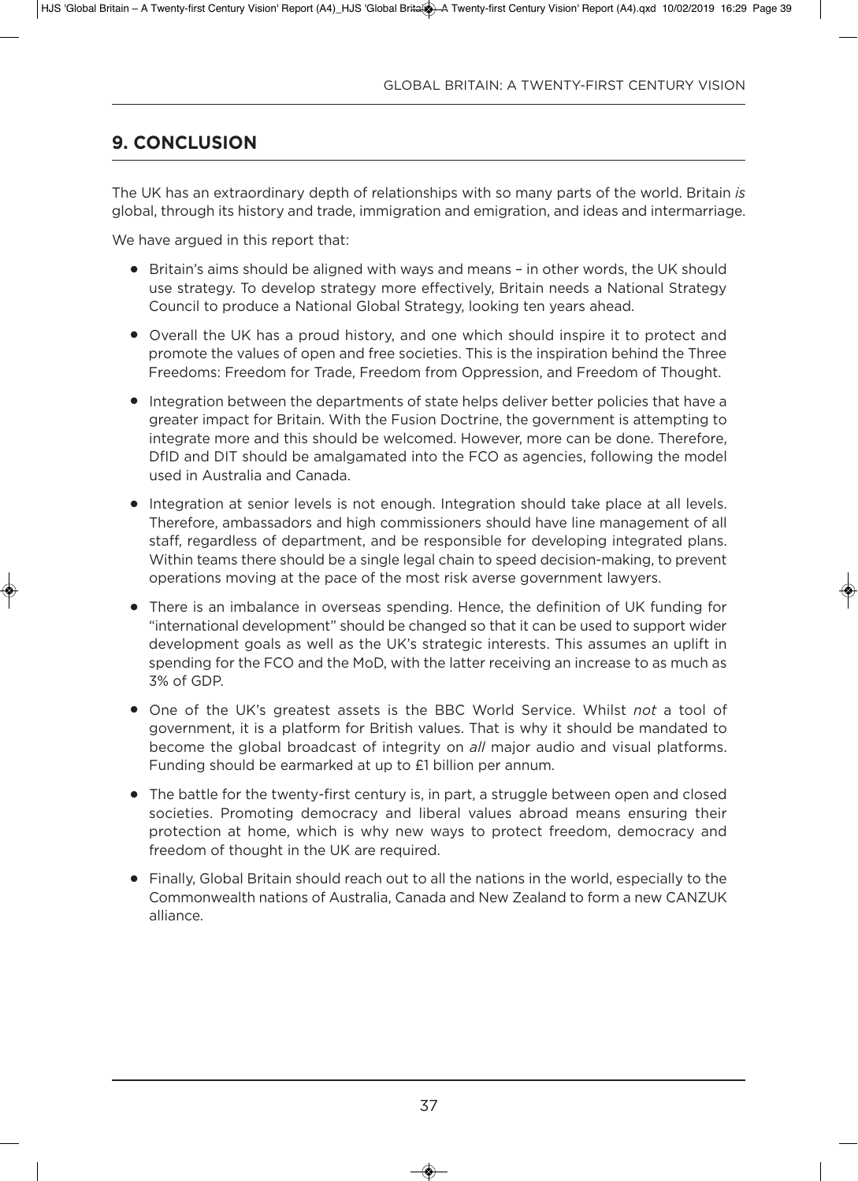## 9. CONCLUSION

The UK has an extraordinary depth of relationships with so many parts of the world. Britain *is* global, through its history and trade, immigration and emigration, and ideas and intermarriage.

We have argued in this report that:

- Britain's aims should be aligned with ways and means – in other words, the UK should use strategy. To develop strategy more effectively, Britain needs a National Strategy Council to produce a National Global Strategy, looking ten years ahead.
- Overall the UK has a proud history, and one which should inspire it to protect and promote the values of open and free societies. This is the inspiration behind the Three Freedoms: Freedom for Trade, Freedom from Oppression, and Freedom of Thought.
- Integration between the departments of state helps deliver better policies that have a greater impact for Britain. With the Fusion Doctrine, the government is attempting to integrate more and this should be welcomed. However, more can be done. Therefore, DfID and DIT should be amalgamated into the FCO as agencies, following the model used in Australia and Canada.
- Integration at senior levels is not enough. Integration should take place at all levels. Therefore, ambassadors and high commissioners should have line management of all staff, regardless of department, and be responsible for developing integrated plans. Within teams there should be a single legal chain to speed decision-making, to prevent operations moving at the pace of the most risk averse government lawyers.
- There is an imbalance in overseas spending. Hence, the definition of UK funding for "international development" should be changed so that it can be used to support wider development goals as well as the UK's strategic interests. This assumes an uplift in spending for the FCO and the MoD, with the latter receiving an increase to as much as 3% of GDP.
- One of the UK's greatest assets is the BBC World Service. Whilst *not* a tool of government, it is a platform for British values. That is why it should be mandated to become the global broadcast of integrity on *all* major audio and visual platforms. Funding should be earmarked at up to £1 billion per annum.
- The battle for the twenty-first century is, in part, a struggle between open and closed societies. Promoting democracy and liberal values abroad means ensuring their protection at home, which is why new ways to protect freedom, democracy and freedom of thought in the UK are required.
- Finally, Global Britain should reach out to all the nations in the world, especially to the Commonwealth nations of Australia, Canada and New Zealand to form a new CANZUK alliance.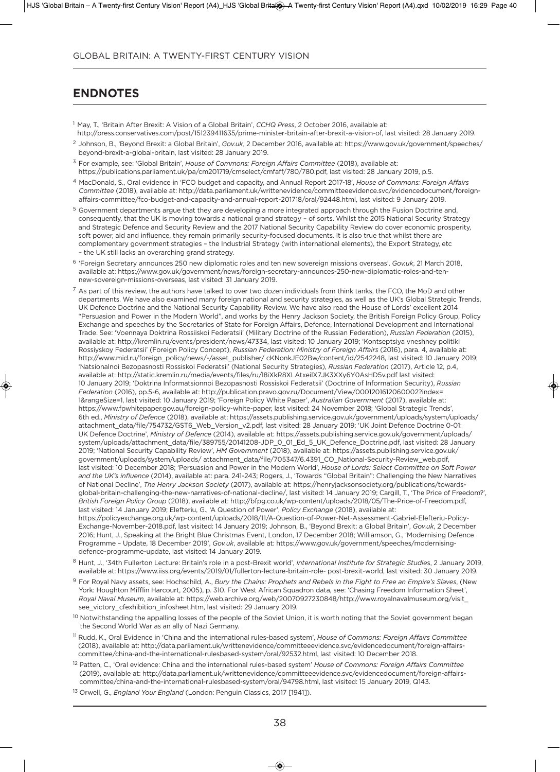## ENDNOTES

[1] May, T., 'Britain After Brexit: A Vision of a Global Britain', *CCHQ Press*, 2 October 2016, available at: http://press.conservatives.com/post/151239411635/prime-minister-britain-after-brexit-a-vision-of, last visited: 28 January 2019.

[2] Johnson, B., 'Beyond Brexit: a Global Britain', *Gov.uk*, 2 December 2016, available at: https://www.gov.uk/government/speeches/beyond-brexit-a-global-britain, last visited: 28 January 2019.

[3] For example, see: 'Global Britain', *House of Commons: Foreign Affairs Committee* (2018), available at: https://publications.parliament.uk/pa/cm201719/cmselect/cmfaff/780/780.pdf, last visited: 28 January 2019, p.5.

[4] MacDonald, S., Oral evidence in 'FCO budget and capacity, and Annual Report 2017-18', *House of Commons: Foreign Affairs Committee* (2018), available at: http://data.parliament.uk/writtenevidence/committeeevidence.svc/evidencedocument/foreign-affairs-committee/fco-budget-and-capacity-and-annual-report-201718/oral/92448.html, last visited: 9 January 2019.

[5] Government departments argue that they are developing a more integrated approach through the Fusion Doctrine and, consequently, that the UK is moving towards a national grand strategy – of sorts. Whilst the 2015 National Security Strategy and Strategic Defence and Security Review and the 2017 National Security Capability Review do cover economic prosperity, soft power, aid and influence, they remain primarily security-focused documents. It is also true that whilst there are complementary government strategies – the Industrial Strategy (with international elements), the Export Strategy, etc – the UK still lacks an overarching grand strategy.

[6] 'Foreign Secretary announces 250 new diplomatic roles and ten new sovereign missions overseas', *Gov.uk*, 21 March 2018, available at: https://www.gov.uk/government/news/foreign-secretary-announces-250-new-diplomatic-roles-and-ten-new-sovereign-missions-overseas, last visited: 31 January 2019.

[7] As part of this review, the authors have talked to over two dozen individuals from think tanks, the FCO, the MoD and other departments. We have also examined many foreign national and security strategies, as well as the UK's Global Strategic Trends, UK Defence Doctrine and the National Security Capability Review. We have also read the House of Lords' excellent 2014 "Persuasion and Power in the Modern World", and works by the Henry Jackson Society, the British Foreign Policy Group, Policy Exchange and speeches by the Secretaries of State for Foreign Affairs, Defence, International Development and International Trade. See: 'Voennaya Doktrina Rossiiskoi Federatsii' (Military Doctrine of the Russian Federation), *Russian Federation* (2015), available at: http://kremlin.ru/events/president/news/47334, last visited: 10 January 2019; 'Kontseptsiya vneshney politiki Rossiyskoy Federatsii' (Foreign Policy Concept), *Russian Federation: Ministry of Foreign Affairs* (2016), para. 4, available at: http://www.mid.ru/foreign_policy/news/-/asset_publisher/ cKNonkJE02Bw/content/id/2542248, last visited: 10 January 2019; 'Natsionalnoi Bezopasnosti Rossiskoi Federatsii' (National Security Strategies), *Russian Federation* (2017), Article 12, p.4, available at: http://static.kremlin.ru/media/events/files/ru/l8iXkR8XLAtxeilX7JK3XXy6Y0AsHD5v.pdf last visited: 10 January 2019; 'Doktrina Informatsionnoi Bezopasnosti Rossiskoi Federatsii' (Doctrine of Information Security), *Russian Federation* (2016), pp.5-6, available at: http://publication.pravo.gov.ru/Document/View/0001201612060002?index=1&rangeSize=1, last visited: 10 January 2019; 'Foreign Policy White Paper', *Australian Government* (2017), available at: https://www.fpwhitepaper.gov.au/foreign-policy-white-paper, last visited: 24 November 2018; 'Global Strategic Trends', 6th ed., *Ministry of Defence* (2018), available at: https://assets.publishing.service.gov.uk/government/uploads/system/uploads/attachment_data/file/754732/GST6_Web_Version_v2.pdf, last visited: 28 January 2019; 'UK Joint Defence Doctrine 0-01: UK Defence Doctrine', *Ministry of Defence* (2014), available at: https://assets.publishing.service.gov.uk/government/uploads/system/uploads/attachment_data/file/389755/20141208-JDP_0_01_Ed_5_UK_Defence_Doctrine.pdf, last visited: 28 January 2019; 'National Security Capability Review', *HM Government* (2018), available at: https://assets.publishing.service.gov.uk/government/uploads/system/uploads/ attachment_data/file/705347/6.4391_CO_National-Security-Review_web.pdf, last visited: 10 December 2018; 'Persuasion and Power in the Modern World', *House of Lords: Select Committee on Soft Power and the UK's influence* (2014), available at: para. 241-243; Rogers, J., 'Towards "Global Britain": Challenging the New Narratives of National Decline', *The Henry Jackson Society* (2017), available at: https://henryjacksonsociety.org/publications/towards-global-britain-challenging-the-new-narratives-of-national-decline/, last visited: 14 January 2019; Cargill, T., 'The Price of Freedom?', *British Foreign Policy Group* (2018), available at: http://bfpg.co.uk/wp-content/uploads/2018/05/The-Price-of-Freedom.pdf, last visited: 14 January 2019; Elefteriu, G., 'A Question of Power', *Policy Exchange* (2018), available at: https://policyexchange.org.uk/wp-content/uploads/2018/11/A-Question-of-Power-Net-Assessment-Gabriel-Elefteriu-Policy-Exchange-November-2018.pdf, last visited: 14 January 2019; Johnson, B., 'Beyond Brexit: a Global Britain', *Gov.uk*, 2 December 2016; Hunt, J., Speaking at the Bright Blue Christmas Event, London, 17 December 2018; Williamson, G., 'Modernising Defence Programme – Update, 18 December 2019', *Gov.uk*, available at: https://www.gov.uk/government/speeches/modernising-defence-programme-update, last visited: 14 January 2019.

[8] Hunt, J., '34th Fullerton Lecture: Britain's role in a post-Brexit world', *International Institute for Strategic Studies*, 2 January 2019, available at: https://www.iiss.org/events/2019/01/fullerton-lecture-britain-role- post-brexit-world, last visited: 30 January 2019.

[9] For Royal Navy assets, see: Hochschild, A., *Bury the Chains: Prophets and Rebels in the Fight to Free an Empire's Slaves*, (New York: Houghton Mifflin Harcourt, 2005), p. 310. For West African Squadron data, see: 'Chasing Freedom Information Sheet', *Royal Naval Museum*, available at: https://web.archive.org/web/20070927230848/http://www.royalnavalmuseum.org/visit_see_victory_cfexhibition_infosheet.htm, last visited: 29 January 2019.

[10] Notwithstanding the appalling losses of the people of the Soviet Union, it is worth noting that the Soviet government began the Second World War as an ally of Nazi Germany.

[11] Rudd, K., Oral Evidence in 'China and the international rules-based system', *House of Commons: Foreign Affairs Committee* (2018), available at: http://data.parliament.uk/writtenevidence/committeeevidence.svc/evidencedocument/foreign-affairs-committee/china-and-the-international-rulesbased-system/oral/92532.html, last visited: 10 December 2018.

[12] Patten, C., 'Oral evidence: China and the international rules-based system' *House of Commons: Foreign Affairs Committee* (2019), available at: http://data.parliament.uk/writtenevidence/committeeevidence.svc/evidencedocument/foreign-affairs-committee/china-and-the-international-rulesbased-system/oral/94798.html, last visited: 15 January 2019, Q143.

[13] Orwell, G., *England Your England* (London: Penguin Classics, 2017 [1941]).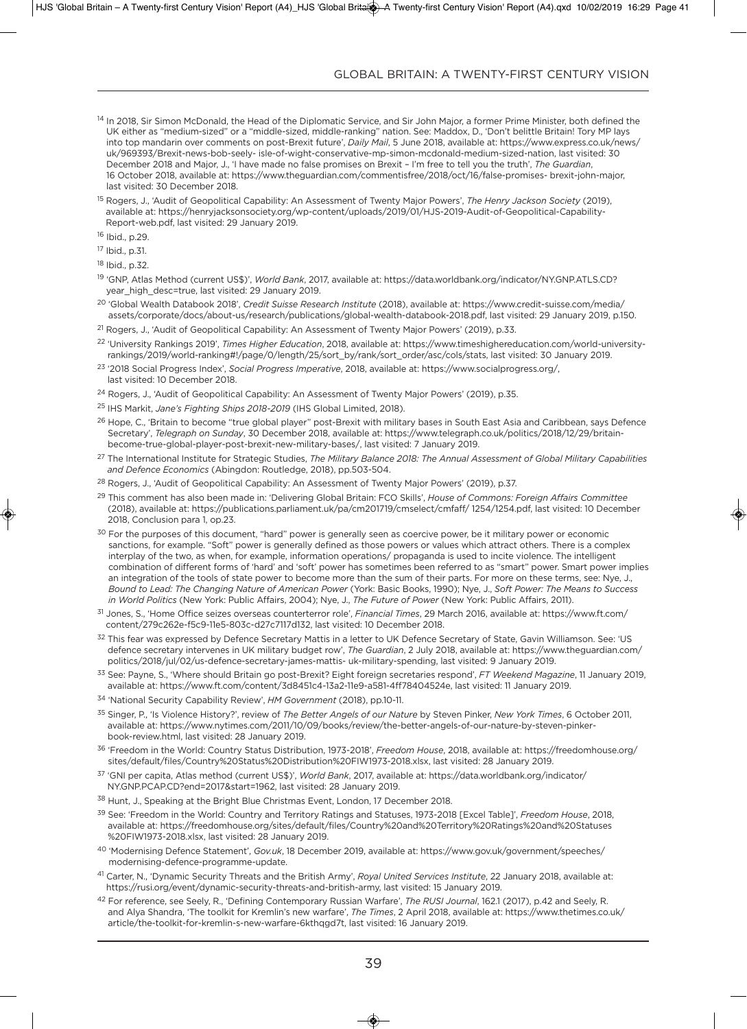[14] In 2018, Sir Simon McDonald, the Head of the Diplomatic Service, and Sir John Major, a former Prime Minister, both defined the UK either as "medium-sized" or a "middle-sized, middle-ranking" nation. See: Maddox, D., 'Don't belittle Britain! Tory MP lays into top mandarin over comments on post-Brexit future', *Daily Mail*, 5 June 2018, available at: https://www.express.co.uk/news/uk/969393/Brexit-news-bob-seely- isle-of-wight-conservative-mp-simon-mcdonald-medium-sized-nation, last visited: 30 December 2018 and Major, J., 'I have made no false promises on Brexit – I'm free to tell you the truth', *The Guardian*, 16 October 2018, available at: https://www.theguardian.com/commentisfree/2018/oct/16/false-promises- brexit-john-major, last visited: 30 December 2018.

[15] Rogers, J., 'Audit of Geopolitical Capability: An Assessment of Twenty Major Powers', *The Henry Jackson Society* (2019), available at: https://henryjacksonsociety.org/wp-content/uploads/2019/01/HJS-2019-Audit-of-Geopolitical-Capability-Report-web.pdf, last visited: 29 January 2019.

[16] Ibid., p.29.

[17] Ibid., p.31.

[18] Ibid., p.32.

[19] 'GNP, Atlas Method (current US$)', *World Bank*, 2017, available at: https://data.worldbank.org/indicator/NY.GNP.ATLS.CD?year_high_desc=true, last visited: 29 January 2019.

[20] 'Global Wealth Databook 2018', *Credit Suisse Research Institute* (2018), available at: https://www.credit-suisse.com/media/assets/corporate/docs/about-us/research/publications/global-wealth-databook-2018.pdf, last visited: 29 January 2019, p.150.

[21] Rogers, J., 'Audit of Geopolitical Capability: An Assessment of Twenty Major Powers' (2019), p.33.

[22] 'University Rankings 2019', *Times Higher Education*, 2018, available at: https://www.timeshighereducation.com/world-university-rankings/2019/world-ranking#!/page/0/length/25/sort_by/rank/sort_order/asc/cols/stats, last visited: 30 January 2019.

[23] '2018 Social Progress Index', *Social Progress Imperative*, 2018, available at: https://www.socialprogress.org/, last visited: 10 December 2018.

[24] Rogers, J., 'Audit of Geopolitical Capability: An Assessment of Twenty Major Powers' (2019), p.35.

[25] IHS Markit, *Jane's Fighting Ships 2018-2019* (IHS Global Limited, 2018).

[26] Hope, C., 'Britain to become "true global player" post-Brexit with military bases in South East Asia and Caribbean, says Defence Secretary', *Telegraph on Sunday*, 30 December 2018, available at: https://www.telegraph.co.uk/politics/2018/12/29/britain-become-true-global-player-post-brexit-new-military-bases/, last visited: 7 January 2019.

[27] The International Institute for Strategic Studies, *The Military Balance 2018: The Annual Assessment of Global Military Capabilities and Defence Economics* (Abingdon: Routledge, 2018), pp.503-504.

[28] Rogers, J., 'Audit of Geopolitical Capability: An Assessment of Twenty Major Powers' (2019), p.37.

[29] This comment has also been made in: 'Delivering Global Britain: FCO Skills', *House of Commons: Foreign Affairs Committee* (2018), available at: https://publications.parliament.uk/pa/cm201719/cmselect/cmfaff/ 1254/1254.pdf, last visited: 10 December 2018, Conclusion para 1, op.23.

[30] For the purposes of this document, "hard" power is generally seen as coercive power, be it military power or economic sanctions, for example. "Soft" power is generally defined as those powers or values which attract others. There is a complex interplay of the two, as when, for example, information operations/ propaganda is used to incite violence. The intelligent combination of different forms of 'hard' and 'soft' power has sometimes been referred to as "smart" power. Smart power implies an integration of the tools of state power to become more than the sum of their parts. For more on these terms, see: Nye, J., *Bound to Lead: The Changing Nature of American Power* (York: Basic Books, 1990); Nye, J., *Soft Power: The Means to Success in World Politics* (New York: Public Affairs, 2004); Nye, J., *The Future of Power* (New York: Public Affairs, 2011).

[31] Jones, S., 'Home Office seizes overseas counterterror role', *Financial Times*, 29 March 2016, available at: https://www.ft.com/content/279c262e-f5c9-11e5-803c-d27c7117d132, last visited: 10 December 2018.

[32] This fear was expressed by Defence Secretary Mattis in a letter to UK Defence Secretary of State, Gavin Williamson. See: 'US defence secretary intervenes in UK military budget row', *The Guardian*, 2 July 2018, available at: https://www.theguardian.com/politics/2018/jul/02/us-defence-secretary-james-mattis- uk-military-spending, last visited: 9 January 2019.

[33] See: Payne, S., 'Where should Britain go post-Brexit? Eight foreign secretaries respond', *FT Weekend Magazine*, 11 January 2019, available at: https://www.ft.com/content/3d8451c4-13a2-11e9-a581-4ff78404524e, last visited: 11 January 2019.

[34] 'National Security Capability Review', *HM Government* (2018), pp.10-11.

[35] Singer, P., 'Is Violence History?', review of *The Better Angels of our Nature* by Steven Pinker, *New York Times*, 6 October 2011, available at: https://www.nytimes.com/2011/10/09/books/review/the-better-angels-of-our-nature-by-steven-pinker-book-review.html, last visited: 28 January 2019.

[36] 'Freedom in the World: Country Status Distribution, 1973-2018', *Freedom House*, 2018, available at: https://freedomhouse.org/sites/default/files/Country%20Status%20Distribution%20FIW1973-2018.xlsx, last visited: 28 January 2019.

[37] 'GNI per capita, Atlas method (current US$)', *World Bank*, 2017, available at: https://data.worldbank.org/indicator/NY.GNP.PCAP.CD?end=2017&start=1962, last visited: 28 January 2019.

[38] Hunt, J., Speaking at the Bright Blue Christmas Event, London, 17 December 2018.

[39] See: 'Freedom in the World: Country and Territory Ratings and Statuses, 1973-2018 [Excel Table]', *Freedom House*, 2018, available at: https://freedomhouse.org/sites/default/files/Country%20and%20Territory%20Ratings%20and%20Statuses%20FIW1973-2018.xlsx, last visited: 28 January 2019.

[40] 'Modernising Defence Statement', *Gov.uk*, 18 December 2019, available at: https://www.gov.uk/government/speeches/modernising-defence-programme-update.

[41] Carter, N., 'Dynamic Security Threats and the British Army', *Royal United Services Institute*, 22 January 2018, available at: https://rusi.org/event/dynamic-security-threats-and-british-army, last visited: 15 January 2019.

[42] For reference, see Seely, R., 'Defining Contemporary Russian Warfare', *The RUSI Journal*, 162.1 (2017), p.42 and Seely, R. and Alya Shandra, 'The toolkit for Kremlin's new warfare', *The Times*, 2 April 2018, available at: https://www.thetimes.co.uk/article/the-toolkit-for-kremlin-s-new-warfare-6kthqgd7t, last visited: 16 January 2019.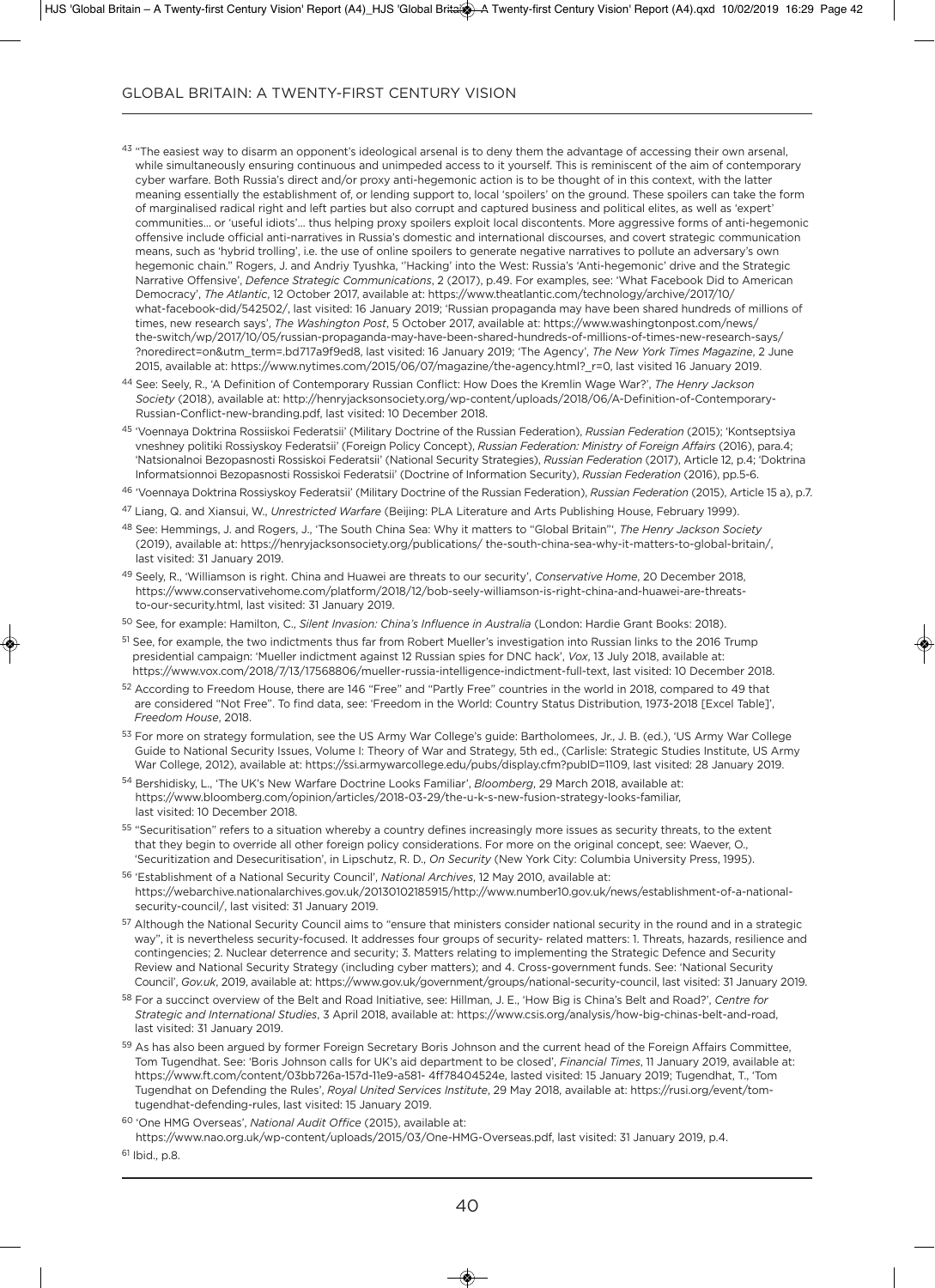[43] "The easiest way to disarm an opponent's ideological arsenal is to deny them the advantage of accessing their own arsenal, while simultaneously ensuring continuous and unimpeded access to it yourself. This is reminiscent of the aim of contemporary cyber warfare. Both Russia's direct and/or proxy anti-hegemonic action is to be thought of in this context, with the latter meaning essentially the establishment of, or lending support to, local 'spoilers' on the ground. These spoilers can take the form of marginalised radical right and left parties but also corrupt and captured business and political elites, as well as 'expert' communities… or 'useful idiots'… thus helping proxy spoilers exploit local discontents. More aggressive forms of anti-hegemonic offensive include official anti-narratives in Russia's domestic and international discourses, and covert strategic communication means, such as 'hybrid trolling', i.e. the use of online spoilers to generate negative narratives to pollute an adversary's own hegemonic chain." Rogers, J. and Andriy Tyushka, ''Hacking' into the West: Russia's 'Anti-hegemonic' drive and the Strategic Narrative Offensive', *Defence Strategic Communications*, 2 (2017), p.49. For examples, see: 'What Facebook Did to American Democracy', *The Atlantic*, 12 October 2017, available at: https://www.theatlantic.com/technology/archive/2017/10/what-facebook-did/542502/, last visited: 16 January 2019; 'Russian propaganda may have been shared hundreds of millions of times, new research says', *The Washington Post*, 5 October 2017, available at: https://www.washingtonpost.com/news/the-switch/wp/2017/10/05/russian-propaganda-may-have-been-shared-hundreds-of-millions-of-times-new-research-says/?noredirect=on&utm_term=.bd717a9f9ed8, last visited: 16 January 2019; 'The Agency', *The New York Times Magazine*, 2 June 2015, available at: https://www.nytimes.com/2015/06/07/magazine/the-agency.html?_r=0, last visited 16 January 2019.

[44] See: Seely, R., 'A Definition of Contemporary Russian Conflict: How Does the Kremlin Wage War?', *The Henry Jackson Society* (2018), available at: http://henryjacksonsociety.org/wp-content/uploads/2018/06/A-Definition-of-Contemporary-Russian-Conflict-new-branding.pdf, last visited: 10 December 2018.

[45] 'Voennaya Doktrina Rossiiskoi Federatsii' (Military Doctrine of the Russian Federation), *Russian Federation* (2015); 'Kontseptsiya vneshney politiki Rossiyskoy Federatsii' (Foreign Policy Concept), *Russian Federation: Ministry of Foreign Affairs* (2016), para.4; 'Natsionalnoi Bezopasnosti Rossiskoi Federatsii' (National Security Strategies), *Russian Federation* (2017), Article 12, p.4; 'Doktrina Informatsionnoi Bezopasnosti Rossiskoi Federatsii' (Doctrine of Information Security), *Russian Federation* (2016), pp.5-6.

[46] 'Voennaya Doktrina Rossiyskoy Federatsii' (Military Doctrine of the Russian Federation), *Russian Federation* (2015), Article 15 a), p.7.

[47] Liang, Q. and Xiansui, W., *Unrestricted Warfare* (Beijing: PLA Literature and Arts Publishing House, February 1999).

[48] See: Hemmings, J. and Rogers, J., 'The South China Sea: Why it matters to "Global Britain"', *The Henry Jackson Society* (2019), available at: https://henryjacksonsociety.org/publications/ the-south-china-sea-why-it-matters-to-global-britain/, last visited: 31 January 2019.

[49] Seely, R., 'Williamson is right. China and Huawei are threats to our security', *Conservative Home*, 20 December 2018, https://www.conservativehome.com/platform/2018/12/bob-seely-williamson-is-right-china-and-huawei-are-threats-to-our-security.html, last visited: 31 January 2019.

[50] See, for example: Hamilton, C., *Silent Invasion: China's Influence in Australia* (London: Hardie Grant Books: 2018).

[51] See, for example, the two indictments thus far from Robert Mueller's investigation into Russian links to the 2016 Trump presidential campaign: 'Mueller indictment against 12 Russian spies for DNC hack', *Vox*, 13 July 2018, available at: https://www.vox.com/2018/7/13/17568806/mueller-russia-intelligence-indictment-full-text, last visited: 10 December 2018.

[52] According to Freedom House, there are 146 "Free" and "Partly Free" countries in the world in 2018, compared to 49 that are considered "Not Free". To find data, see: 'Freedom in the World: Country Status Distribution, 1973-2018 [Excel Table]', *Freedom House*, 2018.

[53] For more on strategy formulation, see the US Army War College's guide: Bartholomees, Jr., J. B. (ed.), 'US Army War College Guide to National Security Issues, Volume I: Theory of War and Strategy, 5th ed., (Carlisle: Strategic Studies Institute, US Army War College, 2012), available at: https://ssi.armywarcollege.edu/pubs/display.cfm?pubID=1109, last visited: 28 January 2019.

[54] Bershidisky, L., 'The UK's New Warfare Doctrine Looks Familiar', *Bloomberg*, 29 March 2018, available at: https://www.bloomberg.com/opinion/articles/2018-03-29/the-u-k-s-new-fusion-strategy-looks-familiar, last visited: 10 December 2018.

[55] "Securitisation" refers to a situation whereby a country defines increasingly more issues as security threats, to the extent that they begin to override all other foreign policy considerations. For more on the original concept, see: Waever, O., 'Securitization and Desecuritisation', in Lipschutz, R. D., *On Security* (New York City: Columbia University Press, 1995).

[56] 'Establishment of a National Security Council', *National Archives*, 12 May 2010, available at: https://webarchive.nationalarchives.gov.uk/20130102185915/http://www.number10.gov.uk/news/establishment-of-a-national-security-council/, last visited: 31 January 2019.

[57] Although the National Security Council aims to "ensure that ministers consider national security in the round and in a strategic way", it is nevertheless security-focused. It addresses four groups of security- related matters: 1. Threats, hazards, resilience and contingencies; 2. Nuclear deterrence and security; 3. Matters relating to implementing the Strategic Defence and Security Review and National Security Strategy (including cyber matters); and 4. Cross-government funds. See: 'National Security Council', *Gov.uk*, 2019, available at: https://www.gov.uk/government/groups/national-security-council, last visited: 31 January 2019.

[58] For a succinct overview of the Belt and Road Initiative, see: Hillman, J. E., 'How Big is China's Belt and Road?', *Centre for Strategic and International Studies*, 3 April 2018, available at: https://www.csis.org/analysis/how-big-chinas-belt-and-road, last visited: 31 January 2019.

[59] As has also been argued by former Foreign Secretary Boris Johnson and the current head of the Foreign Affairs Committee, Tom Tugendhat. See: 'Boris Johnson calls for UK's aid department to be closed', *Financial Times*, 11 January 2019, available at: https://www.ft.com/content/03bb726a-157d-11e9-a581- 4ff78404524e, lasted visited: 15 January 2019; Tugendhat, T., 'Tom Tugendhat on Defending the Rules', *Royal United Services Institute*, 29 May 2018, available at: https://rusi.org/event/tom-tugendhat-defending-rules, last visited: 15 January 2019.

[60] 'One HMG Overseas', *National Audit Office* (2015), available at: https://www.nao.org.uk/wp-content/uploads/2015/03/One-HMG-Overseas.pdf, last visited: 31 January 2019, p.4.

[61] Ibid., p.8.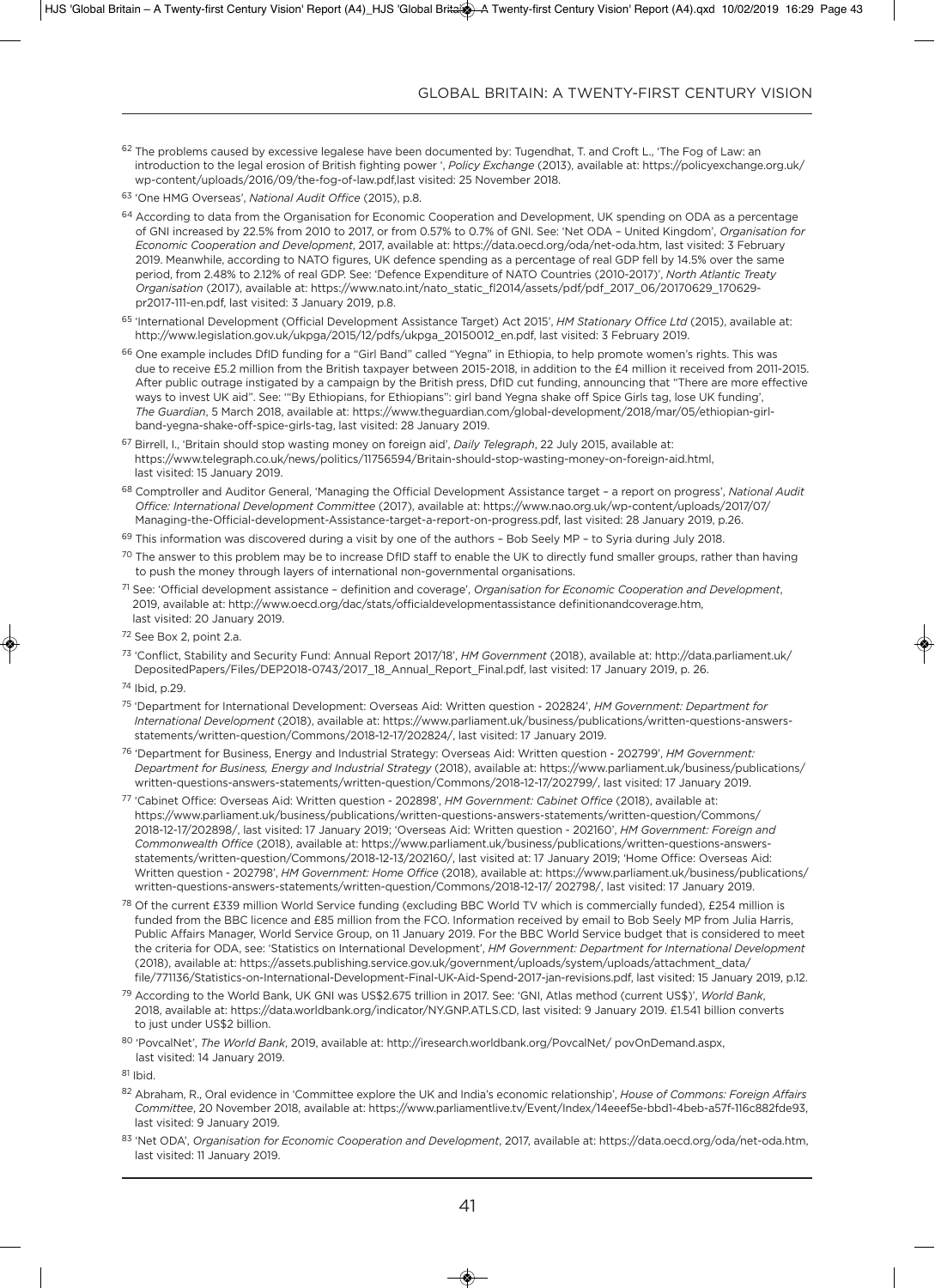[62] The problems caused by excessive legalese have been documented by: Tugendhat, T. and Croft L., 'The Fog of Law: an introduction to the legal erosion of British fighting power ', *Policy Exchange* (2013), available at: https://policyexchange.org.uk/wp-content/uploads/2016/09/the-fog-of-law.pdf,last visited: 25 November 2018.

[63] 'One HMG Overseas', *National Audit Office* (2015), p.8.

[64] According to data from the Organisation for Economic Cooperation and Development, UK spending on ODA as a percentage of GNI increased by 22.5% from 2010 to 2017, or from 0.57% to 0.7% of GNI. See: 'Net ODA – United Kingdom', *Organisation for Economic Cooperation and Development*, 2017, available at: https://data.oecd.org/oda/net-oda.htm, last visited: 3 February 2019. Meanwhile, according to NATO figures, UK defence spending as a percentage of real GDP fell by 14.5% over the same period, from 2.48% to 2.12% of real GDP. See: 'Defence Expenditure of NATO Countries (2010-2017)', *North Atlantic Treaty Organisation* (2017), available at: https://www.nato.int/nato_static_fl2014/assets/pdf/pdf_2017_06/20170629_170629-pr2017-111-en.pdf, last visited: 3 January 2019, p.8.

[65] 'International Development (Official Development Assistance Target) Act 2015', *HM Stationary Office Ltd* (2015), available at: http://www.legislation.gov.uk/ukpga/2015/12/pdfs/ukpga_20150012_en.pdf, last visited: 3 February 2019.

[66] One example includes DfID funding for a "Girl Band" called "Yegna" in Ethiopia, to help promote women's rights. This was due to receive £5.2 million from the British taxpayer between 2015-2018, in addition to the £4 million it received from 2011-2015. After public outrage instigated by a campaign by the British press, DfID cut funding, announcing that "There are more effective ways to invest UK aid". See: '"By Ethiopians, for Ethiopians": girl band Yegna shake off Spice Girls tag, lose UK funding', *The Guardian*, 5 March 2018, available at: https://www.theguardian.com/global-development/2018/mar/05/ethiopian-girl-band-yegna-shake-off-spice-girls-tag, last visited: 28 January 2019.

[67] Birrell, I., 'Britain should stop wasting money on foreign aid', *Daily Telegraph*, 22 July 2015, available at: https://www.telegraph.co.uk/news/politics/11756594/Britain-should-stop-wasting-money-on-foreign-aid.html, last visited: 15 January 2019.

[68] Comptroller and Auditor General, 'Managing the Official Development Assistance target – a report on progress', *National Audit Office: International Development Committee* (2017), available at: https://www.nao.org.uk/wp-content/uploads/2017/07/Managing-the-Official-development-Assistance-target-a-report-on-progress.pdf, last visited: 28 January 2019, p.26.

[69] This information was discovered during a visit by one of the authors – Bob Seely MP – to Syria during July 2018.

[70] The answer to this problem may be to increase DfID staff to enable the UK to directly fund smaller groups, rather than having to push the money through layers of international non-governmental organisations.

[71] See: 'Official development assistance – definition and coverage', *Organisation for Economic Cooperation and Development*, 2019, available at: http://www.oecd.org/dac/stats/officialdevelopmentassistance definitionandcoverage.htm, last visited: 20 January 2019.

[72] See Box 2, point 2.a.

[73] 'Conflict, Stability and Security Fund: Annual Report 2017/18', *HM Government* (2018), available at: http://data.parliament.uk/DepositedPapers/Files/DEP2018-0743/2017_18_Annual_Report_Final.pdf, last visited: 17 January 2019, p. 26.

[74] Ibid, p.29.

[75] 'Department for International Development: Overseas Aid: Written question - 202824', *HM Government: Department for International Development* (2018), available at: https://www.parliament.uk/business/publications/written-questions-answers-statements/written-question/Commons/2018-12-17/202824/, last visited: 17 January 2019.

[76] 'Department for Business, Energy and Industrial Strategy: Overseas Aid: Written question - 202799', *HM Government: Department for Business, Energy and Industrial Strategy* (2018), available at: https://www.parliament.uk/business/publications/written-questions-answers-statements/written-question/Commons/2018-12-17/202799/, last visited: 17 January 2019.

[77] 'Cabinet Office: Overseas Aid: Written question - 202898', *HM Government: Cabinet Office* (2018), available at: https://www.parliament.uk/business/publications/written-questions-answers-statements/written-question/Commons/2018-12-17/202898/, last visited: 17 January 2019; 'Overseas Aid: Written question - 202160', *HM Government: Foreign and Commonwealth Office* (2018), available at: https://www.parliament.uk/business/publications/written-questions-answers-statements/written-question/Commons/2018-12-13/202160/, last visited at: 17 January 2019; 'Home Office: Overseas Aid: Written question - 202798', *HM Government: Home Office* (2018), available at: https://www.parliament.uk/business/publications/written-questions-answers-statements/written-question/Commons/2018-12-17/ 202798/, last visited: 17 January 2019.

[78] Of the current £339 million World Service funding (excluding BBC World TV which is commercially funded), £254 million is funded from the BBC licence and £85 million from the FCO. Information received by email to Bob Seely MP from Julia Harris, Public Affairs Manager, World Service Group, on 11 January 2019. For the BBC World Service budget that is considered to meet the criteria for ODA, see: 'Statistics on International Development', *HM Government: Department for International Development* (2018), available at: https://assets.publishing.service.gov.uk/government/uploads/system/uploads/attachment_data/file/771136/Statistics-on-International-Development-Final-UK-Aid-Spend-2017-jan-revisions.pdf, last visited: 15 January 2019, p.12.

[79] According to the World Bank, UK GNI was US$2.675 trillion in 2017. See: 'GNI, Atlas method (current US$)', *World Bank*, 2018, available at: https://data.worldbank.org/indicator/NY.GNP.ATLS.CD, last visited: 9 January 2019. £1.541 billion converts to just under US$2 billion.

[80] 'PovcalNet', *The World Bank*, 2019, available at: http://iresearch.worldbank.org/PovcalNet/ povOnDemand.aspx, last visited: 14 January 2019.

[81] Ibid.

[82] Abraham, R., Oral evidence in 'Committee explore the UK and India's economic relationship', *House of Commons: Foreign Affairs Committee*, 20 November 2018, available at: https://www.parliamentlive.tv/Event/Index/14eeef5e-bbd1-4beb-a57f-116c882fde93, last visited: 9 January 2019.

[83] 'Net ODA', *Organisation for Economic Cooperation and Development*, 2017, available at: https://data.oecd.org/oda/net-oda.htm, last visited: 11 January 2019.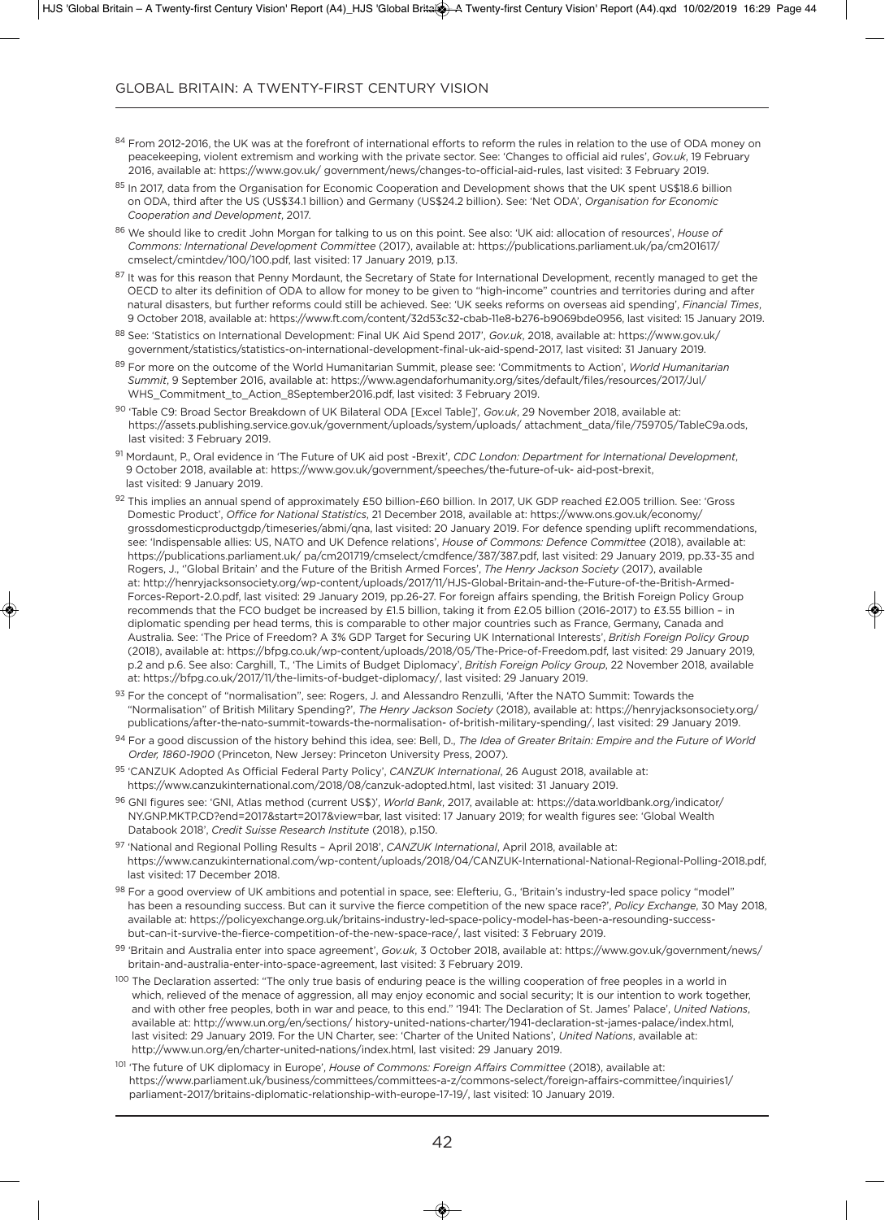[84] From 2012-2016, the UK was at the forefront of international efforts to reform the rules in relation to the use of ODA money on peacekeeping, violent extremism and working with the private sector. See: 'Changes to official aid rules', *Gov.uk*, 19 February 2016, available at: https://www.gov.uk/ government/news/changes-to-official-aid-rules, last visited: 3 February 2019.

[85] In 2017, data from the Organisation for Economic Cooperation and Development shows that the UK spent US$18.6 billion on ODA, third after the US (US$34.1 billion) and Germany (US$24.2 billion). See: 'Net ODA', *Organisation for Economic Cooperation and Development*, 2017.

[86] We should like to credit John Morgan for talking to us on this point. See also: 'UK aid: allocation of resources', *House of Commons: International Development Committee* (2017), available at: https://publications.parliament.uk/pa/cm201617/cmselect/cmintdev/100/100.pdf, last visited: 17 January 2019, p.13.

[87] It was for this reason that Penny Mordaunt, the Secretary of State for International Development, recently managed to get the OECD to alter its definition of ODA to allow for money to be given to "high-income" countries and territories during and after natural disasters, but further reforms could still be achieved. See: 'UK seeks reforms on overseas aid spending', *Financial Times*, 9 October 2018, available at: https://www.ft.com/content/32d53c32-cbab-11e8-b276-b9069bde0956, last visited: 15 January 2019.

[88] See: 'Statistics on International Development: Final UK Aid Spend 2017', *Gov.uk*, 2018, available at: https://www.gov.uk/government/statistics/statistics-on-international-development-final-uk-aid-spend-2017, last visited: 31 January 2019.

[89] For more on the outcome of the World Humanitarian Summit, please see: 'Commitments to Action', *World Humanitarian Summit*, 9 September 2016, available at: https://www.agendaforhumanity.org/sites/default/files/resources/2017/Jul/WHS_Commitment_to_Action_8September2016.pdf, last visited: 3 February 2019.

[90] 'Table C9: Broad Sector Breakdown of UK Bilateral ODA [Excel Table]', *Gov.uk*, 29 November 2018, available at: https://assets.publishing.service.gov.uk/government/uploads/system/uploads/ attachment_data/file/759705/TableC9a.ods, last visited: 3 February 2019.

[91] Mordaunt, P., Oral evidence in 'The Future of UK aid post -Brexit', *CDC London: Department for International Development*, 9 October 2018, available at: https://www.gov.uk/government/speeches/the-future-of-uk- aid-post-brexit, last visited: 9 January 2019.

[92] This implies an annual spend of approximately £50 billion-£60 billion. In 2017, UK GDP reached £2.005 trillion. See: 'Gross Domestic Product', *Office for National Statistics*, 21 December 2018, available at: https://www.ons.gov.uk/economy/grossdomesticproductgdp/timeseries/abmi/qna, last visited: 20 January 2019. For defence spending uplift recommendations, see: 'Indispensable allies: US, NATO and UK Defence relations', *House of Commons: Defence Committee* (2018), available at: https://publications.parliament.uk/ pa/cm201719/cmselect/cmdfence/387/387.pdf, last visited: 29 January 2019, pp.33-35 and Rogers, J., ''Global Britain' and the Future of the British Armed Forces', *The Henry Jackson Society* (2017), available at: http://henryjacksonsociety.org/wp-content/uploads/2017/11/HJS-Global-Britain-and-the-Future-of-the-British-Armed-Forces-Report-2.0.pdf, last visited: 29 January 2019, pp.26-27. For foreign affairs spending, the British Foreign Policy Group recommends that the FCO budget be increased by £1.5 billion, taking it from £2.05 billion (2016-2017) to £3.55 billion – in diplomatic spending per head terms, this is comparable to other major countries such as France, Germany, Canada and Australia. See: 'The Price of Freedom? A 3% GDP Target for Securing UK International Interests', *British Foreign Policy Group* (2018), available at: https://bfpg.co.uk/wp-content/uploads/2018/05/The-Price-of-Freedom.pdf, last visited: 29 January 2019, p.2 and p.6. See also: Carghill, T., 'The Limits of Budget Diplomacy', *British Foreign Policy Group*, 22 November 2018, available at: https://bfpg.co.uk/2017/11/the-limits-of-budget-diplomacy/, last visited: 29 January 2019.

[93] For the concept of "normalisation", see: Rogers, J. and Alessandro Renzulli, 'After the NATO Summit: Towards the "Normalisation" of British Military Spending?', *The Henry Jackson Society* (2018), available at: https://henryjacksonsociety.org/publications/after-the-nato-summit-towards-the-normalisation- of-british-military-spending/, last visited: 29 January 2019.

[94] For a good discussion of the history behind this idea, see: Bell, D., *The Idea of Greater Britain: Empire and the Future of World Order, 1860-1900* (Princeton, New Jersey: Princeton University Press, 2007).

[95] 'CANZUK Adopted As Official Federal Party Policy', *CANZUK International*, 26 August 2018, available at: https://www.canzukinternational.com/2018/08/canzuk-adopted.html, last visited: 31 January 2019.

[96] GNI figures see: 'GNI, Atlas method (current US$)', *World Bank*, 2017, available at: https://data.worldbank.org/indicator/NY.GNP.MKTP.CD?end=2017&start=2017&view=bar, last visited: 17 January 2019; for wealth figures see: 'Global Wealth Databook 2018', *Credit Suisse Research Institute* (2018), p.150.

[97] 'National and Regional Polling Results – April 2018', *CANZUK International*, April 2018, available at: https://www.canzukinternational.com/wp-content/uploads/2018/04/CANZUK-International-National-Regional-Polling-2018.pdf, last visited: 17 December 2018.

[98] For a good overview of UK ambitions and potential in space, see: Elefteriu, G., 'Britain's industry-led space policy "model" has been a resounding success. But can it survive the fierce competition of the new space race?', *Policy Exchange*, 30 May 2018, available at: https://policyexchange.org.uk/britains-industry-led-space-policy-model-has-been-a-resounding-success-but-can-it-survive-the-fierce-competition-of-the-new-space-race/, last visited: 3 February 2019.

[99] 'Britain and Australia enter into space agreement', *Gov.uk*, 3 October 2018, available at: https://www.gov.uk/government/news/britain-and-australia-enter-into-space-agreement, last visited: 3 February 2019.

[100] The Declaration asserted: "The only true basis of enduring peace is the willing cooperation of free peoples in a world in which, relieved of the menace of aggression, all may enjoy economic and social security; It is our intention to work together, and with other free peoples, both in war and peace, to this end." '1941: The Declaration of St. James' Palace', *United Nations*, available at: http://www.un.org/en/sections/ history-united-nations-charter/1941-declaration-st-james-palace/index.html, last visited: 29 January 2019. For the UN Charter, see: 'Charter of the United Nations', *United Nations*, available at: http://www.un.org/en/charter-united-nations/index.html, last visited: 29 January 2019.

[101] 'The future of UK diplomacy in Europe', *House of Commons: Foreign Affairs Committee* (2018), available at: https://www.parliament.uk/business/committees/committees-a-z/commons-select/foreign-affairs-committee/inquiries1/parliament-2017/britains-diplomatic-relationship-with-europe-17-19/, last visited: 10 January 2019.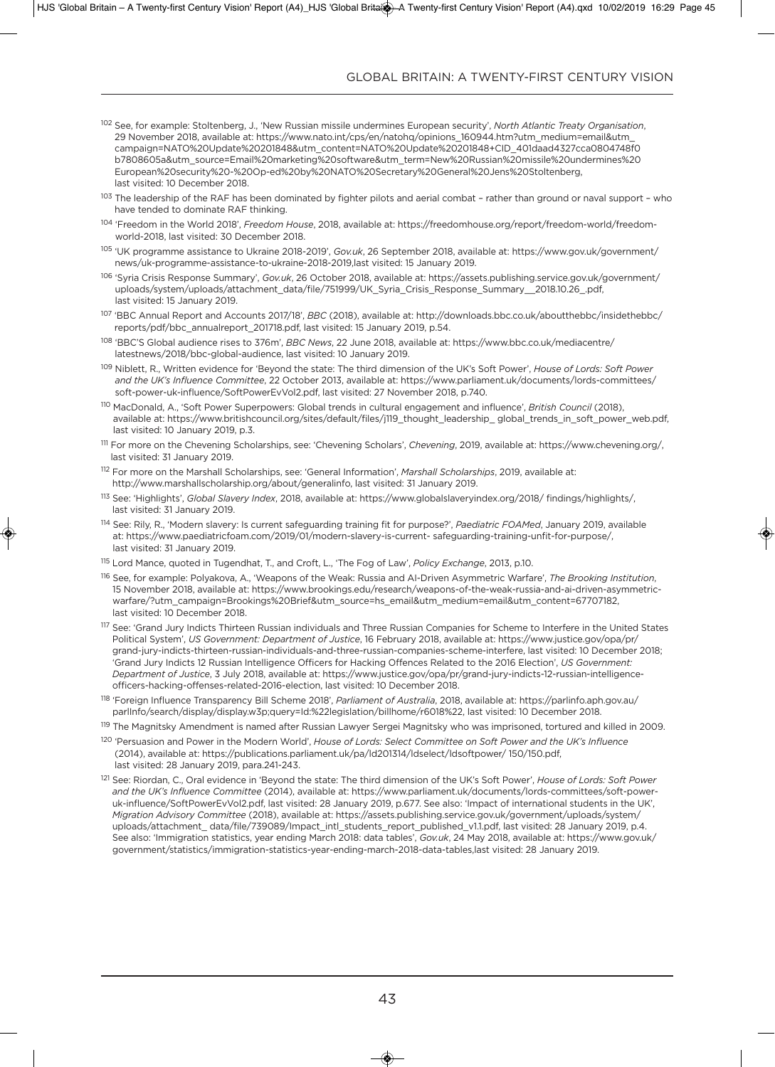[102] See, for example: Stoltenberg, J., 'New Russian missile undermines European security', *North Atlantic Treaty Organisation*, 29 November 2018, available at: https://www.nato.int/cps/en/natohq/opinions_160944.htm?utm_medium=email&utm_campaign=NATO%20Update%20201848&utm_content=NATO%20Update%20201848+CID_401daad4327cca0804748f0b7808605a&utm_source=Email%20marketing%20software&utm_term=New%20Russian%20missile%20undermines%20European%20security%20-%20Op-ed%20by%20NATO%20Secretary%20General%20Jens%20Stoltenberg, last visited: 10 December 2018.

[103] The leadership of the RAF has been dominated by fighter pilots and aerial combat – rather than ground or naval support – who have tended to dominate RAF thinking.

[104] 'Freedom in the World 2018', *Freedom House*, 2018, available at: https://freedomhouse.org/report/freedom-world/freedom-world-2018, last visited: 30 December 2018.

[105] 'UK programme assistance to Ukraine 2018-2019', *Gov.uk*, 26 September 2018, available at: https://www.gov.uk/government/news/uk-programme-assistance-to-ukraine-2018-2019,last visited: 15 January 2019.

[106] 'Syria Crisis Response Summary', *Gov.uk*, 26 October 2018, available at: https://assets.publishing.service.gov.uk/government/uploads/system/uploads/attachment_data/file/751999/UK_Syria_Crisis_Response_Summary__2018.10.26_.pdf, last visited: 15 January 2019.

[107] 'BBC Annual Report and Accounts 2017/18', *BBC* (2018), available at: http://downloads.bbc.co.uk/aboutthebbc/insidethebbc/reports/pdf/bbc_annualreport_201718.pdf, last visited: 15 January 2019, p.54.

[108] 'BBC'S Global audience rises to 376m', *BBC News*, 22 June 2018, available at: https://www.bbc.co.uk/mediacentre/latestnews/2018/bbc-global-audience, last visited: 10 January 2019.

[109] Niblett, R., Written evidence for 'Beyond the state: The third dimension of the UK's Soft Power', *House of Lords: Soft Power and the UK's Influence Committee*, 22 October 2013, available at: https://www.parliament.uk/documents/lords-committees/soft-power-uk-influence/SoftPowerEvVol2.pdf, last visited: 27 November 2018, p.740.

[110] MacDonald, A., 'Soft Power Superpowers: Global trends in cultural engagement and influence', *British Council* (2018), available at: https://www.britishcouncil.org/sites/default/files/j119_thought_leadership_ global_trends_in_soft_power_web.pdf, last visited: 10 January 2019, p.3.

[111] For more on the Chevening Scholarships, see: 'Chevening Scholars', *Chevening*, 2019, available at: https://www.chevening.org/, last visited: 31 January 2019.

[112] For more on the Marshall Scholarships, see: 'General Information', *Marshall Scholarships*, 2019, available at: http://www.marshallscholarship.org/about/generalinfo, last visited: 31 January 2019.

[113] See: 'Highlights', *Global Slavery Index*, 2018, available at: https://www.globalslaveryindex.org/2018/ findings/highlights/, last visited: 31 January 2019.

[114] See: Rily, R., 'Modern slavery: Is current safeguarding training fit for purpose?', *Paediatric FOAMed*, January 2019, available at: https://www.paediatricfoam.com/2019/01/modern-slavery-is-current- safeguarding-training-unfit-for-purpose/, last visited: 31 January 2019.

[115] Lord Mance, quoted in Tugendhat, T., and Croft, L., 'The Fog of Law', *Policy Exchange*, 2013, p.10.

[116] See, for example: Polyakova, A., 'Weapons of the Weak: Russia and AI-Driven Asymmetric Warfare', *The Brooking Institution*, 15 November 2018, available at: https://www.brookings.edu/research/weapons-of-the-weak-russia-and-ai-driven-asymmetric-warfare/?utm_campaign=Brookings%20Brief&utm_source=hs_email&utm_medium=email&utm_content=67707182, last visited: 10 December 2018.

[117] See: 'Grand Jury Indicts Thirteen Russian individuals and Three Russian Companies for Scheme to Interfere in the United States Political System', *US Government: Department of Justice*, 16 February 2018, available at: https://www.justice.gov/opa/pr/grand-jury-indicts-thirteen-russian-individuals-and-three-russian-companies-scheme-interfere, last visited: 10 December 2018; 'Grand Jury Indicts 12 Russian Intelligence Officers for Hacking Offences Related to the 2016 Election', *US Government: Department of Justice*, 3 July 2018, available at: https://www.justice.gov/opa/pr/grand-jury-indicts-12-russian-intelligence-officers-hacking-offenses-related-2016-election, last visited: 10 December 2018.

[118] 'Foreign Influence Transparency Bill Scheme 2018', *Parliament of Australia*, 2018, available at: https://parlinfo.aph.gov.au/parlInfo/search/display/display.w3p;query=Id:%22legislation/billhome/r6018%22, last visited: 10 December 2018.

[119] The Magnitsky Amendment is named after Russian Lawyer Sergei Magnitsky who was imprisoned, tortured and killed in 2009.

[120] 'Persuasion and Power in the Modern World', *House of Lords: Select Committee on Soft Power and the UK's Influence* (2014), available at: https://publications.parliament.uk/pa/ld201314/ldselect/ldsoftpower/ 150/150.pdf, last visited: 28 January 2019, para.241-243.

[121] See: Riordan, C., Oral evidence in 'Beyond the state: The third dimension of the UK's Soft Power', *House of Lords: Soft Power and the UK's Influence Committee* (2014), available at: https://www.parliament.uk/documents/lords-committees/soft-power-uk-influence/SoftPowerEvVol2.pdf, last visited: 28 January 2019, p.677. See also: 'Impact of international students in the UK', *Migration Advisory Committee* (2018), available at: https://assets.publishing.service.gov.uk/government/uploads/system/uploads/attachment_ data/file/739089/Impact_intl_students_report_published_v1.1.pdf, last visited: 28 January 2019, p.4. See also: 'Immigration statistics, year ending March 2018: data tables', *Gov.uk*, 24 May 2018, available at: https://www.gov.uk/government/statistics/immigration-statistics-year-ending-march-2018-data-tables,last visited: 28 January 2019.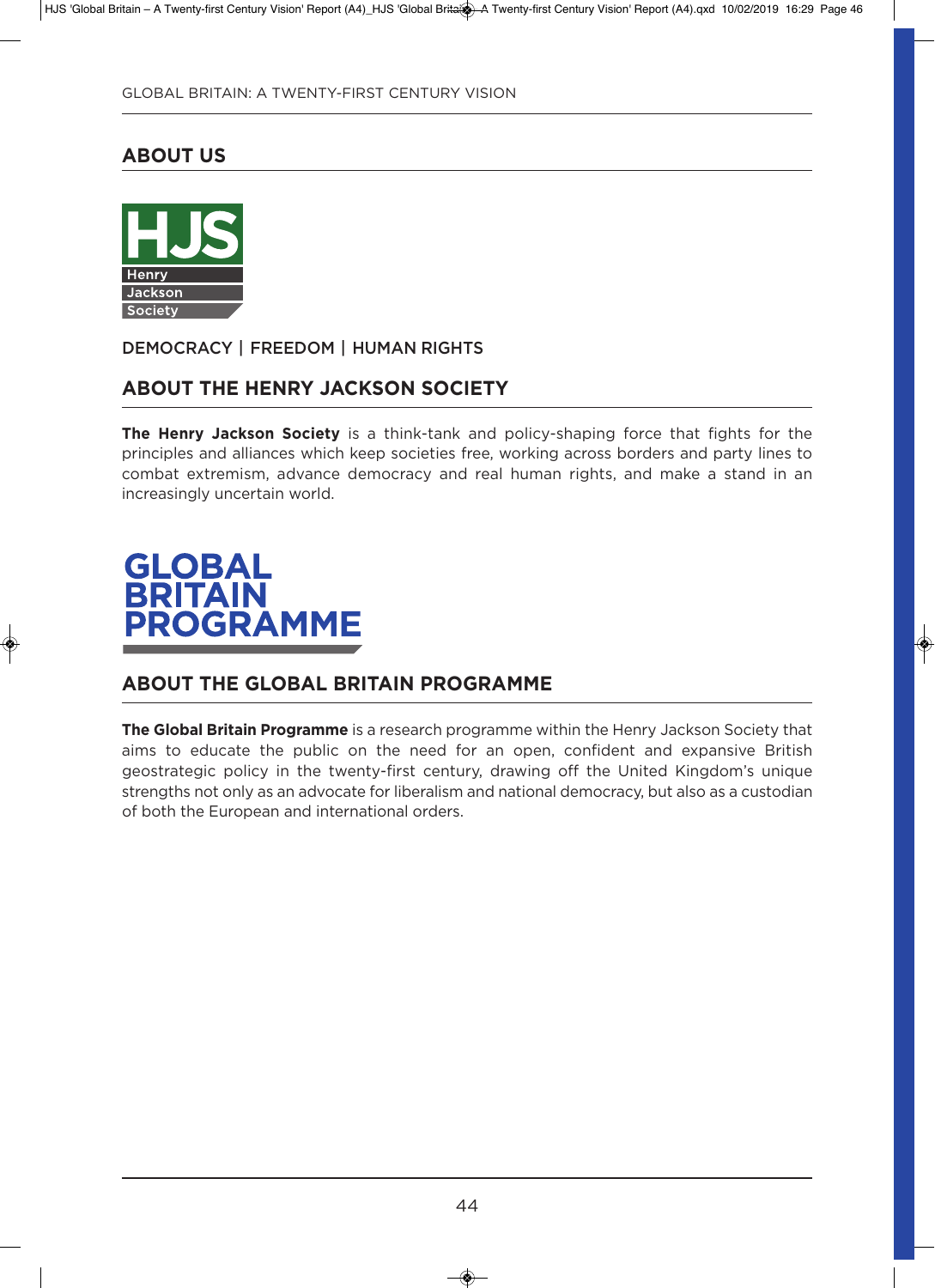## ABOUT US

HJS
Henry
Jackson
Society

DEMOCRACY | FREEDOM | HUMAN RIGHTS

## ABOUT THE HENRY JACKSON SOCIETY

**The Henry Jackson Society** is a think-tank and policy-shaping force that fights for the principles and alliances which keep societies free, working across borders and party lines to combat extremism, advance democracy and real human rights, and make a stand in an increasingly uncertain world.

GLOBAL
BRITAIN
PROGRAMME

## ABOUT THE GLOBAL BRITAIN PROGRAMME

**The Global Britain Programme** is a research programme within the Henry Jackson Society that aims to educate the public on the need for an open, confident and expansive British geostrategic policy in the twenty-first century, drawing off the United Kingdom's unique strengths not only as an advocate for liberalism and national democracy, but also as a custodian of both the European and international orders.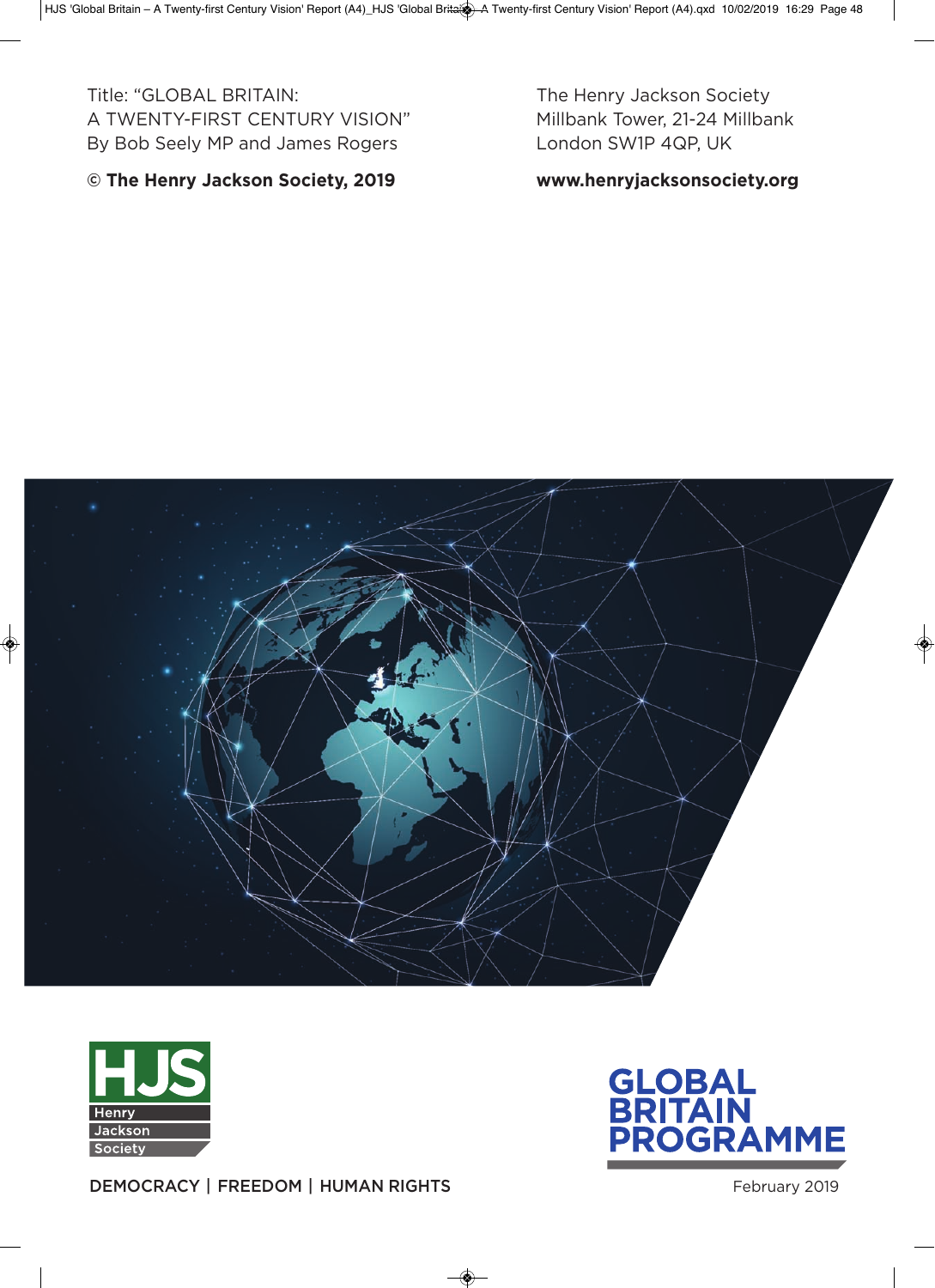Title: "GLOBAL BRITAIN:
A TWENTY-FIRST CENTURY VISION"
By Bob Seely MP and James Rogers

**© The Henry Jackson Society, 2019**

The Henry Jackson Society
Millbank Tower, 21-24 Millbank
London SW1P 4QP, UK

**www.henryjacksonsociety.org**

HJS
Henry
Jackson
Society

DEMOCRACY | FREEDOM | HUMAN RIGHTS

GLOBAL
BRITAIN
PROGRAMME

February 2019